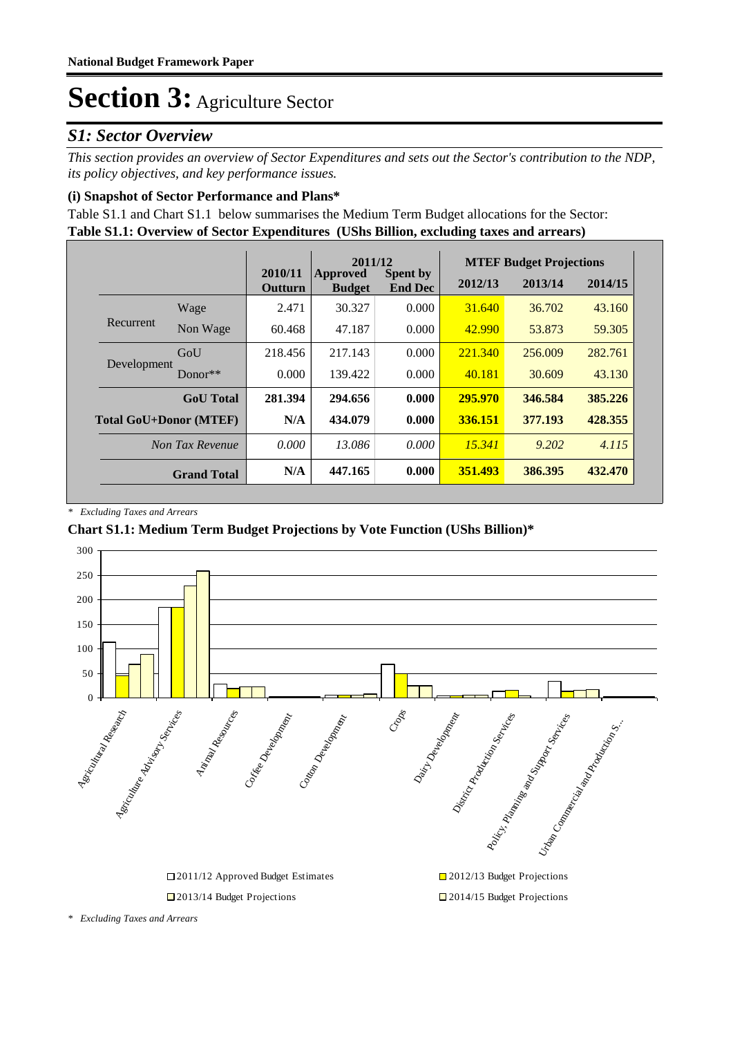# Section 3: Agriculture Sector

## *S1: Sector Overview*

*This section provides an overview of Sector Expenditures and sets out the Sector's contribution to the NDP, its policy objectives, and key performance issues.*

### (i) Snapshot of Sector Performance and Plans*

Table S1.1 and Chart S1.1 below summarises the Medium Term Budget allocations for the Sector:

**Table S1.1: Overview of Sector Expenditures (UShs Billion, excluding taxes and arrears)**

| | | 2010/11 Outturn | 2011/12 Approved Budget | 2011/12 Spent by End Dec | MTEF Budget Projections 2012/13 | 2013/14 | 2014/15 |
|---|---|---|---|---|---|---|---|
| Recurrent | Wage | 2.471 | 30.327 | 0.000 | 31.640 | 36.702 | 43.160 |
| | Non Wage | 60.468 | 47.187 | 0.000 | 42.990 | 53.873 | 59.305 |
| Development | GoU | 218.456 | 217.143 | 0.000 | 221.340 | 256.009 | 282.761 |
| | Donor** | 0.000 | 139.422 | 0.000 | 40.181 | 30.609 | 43.130 |
| **GoU Total** | | **281.394** | **294.656** | **0.000** | **295.970** | **346.584** | **385.226** |
| **Total GoU+Donor (MTEF)** | | **N/A** | **434.079** | **0.000** | **336.151** | **377.193** | **428.355** |
| *Non Tax Revenue* | | *0.000* | *13.086* | *0.000* | *15.341* | *9.202* | *4.115* |
| **Grand Total** | | **N/A** | **447.165** | **0.000** | **351.493** | **386.395** | **432.470** |

*\* Excluding Taxes and Arrears*

**Chart S1.1: Medium Term Budget Projections by Vote Function (UShs Billion)***

*\* Excluding Taxes and Arrears*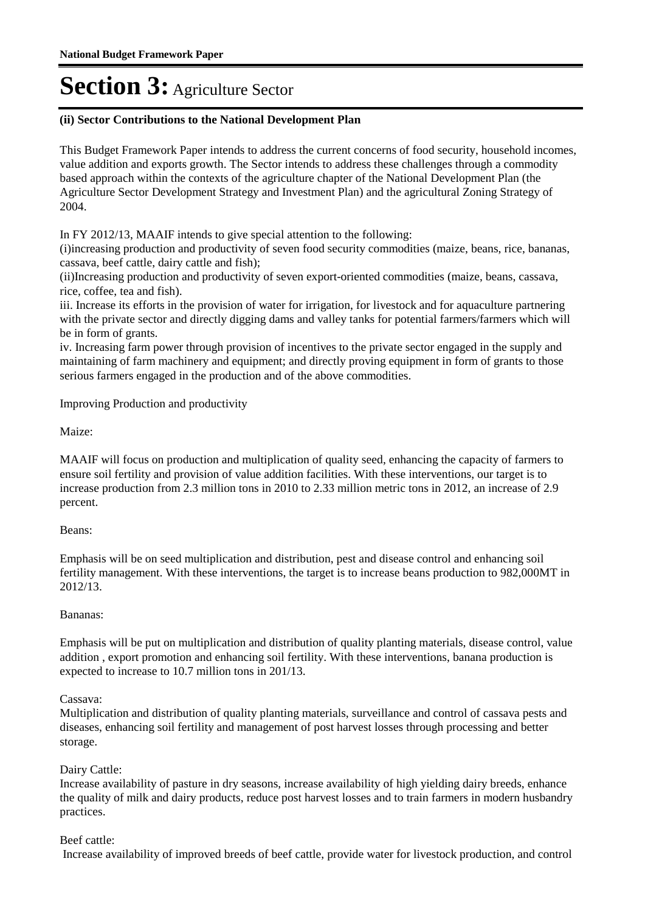# Section 3: Agriculture Sector

**(ii) Sector Contributions to the National Development Plan**

This Budget Framework Paper intends to address the current concerns of food security, household incomes, value addition and exports growth. The Sector intends to address these challenges through a commodity based approach within the contexts of the agriculture chapter of the National Development Plan (the Agriculture Sector Development Strategy and Investment Plan) and the agricultural Zoning Strategy of 2004.

In FY 2012/13, MAAIF intends to give special attention to the following:
(i)increasing production and productivity of seven food security commodities (maize, beans, rice, bananas, cassava, beef cattle, dairy cattle and fish);
(ii)Increasing production and productivity of seven export-oriented commodities (maize, beans, cassava, rice, coffee, tea and fish).
iii. Increase its efforts in the provision of water for irrigation, for livestock and for aquaculture partnering with the private sector and directly digging dams and valley tanks for potential farmers/farmers which will be in form of grants.
iv. Increasing farm power through provision of incentives to the private sector engaged in the supply and maintaining of farm machinery and equipment; and directly proving equipment in form of grants to those serious farmers engaged in the production and of the above commodities.

Improving Production and productivity

Maize:

MAAIF will focus on production and multiplication of quality seed, enhancing the capacity of farmers to ensure soil fertility and provision of value addition facilities. With these interventions, our target is to increase production from 2.3 million tons in 2010 to 2.33 million metric tons in 2012, an increase of 2.9 percent.

Beans:

Emphasis will be on seed multiplication and distribution, pest and disease control and enhancing soil fertility management. With these interventions, the target is to increase beans production to 982,000MT in 2012/13.

Bananas:

Emphasis will be put on multiplication and distribution of quality planting materials, disease control, value addition , export promotion and enhancing soil fertility. With these interventions, banana production is expected to increase to 10.7 million tons in 201/13.

Cassava:
Multiplication and distribution of quality planting materials, surveillance and control of cassava pests and diseases, enhancing soil fertility and management of post harvest losses through processing and better storage.

Dairy Cattle:
Increase availability of pasture in dry seasons, increase availability of high yielding dairy breeds, enhance the quality of milk and dairy products, reduce post harvest losses and to train farmers in modern husbandry practices.

Beef cattle:
Increase availability of improved breeds of beef cattle, provide water for livestock production, and control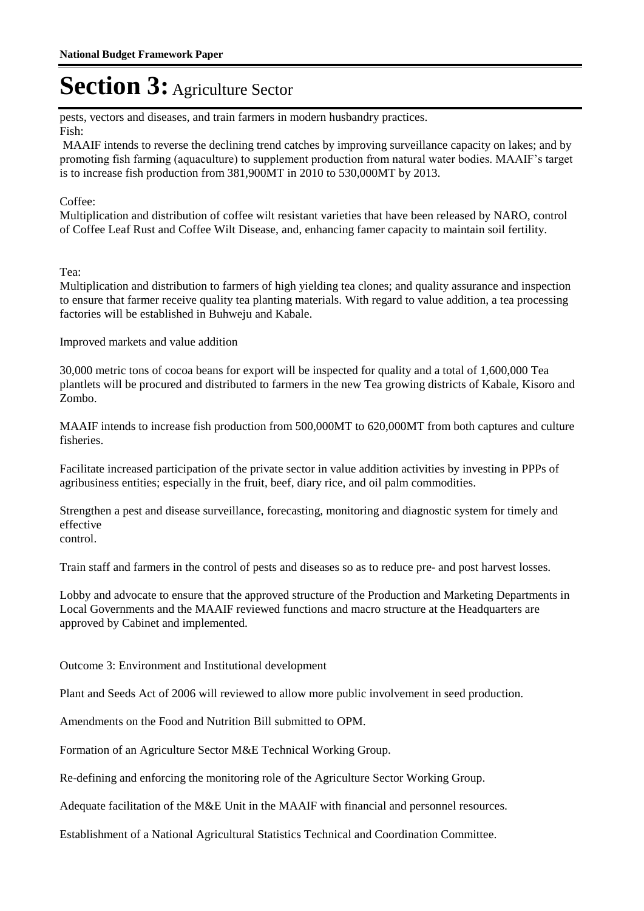pests, vectors and diseases, and train farmers in modern husbandry practices.
Fish:

MAAIF intends to reverse the declining trend catches by improving surveillance capacity on lakes; and by promoting fish farming (aquaculture) to supplement production from natural water bodies. MAAIF's target is to increase fish production from 381,900MT in 2010 to 530,000MT by 2013.

Coffee:
Multiplication and distribution of coffee wilt resistant varieties that have been released by NARO, control of Coffee Leaf Rust and Coffee Wilt Disease, and, enhancing famer capacity to maintain soil fertility.

Tea:
Multiplication and distribution to farmers of high yielding tea clones; and quality assurance and inspection to ensure that farmer receive quality tea planting materials. With regard to value addition, a tea processing factories will be established in Buhweju and Kabale.

Improved markets and value addition

30,000 metric tons of cocoa beans for export will be inspected for quality and a total of 1,600,000 Tea plantlets will be procured and distributed to farmers in the new Tea growing districts of Kabale, Kisoro and Zombo.

MAAIF intends to increase fish production from 500,000MT to 620,000MT from both captures and culture fisheries.

Facilitate increased participation of the private sector in value addition activities by investing in PPPs of agribusiness entities; especially in the fruit, beef, diary rice, and oil palm commodities.

Strengthen a pest and disease surveillance, forecasting, monitoring and diagnostic system for timely and effective
control.

Train staff and farmers in the control of pests and diseases so as to reduce pre- and post harvest losses.

Lobby and advocate to ensure that the approved structure of the Production and Marketing Departments in Local Governments and the MAAIF reviewed functions and macro structure at the Headquarters are approved by Cabinet and implemented.

Outcome 3: Environment and Institutional development

Plant and Seeds Act of 2006 will reviewed to allow more public involvement in seed production.

Amendments on the Food and Nutrition Bill submitted to OPM.

Formation of an Agriculture Sector M&E Technical Working Group.

Re-defining and enforcing the monitoring role of the Agriculture Sector Working Group.

Adequate facilitation of the M&E Unit in the MAAIF with financial and personnel resources.

Establishment of a National Agricultural Statistics Technical and Coordination Committee.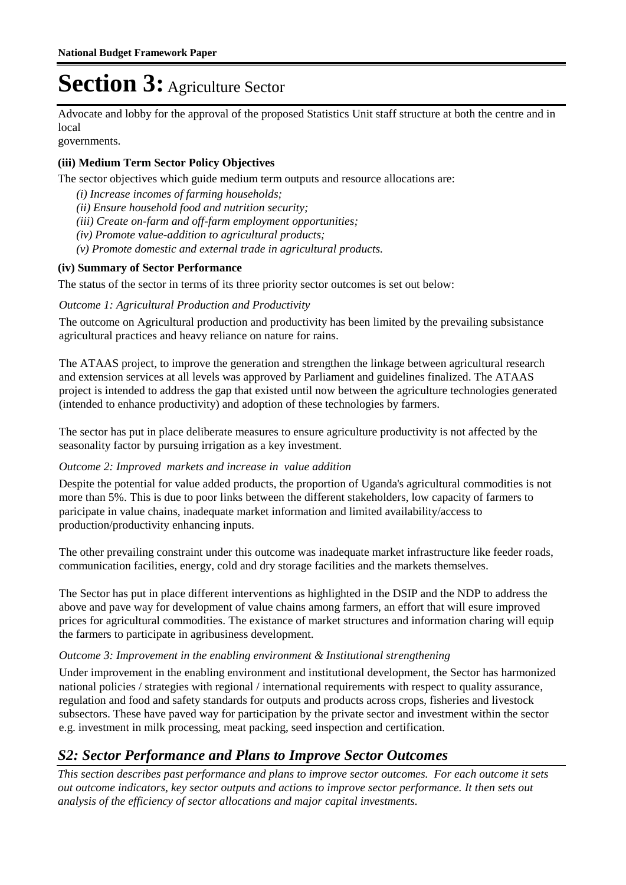# Section 3: Agriculture Sector

Advocate and lobby for the approval of the proposed Statistics Unit staff structure at both the centre and in local
governments.

**(iii) Medium Term Sector Policy Objectives**

The sector objectives which guide medium term outputs and resource allocations are:

*(i) Increase incomes of farming households;*
*(ii) Ensure household food and nutrition security;*
*(iii) Create on-farm and off-farm employment opportunities;*
*(iv) Promote value-addition to agricultural products;*
*(v) Promote domestic and external trade in agricultural products.*

**(iv) Summary of Sector Performance**

The status of the sector in terms of its three priority sector outcomes is set out below:

*Outcome 1: Agricultural Production and Productivity*

The outcome on Agricultural production and productivity has been limited by the prevailing subsistance agricultural practices and heavy reliance on nature for rains.

The ATAAS project, to improve the generation and strengthen the linkage between agricultural research and extension services at all levels was approved by Parliament and guidelines finalized. The ATAAS project is intended to address the gap that existed until now between the agriculture technologies generated (intended to enhance productivity) and adoption of these technologies by farmers.

The sector has put in place deliberate measures to ensure agriculture productivity is not affected by the seasonality factor by pursuing irrigation as a key investment.

*Outcome 2: Improved markets and increase in value addition*

Despite the potential for value added products, the proportion of Uganda's agricultural commodities is not more than 5%. This is due to poor links between the different stakeholders, low capacity of farmers to paricipate in value chains, inadequate market information and limited availability/access to production/productivity enhancing inputs.

The other prevailing constraint under this outcome was inadequate market infrastructure like feeder roads, communication facilities, energy, cold and dry storage facilities and the markets themselves.

The Sector has put in place different interventions as highlighted in the DSIP and the NDP to address the above and pave way for development of value chains among farmers, an effort that will esure improved prices for agricultural commodities. The existance of market structures and information charing will equip the farmers to participate in agribusiness development.

*Outcome 3: Improvement in the enabling environment & Institutional strengthening*

Under improvement in the enabling environment and institutional development, the Sector has harmonized national policies / strategies with regional / international requirements with respect to quality assurance, regulation and food and safety standards for outputs and products across crops, fisheries and livestock subsectors. These have paved way for participation by the private sector and investment within the sector e.g. investment in milk processing, meat packing, seed inspection and certification.

## *S2: Sector Performance and Plans to Improve Sector Outcomes*

*This section describes past performance and plans to improve sector outcomes. For each outcome it sets out outcome indicators, key sector outputs and actions to improve sector performance. It then sets out analysis of the efficiency of sector allocations and major capital investments.*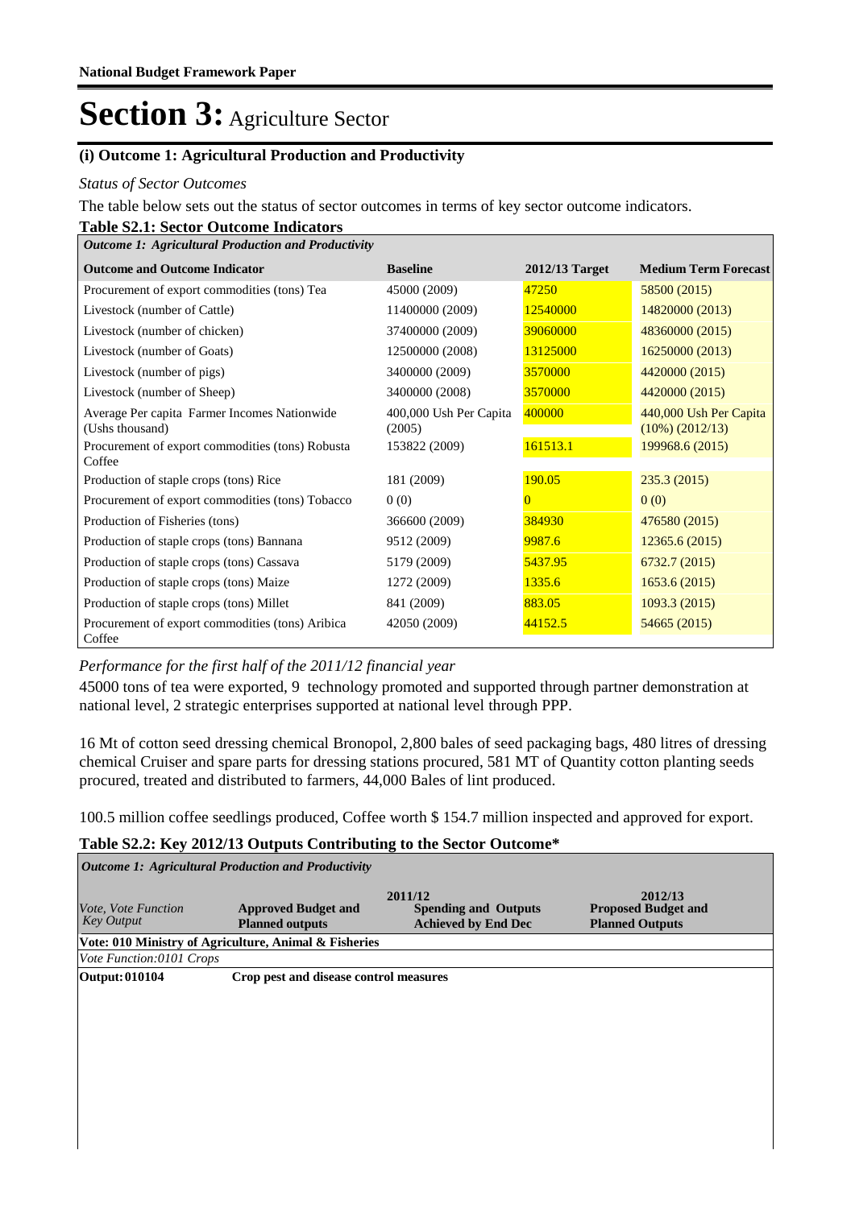# Section 3: Agriculture Sector

## (i) Outcome 1: Agricultural Production and Productivity

*Status of Sector Outcomes*

The table below sets out the status of sector outcomes in terms of key sector outcome indicators.

**Table S2.1: Sector Outcome Indicators**

| *Outcome 1: Agricultural Production and Productivity* | | | |
|---|---|---|---|
| **Outcome and Outcome Indicator** | **Baseline** | **2012/13 Target** | **Medium Term Forecast** |
| Procurement of export commodities (tons) Tea | 45000 (2009) | 47250 | 58500 (2015) |
| Livestock (number of Cattle) | 11400000 (2009) | 12540000 | 14820000 (2013) |
| Livestock (number of chicken) | 37400000 (2009) | 39060000 | 48360000 (2015) |
| Livestock (number of Goats) | 12500000 (2008) | 13125000 | 16250000 (2013) |
| Livestock (number of pigs) | 3400000 (2009) | 3570000 | 4420000 (2015) |
| Livestock (number of Sheep) | 3400000 (2008) | 3570000 | 4420000 (2015) |
| Average Per capita Farmer Incomes Nationwide (Ushs thousand) | 400,000 Ush Per Capita (2005) | 400000 | 440,000 Ush Per Capita (10%) (2012/13) |
| Procurement of export commodities (tons) Robusta Coffee | 153822 (2009) | 161513.1 | 199968.6 (2015) |
| Production of staple crops (tons) Rice | 181 (2009) | 190.05 | 235.3 (2015) |
| Procurement of export commodities (tons) Tobacco | 0 (0) | 0 | 0 (0) |
| Production of Fisheries (tons) | 366600 (2009) | 384930 | 476580 (2015) |
| Production of staple crops (tons) Bannana | 9512 (2009) | 9987.6 | 12365.6 (2015) |
| Production of staple crops (tons) Cassava | 5179 (2009) | 5437.95 | 6732.7 (2015) |
| Production of staple crops (tons) Maize | 1272 (2009) | 1335.6 | 1653.6 (2015) |
| Production of staple crops (tons) Millet | 841 (2009) | 883.05 | 1093.3 (2015) |
| Procurement of export commodities (tons) Aribica Coffee | 42050 (2009) | 44152.5 | 54665 (2015) |

*Performance for the first half of the 2011/12 financial year*

45000 tons of tea were exported, 9 technology promoted and supported through partner demonstration at national level, 2 strategic enterprises supported at national level through PPP.

16 Mt of cotton seed dressing chemical Bronopol, 2,800 bales of seed packaging bags, 480 litres of dressing chemical Cruiser and spare parts for dressing stations procured, 581 MT of Quantity cotton planting seeds procured, treated and distributed to farmers, 44,000 Bales of lint produced.

100.5 million coffee seedlings produced, Coffee worth $ 154.7 million inspected and approved for export.

**Table S2.2: Key 2012/13 Outputs Contributing to the Sector Outcome***

| *Outcome 1: Agricultural Production and Productivity* | | | |
|---|---|---|---|
| | | 2011/12 | 2012/13 |
| *Vote, Vote Function Key Output* | **Approved Budget and Planned outputs** | **Spending and Outputs Achieved by End Dec** | **Proposed Budget and Planned Outputs** |
| **Vote: 010 Ministry of Agriculture, Animal & Fisheries** | | | |
| *Vote Function:0101 Crops* | | | |
| **Output: 010104** | **Crop pest and disease control measures** | | |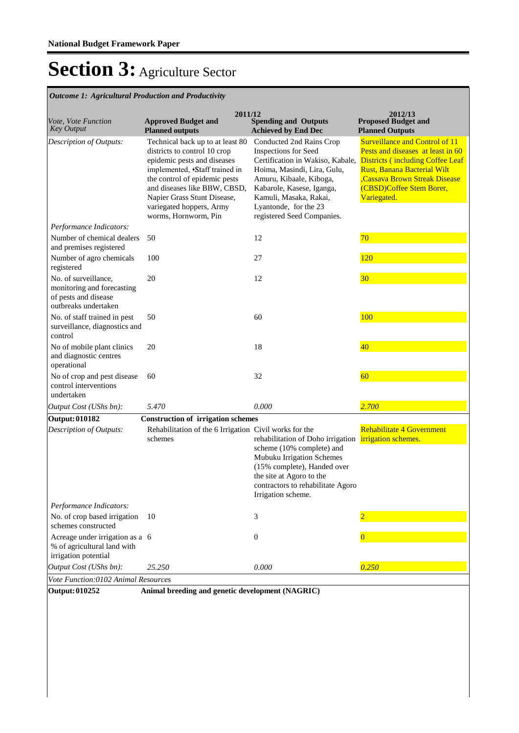**National Budget Framework Paper**

# Section 3: Agriculture Sector

*Outcome 1: Agricultural Production and Productivity*

| Vote, Vote Function Key Output | 2011/12 Approved Budget and Planned outputs | 2011/12 Spending and Outputs Achieved by End Dec | 2012/13 Proposed Budget and Planned Outputs |
|---|---|---|---|
| *Description of Outputs:* | Technical back up to at least 80 districts to control 10 crop epidemic pests and diseases implemented, •Staff trained in the control of epidemic pests and diseases like BBW, CBSD, Napier Grass Stunt Disease, variegated hoppers, Army worms, Hornworm, Pin | Conducted 2nd Rains Crop Inspections for Seed Certification in Wakiso, Kabale, Hoima, Masindi, Lira, Gulu, Amuru, Kibaale, Kiboga, Kabarole, Kasese, Iganga, Kamuli, Masaka, Rakai, Lyantonde, for the 23 registered Seed Companies. | Surveillance and Control of 11 Pests and diseases at least in 60 Districts ( including Coffee Leaf Rust, Banana Bacterial Wilt ,Cassava Brown Streak Disease (CBSD)Coffee Stem Borer, Variegated. |
| *Performance Indicators:* | | | |
| Number of chemical dealers and premises registered | 50 | 12 | 70 |
| Number of agro chemicals registered | 100 | 27 | 120 |
| No. of surveillance, monitoring and forecasting of pests and disease outbreaks undertaken | 20 | 12 | 30 |
| No. of staff trained in pest surveillance, diagnostics and control | 50 | 60 | 100 |
| No of mobile plant clinics and diagnostic centres operational | 20 | 18 | 40 |
| No of crop and pest disease control interventions undertaken | 60 | 32 | 60 |
| *Output Cost (UShs bn):* | *5.470* | *0.000* | *2.700* |
| **Output: 010182** | **Construction of irrigation schemes** | | |
| *Description of Outputs:* | Rehabilitation of the 6 Irrigation schemes | Civil works for the rehabilitation of Doho irrigation scheme (10% complete) and Mubuku Irrigation Schemes (15% complete), Handed over the site at Agoro to the contractors to rehabilitate Agoro Irrigation scheme. | Rehabilitate 4 Government irrigation schemes. |
| *Performance Indicators:* | | | |
| No. of crop based irrigation schemes constructed | 10 | 3 | 2 |
| Acreage under irrigation as a % of agricultural land with irrigation potential | 6 | 0 | 0 |
| *Output Cost (UShs bn):* | *25.250* | *0.000* | *0.250* |
| *Vote Function:0102 Animal Resources* | | | |
| **Output: 010252** | **Animal breeding and genetic development (NAGRIC)** | | |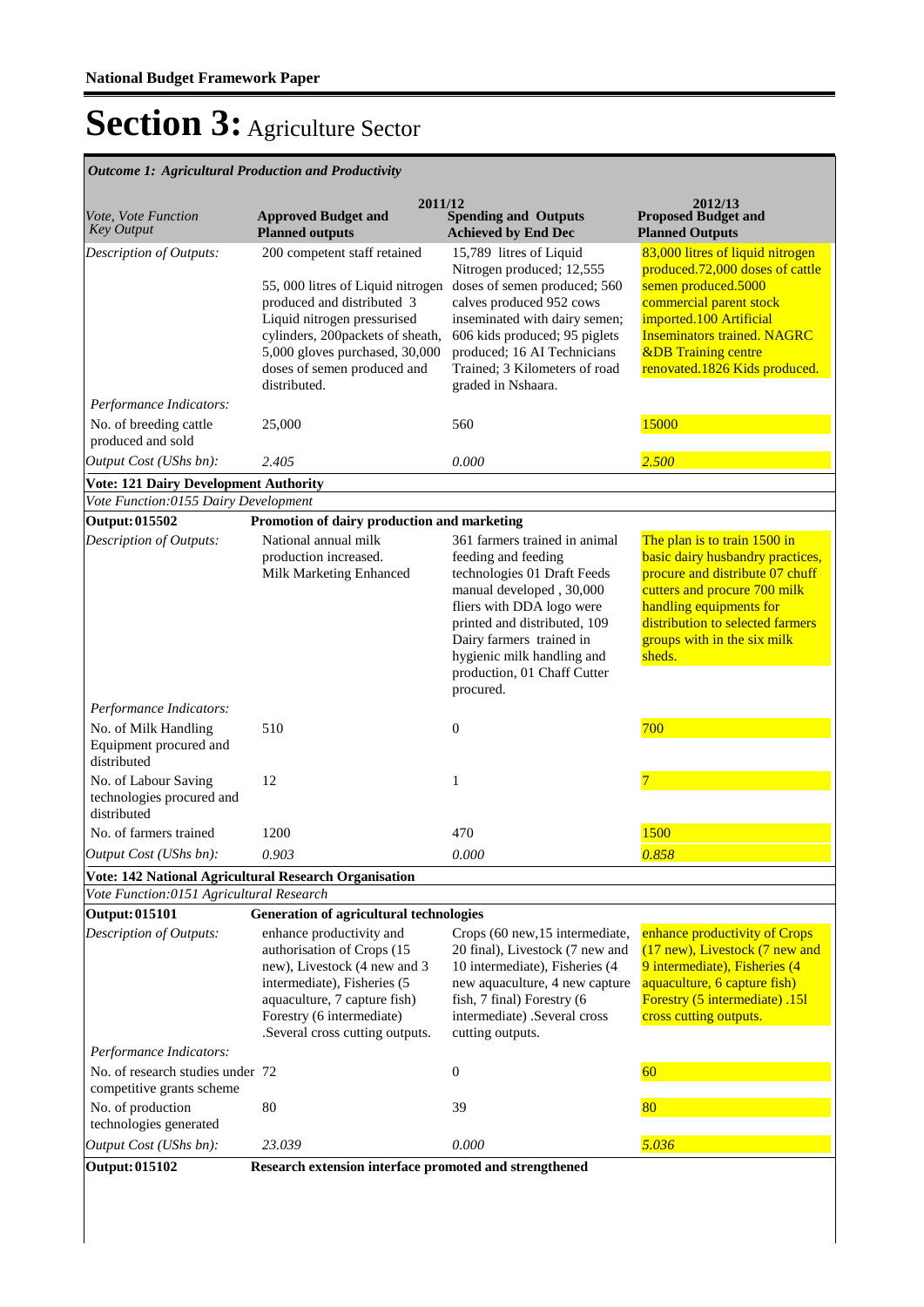# Section 3: Agriculture Sector

*Outcome 1: Agricultural Production and Productivity*

| *Vote, Vote Function Key Output* | 2011/12 **Approved Budget and Planned outputs** | **Spending and Outputs Achieved by End Dec** | 2012/13 **Proposed Budget and Planned Outputs** |
|---|---|---|---|
| *Description of Outputs:* | 200 competent staff retained<br><br>55, 000 litres of Liquid nitrogen produced and distributed 3 Liquid nitrogen pressurised cylinders, 200packets of sheath, 5,000 gloves purchased, 30,000 doses of semen produced and distributed. | 15,789 litres of Liquid Nitrogen produced; 12,555 doses of semen produced; 560 calves produced 952 cows inseminated with dairy semen; 606 kids produced; 95 piglets produced; 16 AI Technicians Trained; 3 Kilometers of road graded in Nshaara. | 83,000 litres of liquid nitrogen produced.72,000 doses of cattle semen produced.5000 commercial parent stock imported.100 Artificial Inseminators trained. NAGRC &DB Training centre renovated.1826 Kids produced. |
| *Performance Indicators:* | | | |
| No. of breeding cattle produced and sold | 25,000 | 560 | 15000 |
| *Output Cost (UShs bn):* | *2.405* | *0.000* | *2.500* |
| **Vote: 121 Dairy Development Authority** | | | |
| *Vote Function:0155 Dairy Development* | | | |
| **Output: 015502** | **Promotion of dairy production and marketing** | | |
| *Description of Outputs:* | National annual milk production increased. Milk Marketing Enhanced | 361 farmers trained in animal feeding and feeding technologies 01 Draft Feeds manual developed , 30,000 fliers with DDA logo were printed and distributed, 109 Dairy farmers trained in hygienic milk handling and production, 01 Chaff Cutter procured. | The plan is to train 1500 in basic dairy husbandry practices, procure and distribute 07 chuff cutters and procure 700 milk handling equipments for distribution to selected farmers groups with in the six milk sheds. |
| *Performance Indicators:* | | | |
| No. of Milk Handling Equipment procured and distributed | 510 | 0 | 700 |
| No. of Labour Saving technologies procured and distributed | 12 | 1 | 7 |
| No. of farmers trained | 1200 | 470 | 1500 |
| *Output Cost (UShs bn):* | *0.903* | *0.000* | *0.858* |
| **Vote: 142 National Agricultural Research Organisation** | | | |
| *Vote Function:0151 Agricultural Research* | | | |
| **Output: 015101** | **Generation of agricultural technologies** | | |
| *Description of Outputs:* | enhance productivity and authorisation of Crops (15 new), Livestock (4 new and 3 intermediate), Fisheries (5 aquaculture, 7 capture fish) Forestry (6 intermediate) .Several cross cutting outputs. | Crops (60 new,15 intermediate, 20 final), Livestock (7 new and 10 intermediate), Fisheries (4 new aquaculture, 4 new capture fish, 7 final) Forestry (6 intermediate) .Several cross cutting outputs. | enhance productivity of Crops (17 new), Livestock (7 new and 9 intermediate), Fisheries (4 aquaculture, 6 capture fish) Forestry (5 intermediate) .15l cross cutting outputs. |
| *Performance Indicators:* | | | |
| No. of research studies under competitive grants scheme | 72 | 0 | 60 |
| No. of production technologies generated | 80 | 39 | 80 |
| *Output Cost (UShs bn):* | *23.039* | *0.000* | *5.036* |
| **Output: 015102** | **Research extension interface promoted and strengthened** | | |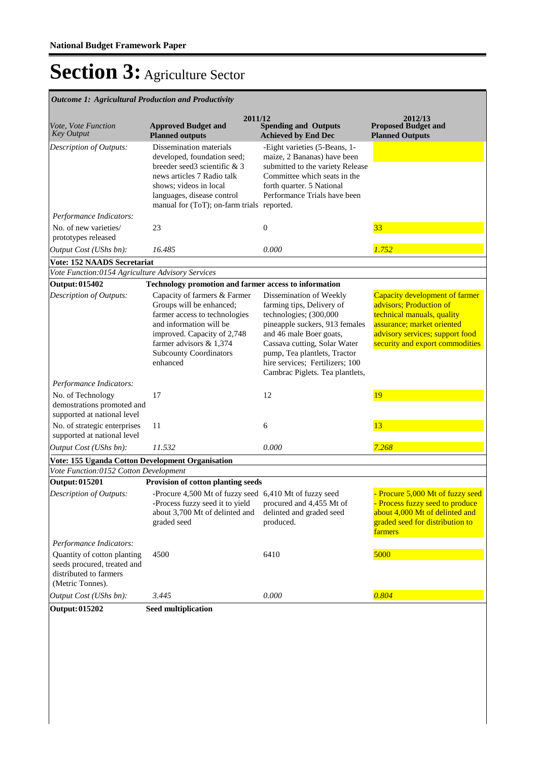**National Budget Framework Paper**

# Section 3: Agriculture Sector

*Outcome 1: Agricultural Production and Productivity*

| *Vote, Vote Function Key Output* | 2011/12 **Approved Budget and Planned outputs** | **Spending and Outputs Achieved by End Dec** | 2012/13 **Proposed Budget and Planned Outputs** |
|---|---|---|---|
| *Description of Outputs:* | Dissemination materials developed, foundation seed; breeder seed3 scientific & 3 news articles 7 Radio talk shows; videos in local languages, disease control manual for (ToT); on-farm trials | -Eight varieties (5-Beans, 1-maize, 2 Bananas) have been submitted to the variety Release Committee which seats in the forth quarter. 5 National Performance Trials have been reported. | |
| *Performance Indicators:* | | | |
| No. of new varieties/ prototypes released | 23 | 0 | 33 |
| *Output Cost (UShs bn):* | *16.485* | *0.000* | *1.752* |
| **Vote: 152 NAADS Secretariat** | | | |
| *Vote Function:0154 Agriculture Advisory Services* | | | |
| **Output: 015402** | **Technology promotion and farmer access to information** | | |
| *Description of Outputs:* | Capacity of farmers & Farmer Groups will be enhanced; farmer access to technologies and information will be improved. Capacity of 2,748 farmer advisors & 1,374 Subcounty Coordinators enhanced | Dissemination of Weekly farming tips, Delivery of technologies; (300,000 pineapple suckers, 913 females and 46 male Boer goats, Cassava cutting, Solar Water pump, Tea plantlets, Tractor hire services; Fertilizers; 100 Cambrac Piglets. Tea plantlets, | Capacity development of farmer advisors; Production of technical manuals, quality assurance; market oriented advisory services; support food security and export commodities |
| *Performance Indicators:* | | | |
| No. of Technology demostrations promoted and supported at national level | 17 | 12 | 19 |
| No. of strategic enterprises supported at national level | 11 | 6 | 13 |
| *Output Cost (UShs bn):* | *11.532* | *0.000* | *7.268* |
| **Vote: 155 Uganda Cotton Development Organisation** | | | |
| *Vote Function:0152 Cotton Development* | | | |
| **Output: 015201** | **Provision of cotton planting seeds** | | |
| *Description of Outputs:* | -Procure 4,500 Mt of fuzzy seed -Process fuzzy seed it to yield about 3,700 Mt of delinted and graded seed | 6,410 Mt of fuzzy seed procured and 4,455 Mt of delinted and graded seed produced. | - Procure 5,000 Mt of fuzzy seed - Process fuzzy seed to produce about 4,000 Mt of delinted and graded seed for distribution to farmers |
| *Performance Indicators:* | | | |
| Quantity of cotton planting seeds procured, treated and distributed to farmers (Metric Tonnes). | 4500 | 6410 | 5000 |
| *Output Cost (UShs bn):* | *3.445* | *0.000* | *0.804* |
| **Output: 015202** | **Seed multiplication** | | |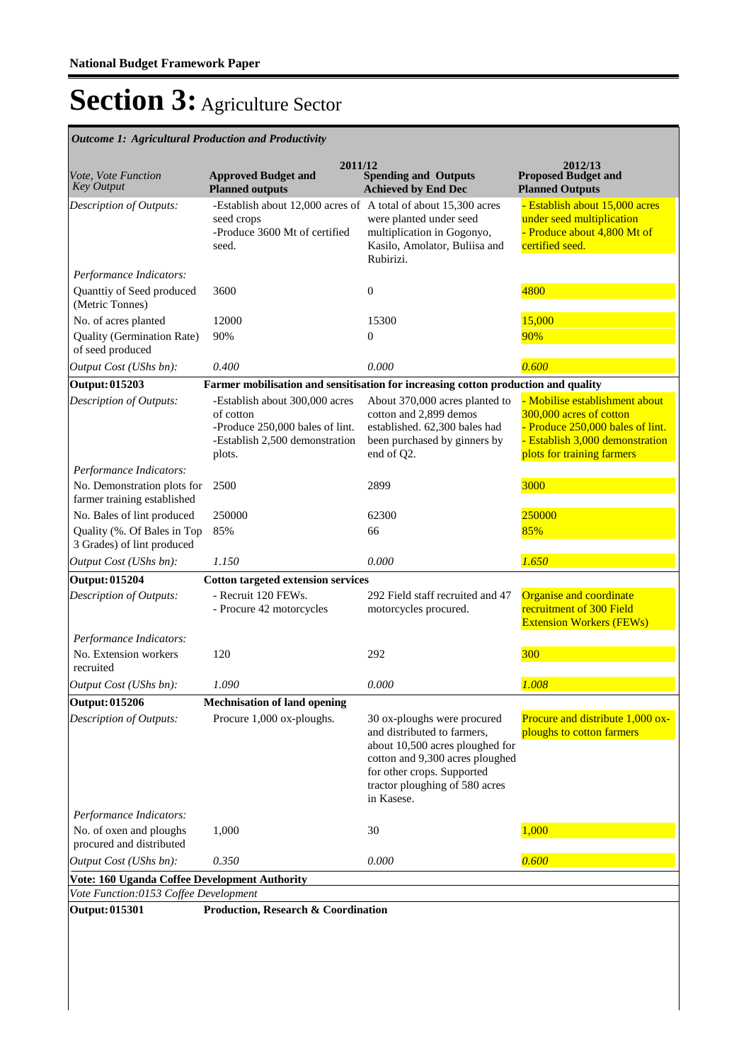**National Budget Framework Paper**

# Section 3: Agriculture Sector

*Outcome 1: Agricultural Production and Productivity*

| *Vote, Vote Function Key Output* | 2011/12 **Approved Budget and Planned outputs** | **Spending and Outputs Achieved by End Dec** | 2012/13 **Proposed Budget and Planned Outputs** |
|---|---|---|---|
| *Description of Outputs:* | -Establish about 12,000 acres of seed crops<br>-Produce 3600 Mt of certified seed. | A total of about 15,300 acres were planted under seed multiplication in Gogonyo, Kasilo, Amolator, Buliisa and Rubirizi. | - Establish about 15,000 acres under seed multiplication<br>- Produce about 4,800 Mt of certified seed. |
| *Performance Indicators:* | | | |
| Quanttiy of Seed produced (Metric Tonnes) | 3600 | 0 | 4800 |
| No. of acres planted | 12000 | 15300 | 15,000 |
| Quality (Germination Rate) of seed produced | 90% | 0 | 90% |
| *Output Cost (UShs bn):* | *0.400* | *0.000* | *0.600* |
| **Output: 015203** | **Farmer mobilisation and sensitisation for increasing cotton production and quality** | | |
| *Description of Outputs:* | -Establish about 300,000 acres of cotton<br>-Produce 250,000 bales of lint.<br>-Establish 2,500 demonstration plots. | About 370,000 acres planted to cotton and 2,899 demos established. 62,300 bales had been purchased by ginners by end of Q2. | - Mobilise establishment about 300,000 acres of cotton<br>- Produce 250,000 bales of lint.<br>- Establish 3,000 demonstration plots for training farmers |
| *Performance Indicators:* | | | |
| No. Demonstration plots for farmer training established | 2500 | 2899 | 3000 |
| No. Bales of lint produced | 250000 | 62300 | 250000 |
| Quality (%. Of Bales in Top 3 Grades) of lint produced | 85% | 66 | 85% |
| *Output Cost (UShs bn):* | *1.150* | *0.000* | *1.650* |
| **Output: 015204** | **Cotton targeted extension services** | | |
| *Description of Outputs:* | - Recruit 120 FEWs.<br>- Procure 42 motorcycles | 292 Field staff recruited and 47 motorcycles procured. | Organise and coordinate recruitment of 300 Field Extension Workers (FEWs) |
| *Performance Indicators:* | | | |
| No. Extension workers recruited | 120 | 292 | 300 |
| *Output Cost (UShs bn):* | *1.090* | *0.000* | *1.008* |
| **Output: 015206** | **Mechnisation of land opening** | | |
| *Description of Outputs:* | Procure 1,000 ox-ploughs. | 30 ox-ploughs were procured and distributed to farmers, about 10,500 acres ploughed for cotton and 9,300 acres ploughed for other crops. Supported tractor ploughing of 580 acres in Kasese. | Procure and distribute 1,000 ox-ploughs to cotton farmers |
| *Performance Indicators:* | | | |
| No. of oxen and ploughs procured and distributed | 1,000 | 30 | 1,000 |
| *Output Cost (UShs bn):* | *0.350* | *0.000* | *0.600* |
| **Vote: 160 Uganda Coffee Development Authority** | | | |
| *Vote Function:0153 Coffee Development* | | | |
| **Output: 015301** | **Production, Research & Coordination** | | |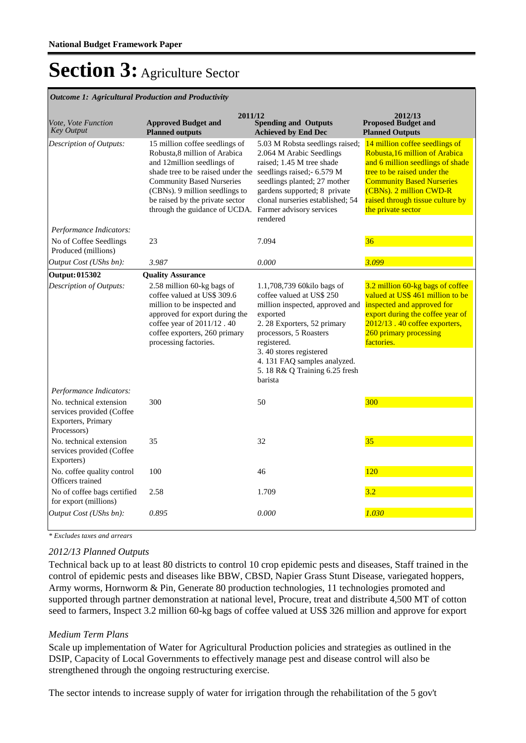**National Budget Framework Paper**

# Section 3: Agriculture Sector

*Outcome 1: Agricultural Production and Productivity*

| *Vote, Vote Function Key Output* | 2011/12 **Approved Budget and Planned outputs** | **Spending and Outputs Achieved by End Dec** | 2012/13 **Proposed Budget and Planned Outputs** |
|---|---|---|---|
| *Description of Outputs:* | 15 million coffee seedlings of Robusta,8 million of Arabica and 12million seedlings of shade tree to be raised under the Community Based Nurseries (CBNs). 9 million seedlings to be raised by the private sector through the guidance of UCDA. | 5.03 M Robsta seedlings raised; 2.064 M Arabic Seedlings raised; 1.45 M tree shade seedlings raised;- 6.579 M seedlings planted; 27 mother gardens supported; 8 private clonal nurseries established; 54 Farmer advisory services rendered | 14 million coffee seedlings of Robusta,16 million of Arabica and 6 million seedlings of shade tree to be raised under the Community Based Nurseries (CBNs). 2 million CWD-R raised through tissue culture by the private sector |
| *Performance Indicators:* | | | |
| No of Coffee Seedlings Produced (millions) | 23 | 7.094 | 36 |
| *Output Cost (UShs bn):* | *3.987* | *0.000* | *3.099* |
| **Output: 015302** | **Quality Assurance** | | |
| *Description of Outputs:* | 2.58 million 60-kg bags of coffee valued at US$ 309.6 million to be inspected and approved for export during the coffee year of 2011/12 . 40 coffee exporters, 260 primary processing factories. | 1.1,708,739 60kilo bags of coffee valued at US$ 250 million inspected, approved and exported<br>2. 28 Exporters, 52 primary processors, 5 Roasters registered.<br>3. 40 stores registered<br>4. 131 FAQ samples analyzed.<br>5. 18 R& Q Training 6.25 fresh barista | 3.2 million 60-kg bags of coffee valued at US$ 461 million to be inspected and approved for export during the coffee year of 2012/13 . 40 coffee exporters, 260 primary processing factories. |
| *Performance Indicators:* | | | |
| No. technical extension services provided (Coffee Exporters, Primary Processors) | 300 | 50 | 300 |
| No. technical extension services provided (Coffee Exporters) | 35 | 32 | 35 |
| No. coffee quality control Officers trained | 100 | 46 | 120 |
| No of coffee bags certified for export (millions) | 2.58 | 1.709 | 3.2 |
| *Output Cost (UShs bn):* | *0.895* | *0.000* | *1.030* |

*\* Excludes taxes and arrears*

### *2012/13 Planned Outputs*

Technical back up to at least 80 districts to control 10 crop epidemic pests and diseases, Staff trained in the control of epidemic pests and diseases like BBW, CBSD, Napier Grass Stunt Disease, variegated hoppers, Army worms, Hornworm & Pin, Generate 80 production technologies, 11 technologies promoted and supported through partner demonstration at national level, Procure, treat and distribute 4,500 MT of cotton seed to farmers, Inspect 3.2 million 60-kg bags of coffee valued at US$ 326 million and approve for export

### *Medium Term Plans*

Scale up implementation of Water for Agricultural Production policies and strategies as outlined in the DSIP, Capacity of Local Governments to effectively manage pest and disease control will also be strengthened through the ongoing restructuring exercise.

The sector intends to increase supply of water for irrigation through the rehabilitation of the 5 gov't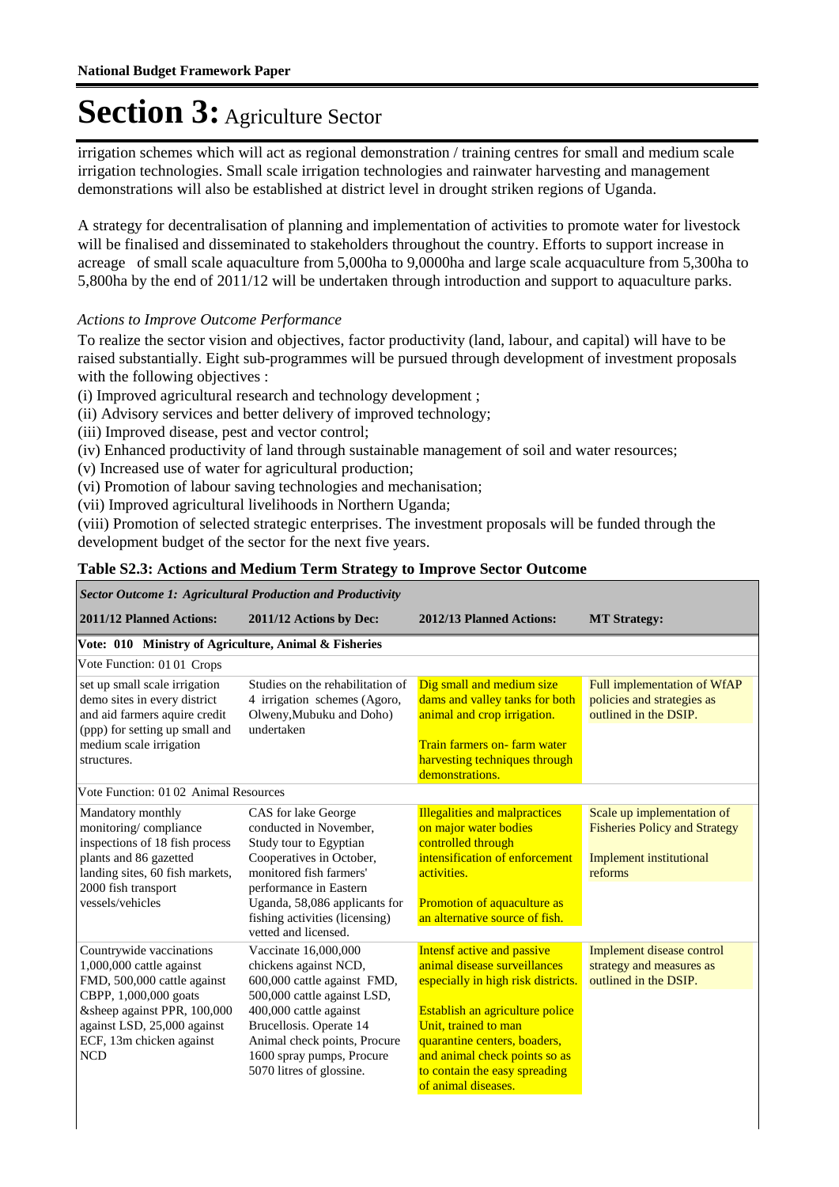irrigation schemes which will act as regional demonstration / training centres for small and medium scale irrigation technologies. Small scale irrigation technologies and rainwater harvesting and management demonstrations will also be established at district level in drought striken regions of Uganda.

A strategy for decentralisation of planning and implementation of activities to promote water for livestock will be finalised and disseminated to stakeholders throughout the country. Efforts to support increase in acreage of small scale aquaculture from 5,000ha to 9,0000ha and large scale acquaculture from 5,300ha to 5,800ha by the end of 2011/12 will be undertaken through introduction and support to aquaculture parks.

*Actions to Improve Outcome Performance*

To realize the sector vision and objectives, factor productivity (land, labour, and capital) will have to be raised substantially. Eight sub-programmes will be pursued through development of investment proposals with the following objectives :

(i) Improved agricultural research and technology development ;
(ii) Advisory services and better delivery of improved technology;
(iii) Improved disease, pest and vector control;
(iv) Enhanced productivity of land through sustainable management of soil and water resources;
(v) Increased use of water for agricultural production;
(vi) Promotion of labour saving technologies and mechanisation;
(vii) Improved agricultural livelihoods in Northern Uganda;
(viii) Promotion of selected strategic enterprises. The investment proposals will be funded through the development budget of the sector for the next five years.

**Table S2.3: Actions and Medium Term Strategy to Improve Sector Outcome**

| *Sector Outcome 1: Agricultural Production and Productivity* | | | |
|---|---|---|---|
| **2011/12 Planned Actions:** | **2011/12 Actions by Dec:** | **2012/13 Planned Actions:** | **MT Strategy:** |
| **Vote: 010 Ministry of Agriculture, Animal & Fisheries** | | | |
| Vote Function: 01 01 Crops | | | |
| set up small scale irrigation demo sites in every district and aid farmers aquire credit (ppp) for setting up small and medium scale irrigation structures. | Studies on the rehabilitation of 4 irrigation schemes (Agoro, Olweny,Mubuku and Doho) undertaken | Dig small and medium size dams and valley tanks for both animal and crop irrigation.<br><br>Train farmers on- farm water harvesting techniques through demonstrations. | Full implementation of WfAP policies and strategies as outlined in the DSIP. |
| Vote Function: 01 02 Animal Resources | | | |
| Mandatory monthly monitoring/ compliance inspections of 18 fish process plants and 86 gazetted landing sites, 60 fish markets, 2000 fish transport vessels/vehicles | CAS for lake George conducted in November, Study tour to Egyptian Cooperatives in October, monitored fish farmers' performance in Eastern Uganda, 58,086 applicants for fishing activities (licensing) vetted and licensed. | Illegalities and malpractices on major water bodies controlled through intensification of enforcement activities.<br><br>Promotion of aquaculture as an alternative source of fish. | Scale up implementation of Fisheries Policy and Strategy<br><br>Implement institutional reforms |
| Countrywide vaccinations 1,000,000 cattle against FMD, 500,000 cattle against CBPP, 1,000,000 goats &sheep against PPR, 100,000 against LSD, 25,000 against ECF, 13m chicken against NCD | Vaccinate 16,000,000 chickens against NCD, 600,000 cattle against FMD, 500,000 cattle against LSD, 400,000 cattle against Brucellosis. Operate 14 Animal check points, Procure 1600 spray pumps, Procure 5070 litres of glossine. | Intensf active and passive animal disease surveillances especially in high risk districts.<br><br>Establish an agriculture police Unit, trained to man quarantine centers, boaders, and animal check points so as to contain the easy spreading of animal diseases. | Implement disease control strategy and measures as outlined in the DSIP. |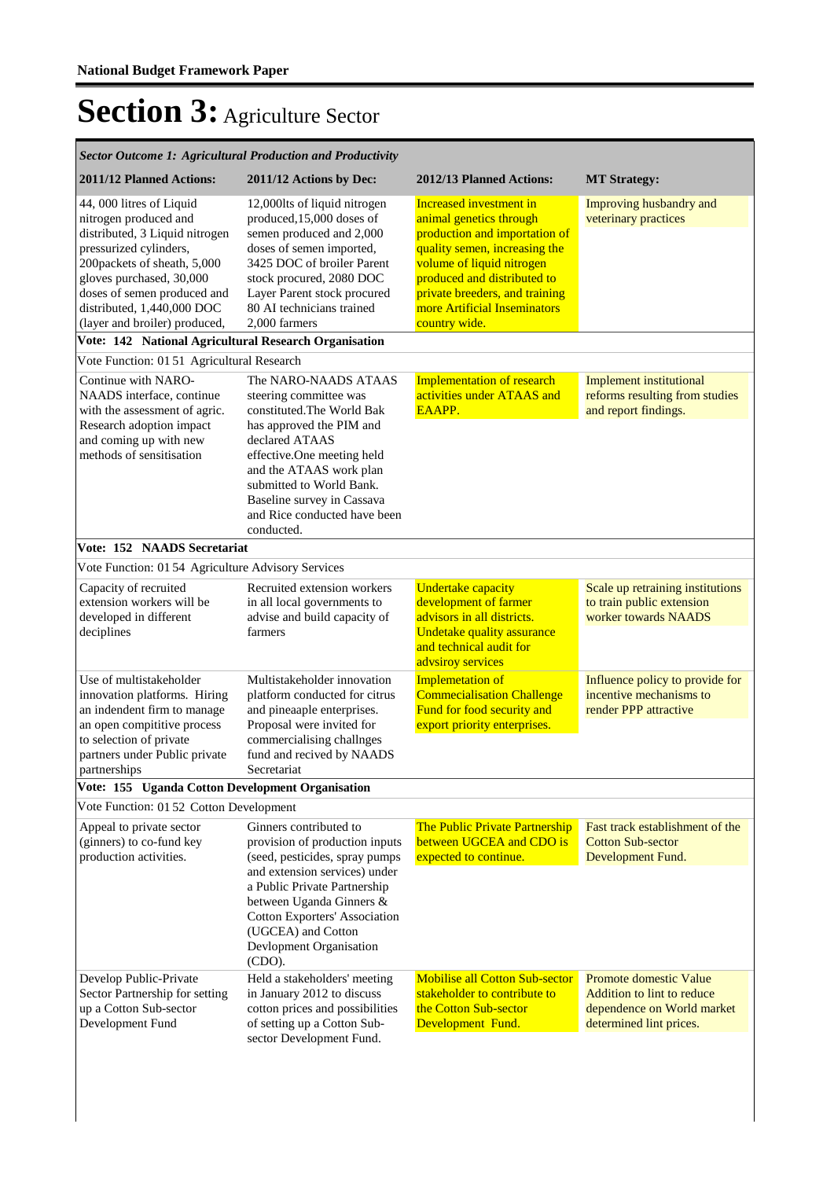**National Budget Framework Paper**

# Section 3: Agriculture Sector

| *Sector Outcome 1: Agricultural Production and Productivity* | | | |
|---|---|---|---|
| **2011/12 Planned Actions:** | **2011/12 Actions by Dec:** | **2012/13 Planned Actions:** | **MT Strategy:** |
| 44, 000 litres of Liquid nitrogen produced and distributed, 3 Liquid nitrogen pressurized cylinders, 200packets of sheath, 5,000 gloves purchased, 30,000 doses of semen produced and distributed, 1,440,000 DOC (layer and broiler) produced, | 12,000lts of liquid nitrogen produced,15,000 doses of semen produced and 2,000 doses of semen imported, 3425 DOC of broiler Parent stock procured, 2080 DOC Layer Parent stock procured 80 AI technicians trained 2,000 farmers | Increased investment in animal genetics through production and importation of quality semen, increasing the volume of liquid nitrogen produced and distributed to private breeders, and training more Artificial Inseminators country wide. | Improving husbandry and veterinary practices |
| **Vote: 142 National Agricultural Research Organisation** | | | |
| Vote Function: 01 51 Agricultural Research | | | |
| Continue with NARO-NAADS interface, continue with the assessment of agric. Research adoption impact and coming up with new methods of sensitisation | The NARO-NAADS ATAAS steering committee was constituted.The World Bak has approved the PIM and declared ATAAS effective.One meeting held and the ATAAS work plan submitted to World Bank. Baseline survey in Cassava and Rice conducted have been conducted. | Implementation of research activities under ATAAS and EAAPP. | Implement institutional reforms resulting from studies and report findings. |
| **Vote: 152 NAADS Secretariat** | | | |
| Vote Function: 01 54 Agriculture Advisory Services | | | |
| Capacity of recruited extension workers will be developed in different deciplines | Recruited extension workers in all local governments to advise and build capacity of farmers | Undertake capacity development of farmer advisors in all districts. Undertake quality assurance and technical audit for advsiroy services | Scale up retraining institutions to train public extension worker towards NAADS |
| Use of multistakeholder innovation platforms. Hiring an indendent firm to manage an open compititive process to selection of private partners under Public private partnerships | Multistakeholder innovation platform conducted for citrus and pineaaple enterprises. Proposal were invited for commercialising challnges fund and recived by NAADS Secretariat | Implemetation of Commercialisation Challenge Fund for food security and export priority enterprises. | Influence policy to provide for incentive mechanisms to render PPP attractive |
| **Vote: 155 Uganda Cotton Development Organisation** | | | |
| Vote Function: 01 52 Cotton Development | | | |
| Appeal to private sector (ginners) to co-fund key production activities. | Ginners contributed to provision of production inputs (seed, pesticides, spray pumps and extension services) under a Public Private Partnership between Uganda Ginners & Cotton Exporters' Association (UGCEA) and Cotton Devlopment Organisation (CDO). | The Public Private Partnership between UGCEA and CDO is expected to continue. | Fast track establishment of the Cotton Sub-sector Development Fund. |
| Develop Public-Private Sector Partnership for setting up a Cotton Sub-sector Development Fund | Held a stakeholders' meeting in January 2012 to discuss cotton prices and possibilities of setting up a Cotton Sub-sector Development Fund. | Mobilise all Cotton Sub-sector stakeholder to contribute to the Cotton Sub-sector Development Fund. | Promote domestic Value Addition to lint to reduce dependence on World market determined lint prices. |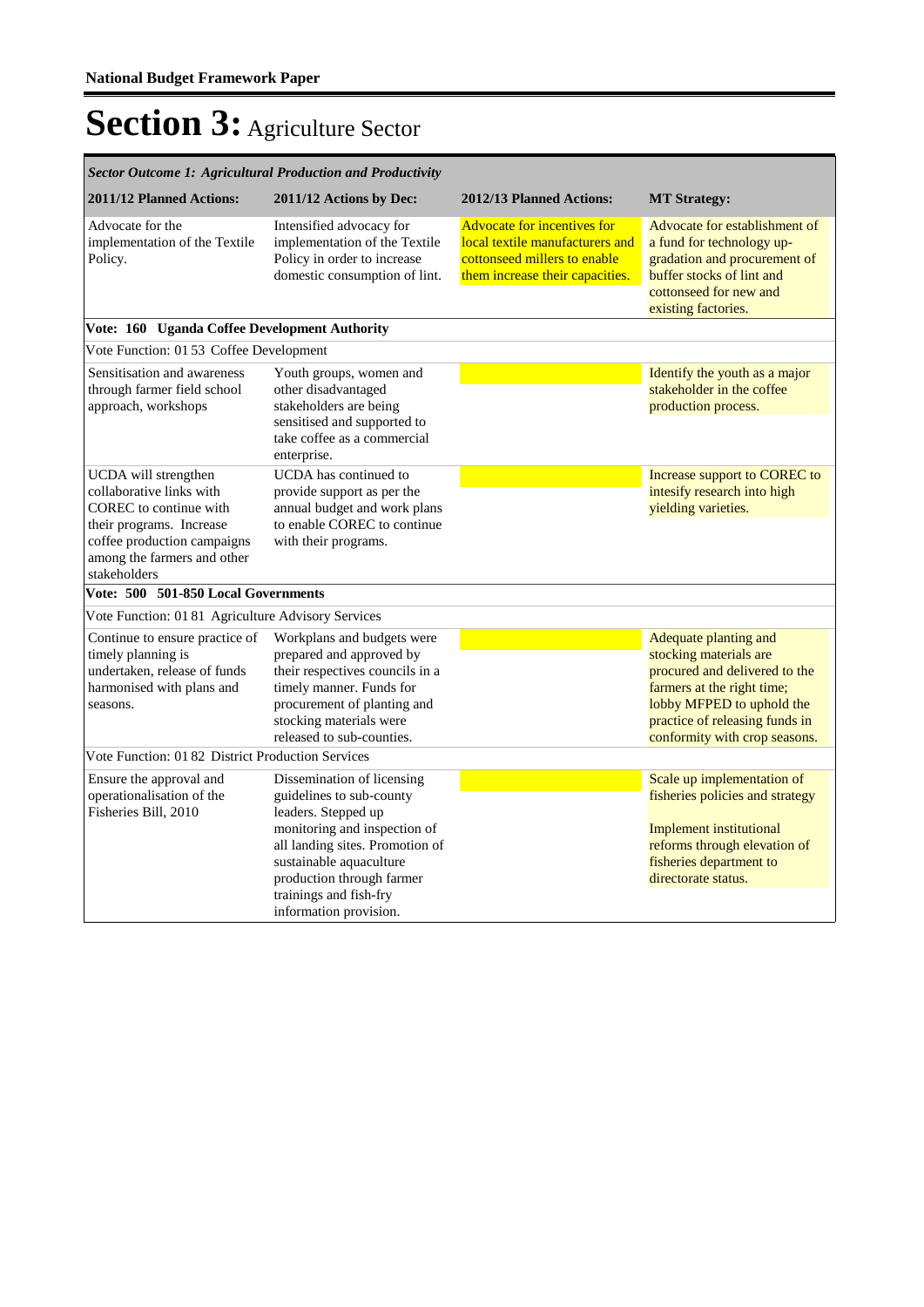**National Budget Framework Paper**

# Section 3: Agriculture Sector

| *Sector Outcome 1: Agricultural Production and Productivity* | | | |
|---|---|---|---|
| **2011/12 Planned Actions:** | **2011/12 Actions by Dec:** | **2012/13 Planned Actions:** | **MT Strategy:** |
| Advocate for the implementation of the Textile Policy. | Intensified advocacy for implementation of the Textile Policy in order to increase domestic consumption of lint. | Advocate for incentives for local textile manufacturers and cottonseed millers to enable them increase their capacities. | Advocate for establishment of a fund for technology up-gradation and procurement of buffer stocks of lint and cottonseed for new and existing factories. |
| **Vote: 160 Uganda Coffee Development Authority** | | | |
| Vote Function: 01 53 Coffee Development | | | |
| Sensitisation and awareness through farmer field school approach, workshops | Youth groups, women and other disadvantaged stakeholders are being sensitised and supported to take coffee as a commercial enterprise. | | Identify the youth as a major stakeholder in the coffee production process. |
| UCDA will strengthen collaborative links with COREC to continue with their programs. Increase coffee production campaigns among the farmers and other stakeholders | UCDA has continued to provide support as per the annual budget and work plans to enable COREC to continue with their programs. | | Increase support to COREC to intesify research into high yielding varieties. |
| **Vote: 500 501-850 Local Governments** | | | |
| Vote Function: 01 81 Agriculture Advisory Services | | | |
| Continue to ensure practice of timely planning is undertaken, release of funds harmonised with plans and seasons. | Workplans and budgets were prepared and approved by their respective councils in a timely manner. Funds for procurement of planting and stocking materials were released to sub-counties. | | Adequate planting and stocking materials are procured and delivered to the farmers at the right time; lobby MFPED to uphold the practice of releasing funds in conformity with crop seasons. |
| Vote Function: 01 82 District Production Services | | | |
| Ensure the approval and operationalisation of the Fisheries Bill, 2010 | Dissemination of licensing guidelines to sub-county leaders. Stepped up monitoring and inspection of all landing sites. Promotion of sustainable aquaculture production through farmer trainings and fish-fry information provision. | | Scale up implementation of fisheries policies and strategy<br><br>Implement institutional reforms through elevation of fisheries department to directorate status. |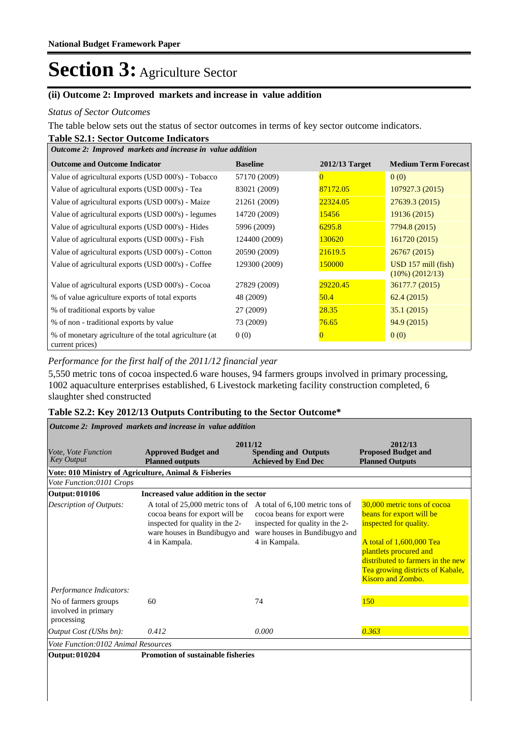# Section 3: Agriculture Sector

### (ii) Outcome 2: Improved markets and increase in value addition

*Status of Sector Outcomes*

The table below sets out the status of sector outcomes in terms of key sector outcome indicators.

**Table S2.1: Sector Outcome Indicators**

| *Outcome 2: Improved markets and increase in value addition* | | | |
|---|---|---|---|
| **Outcome and Outcome Indicator** | **Baseline** | **2012/13 Target** | **Medium Term Forecast** |
| Value of agricultural exports (USD 000's) - Tobacco | 57170 (2009) | 0 | 0 (0) |
| Value of agricultural exports (USD 000's) - Tea | 83021 (2009) | 87172.05 | 107927.3 (2015) |
| Value of agricultural exports (USD 000's) - Maize | 21261 (2009) | 22324.05 | 27639.3 (2015) |
| Value of agricultural exports (USD 000's) - legumes | 14720 (2009) | 15456 | 19136 (2015) |
| Value of agricultural exports (USD 000's) - Hides | 5996 (2009) | 6295.8 | 7794.8 (2015) |
| Value of agricultural exports (USD 000's) - Fish | 124400 (2009) | 130620 | 161720 (2015) |
| Value of agricultural exports (USD 000's) - Cotton | 20590 (2009) | 21619.5 | 26767 (2015) |
| Value of agricultural exports (USD 000's) - Coffee | 129300 (2009) | 150000 | USD 157 mill (fish) (10%) (2012/13) |
| Value of agricultural exports (USD 000's) - Cocoa | 27829 (2009) | 29220.45 | 36177.7 (2015) |
| % of value agriculture exports of total exports | 48 (2009) | 50.4 | 62.4 (2015) |
| % of traditional exports by value | 27 (2009) | 28.35 | 35.1 (2015) |
| % of non - traditional exports by value | 73 (2009) | 76.65 | 94.9 (2015) |
| % of monetary agriculture of the total agriculture (at current prices) | 0 (0) | 0 | 0 (0) |

*Performance for the first half of the 2011/12 financial year*

5,550 metric tons of cocoa inspected.6 ware houses, 94 farmers groups involved in primary processing, 1002 aquaculture enterprises established, 6 Livestock marketing facility construction completed, 6 slaughter shed constructed

**Table S2.2: Key 2012/13 Outputs Contributing to the Sector Outcome\***

| *Outcome 2: Improved markets and increase in value addition* | | | |
|---|---|---|---|
| | **2011/12** | | **2012/13** |
| *Vote, Vote Function Key Output* | **Approved Budget and Planned outputs** | **Spending and Outputs Achieved by End Dec** | **Proposed Budget and Planned Outputs** |
| **Vote: 010 Ministry of Agriculture, Animal & Fisheries** | | | |
| *Vote Function:0101 Crops* | | | |
| **Output: 010106** | **Increased value addition in the sector** | | |
| *Description of Outputs:* | A total of 25,000 metric tons of cocoa beans for export will be inspected for quality in the 2-ware houses in Bundibugyo and 4 in Kampala. | A total of 6,100 metric tons of cocoa beans for export were inspected for quality in the 2-ware houses in Bundibugyo and 4 in Kampala. | 30,000 metric tons of cocoa beans for export will be inspected for quality.<br><br>A total of 1,600,000 Tea plantlets procured and distributed to farmers in the new Tea growing districts of Kabale, Kisoro and Zombo. |
| *Performance Indicators:* | | | |
| No of farmers groups involved in primary processing | 60 | 74 | 150 |
| *Output Cost (UShs bn):* | *0.412* | *0.000* | *0.363* |
| *Vote Function:0102 Animal Resources* | | | |
| **Output: 010204** | **Promotion of sustainable fisheries** | | |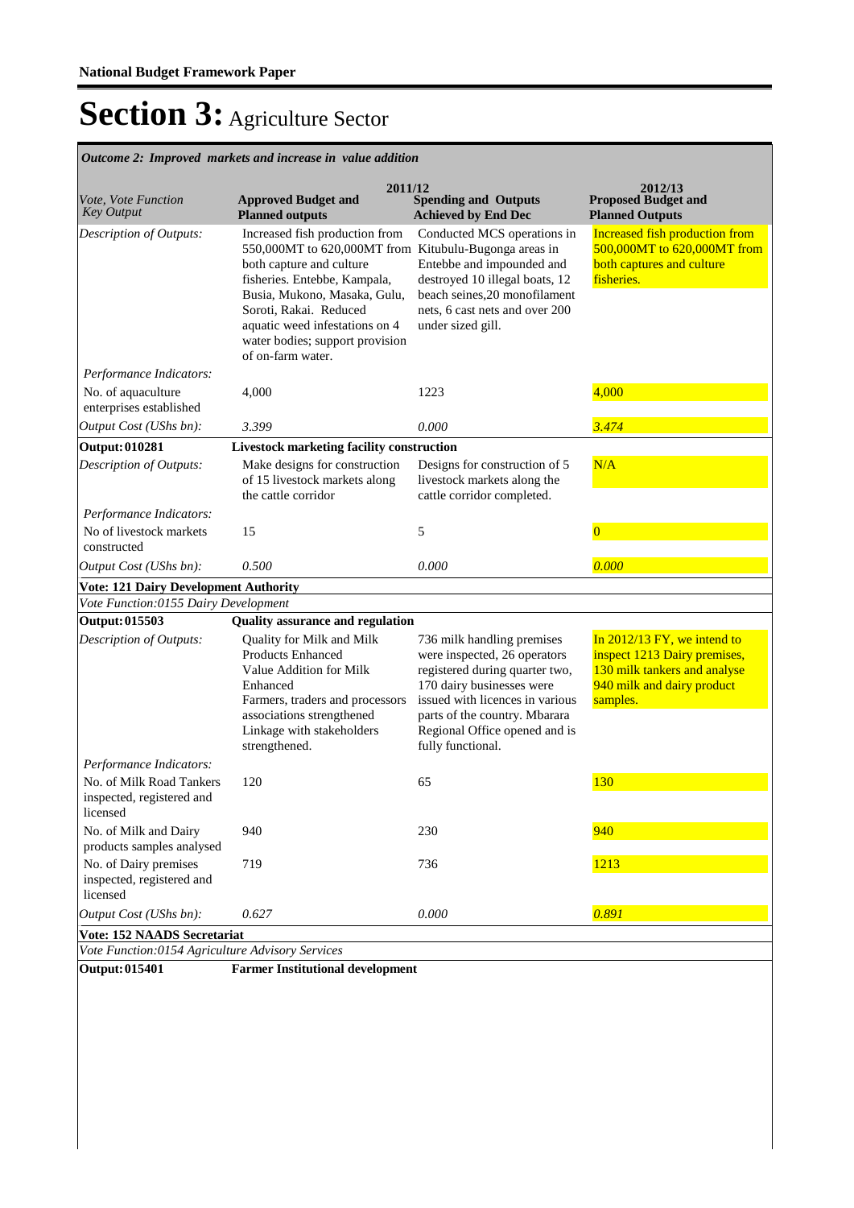# Section 3: Agriculture Sector

*Outcome 2: Improved markets and increase in value addition*

| *Vote, Vote Function Key Output* | 2011/12 **Approved Budget and Planned outputs** | **Spending and Outputs Achieved by End Dec** | 2012/13 **Proposed Budget and Planned Outputs** |
|---|---|---|---|
| *Description of Outputs:* | Increased fish production from 550,000MT to 620,000MT from both capture and culture fisheries. Entebbe, Kampala, Busia, Mukono, Masaka, Gulu, Soroti, Rakai. Reduced aquatic weed infestations on 4 water bodies; support provision of on-farm water. | Conducted MCS operations in Kitubulu-Bugonga areas in Entebbe and impounded and destroyed 10 illegal boats, 12 beach seines,20 monofilament nets, 6 cast nets and over 200 under sized gill. | Increased fish production from 500,000MT to 620,000MT from both captures and culture fisheries. |
| *Performance Indicators:* | | | |
| No. of aquaculture enterprises established | 4,000 | 1223 | 4,000 |
| *Output Cost (UShs bn):* | *3.399* | *0.000* | *3.474* |
| **Output: 010281** | **Livestock marketing facility construction** | | |
| *Description of Outputs:* | Make designs for construction of 15 livestock markets along the cattle corridor | Designs for construction of 5 livestock markets along the cattle corridor completed. | N/A |
| *Performance Indicators:* | | | |
| No of livestock markets constructed | 15 | 5 | 0 |
| *Output Cost (UShs bn):* | *0.500* | *0.000* | *0.000* |
| **Vote: 121 Dairy Development Authority** | | | |
| *Vote Function:0155 Dairy Development* | | | |
| **Output: 015503** | **Quality assurance and regulation** | | |
| *Description of Outputs:* | Quality for Milk and Milk Products Enhanced Value Addition for Milk Enhanced Farmers, traders and processors associations strengthened Linkage with stakeholders strengthened. | 736 milk handling premises were inspected, 26 operators registered during quarter two, 170 dairy businesses were issued with licences in various parts of the country. Mbarara Regional Office opened and is fully functional. | In 2012/13 FY, we intend to inspect 1213 Dairy premises, 130 milk tankers and analyse 940 milk and dairy product samples. |
| *Performance Indicators:* | | | |
| No. of Milk Road Tankers inspected, registered and licensed | 120 | 65 | 130 |
| No. of Milk and Dairy products samples analysed | 940 | 230 | 940 |
| No. of Dairy premises inspected, registered and licensed | 719 | 736 | 1213 |
| *Output Cost (UShs bn):* | *0.627* | *0.000* | *0.891* |
| **Vote: 152 NAADS Secretariat** | | | |
| *Vote Function:0154 Agriculture Advisory Services* | | | |
| **Output: 015401** | **Farmer Institutional development** | | |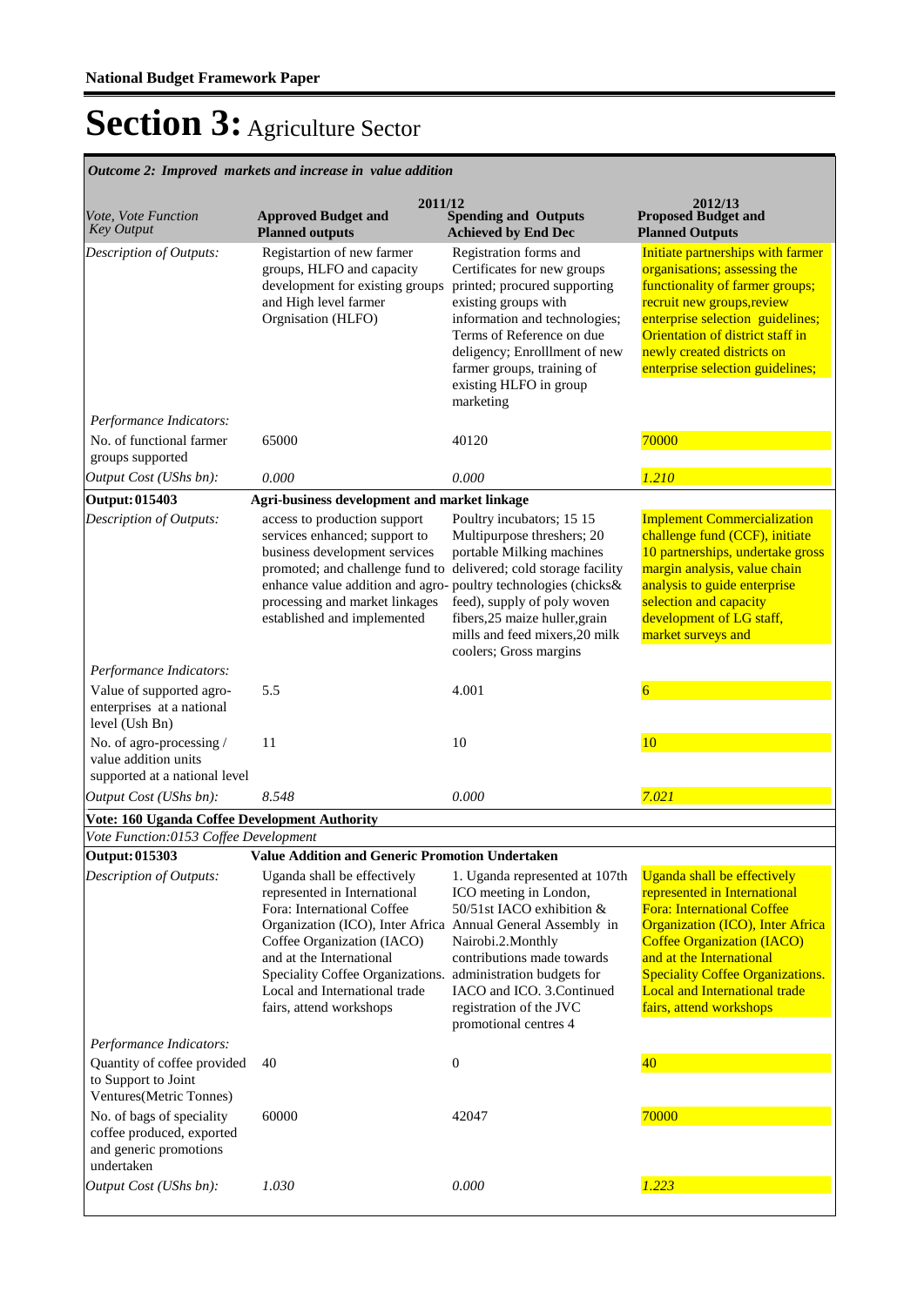# Section 3: Agriculture Sector

*Outcome 2: Improved markets and increase in value addition*

| *Vote, Vote Function Key Output* | 2011/12 **Approved Budget and Planned outputs** | **Spending and Outputs Achieved by End Dec** | 2012/13 **Proposed Budget and Planned Outputs** |
|---|---|---|---|
| *Description of Outputs:* | Registartion of new farmer groups, HLFO and capacity development for existing groups and High level farmer Orgnisation (HLFO) | Registration forms and Certificates for new groups printed; procured supporting existing groups with information and technologies; Terms of Reference on due deligency; Enrolllment of new farmer groups, training of existing HLFO in group marketing | Initiate partnerships with farmer organisations; assessing the functionality of farmer groups; recruit new groups,review enterprise selection guidelines; Orientation of district staff in newly created districts on enterprise selection guidelines; |
| *Performance Indicators:* | | | |
| No. of functional farmer groups supported | 65000 | 40120 | 70000 |
| *Output Cost (UShs bn):* | *0.000* | *0.000* | *1.210* |
| **Output: 015403** | **Agri-business development and market linkage** | | |
| *Description of Outputs:* | access to production support services enhanced; support to business development services promoted; and challenge fund to enhance value addition and agro-processing and market linkages established and implemented | Poultry incubators; 15 15 Multipurpose threshers; 20 portable Milking machines delivered; cold storage facility poultry technologies (chicks& feed), supply of poly woven fibers,25 maize huller,grain mills and feed mixers,20 milk coolers; Gross margins | Implement Commercialization challenge fund (CCF), initiate 10 partnerships, undertake gross margin analysis, value chain analysis to guide enterprise selection and capacity development of LG staff, market surveys and |
| *Performance Indicators:* | | | |
| Value of supported agro-enterprises at a national level (Ush Bn) | 5.5 | 4.001 | 6 |
| No. of agro-processing / value addition units supported at a national level | 11 | 10 | 10 |
| *Output Cost (UShs bn):* | *8.548* | *0.000* | *7.021* |
| **Vote: 160 Uganda Coffee Development Authority** | | | |
| *Vote Function:0153 Coffee Development* | | | |
| **Output: 015303** | **Value Addition and Generic Promotion Undertaken** | | |
| *Description of Outputs:* | Uganda shall be effectively represented in International Fora: International Coffee Organization (ICO), Inter Africa Coffee Organization (IACO) and at the International Speciality Coffee Organizations. Local and International trade fairs, attend workshops | 1. Uganda represented at 107th ICO meeting in London, 50/51st IACO exhibition & Annual General Assembly in Nairobi.2.Monthly contributions made towards administration budgets for IACO and ICO. 3.Continued registration of the JVC promotional centres 4 | Uganda shall be effectively represented in International Fora: International Coffee Organization (ICO), Inter Africa Coffee Organization (IACO) and at the International Speciality Coffee Organizations. Local and International trade fairs, attend workshops |
| *Performance Indicators:* | | | |
| Quantity of coffee provided to Support to Joint Ventures(Metric Tonnes) | 40 | 0 | 40 |
| No. of bags of speciality coffee produced, exported and generic promotions undertaken | 60000 | 42047 | 70000 |
| *Output Cost (UShs bn):* | *1.030* | *0.000* | *1.223* |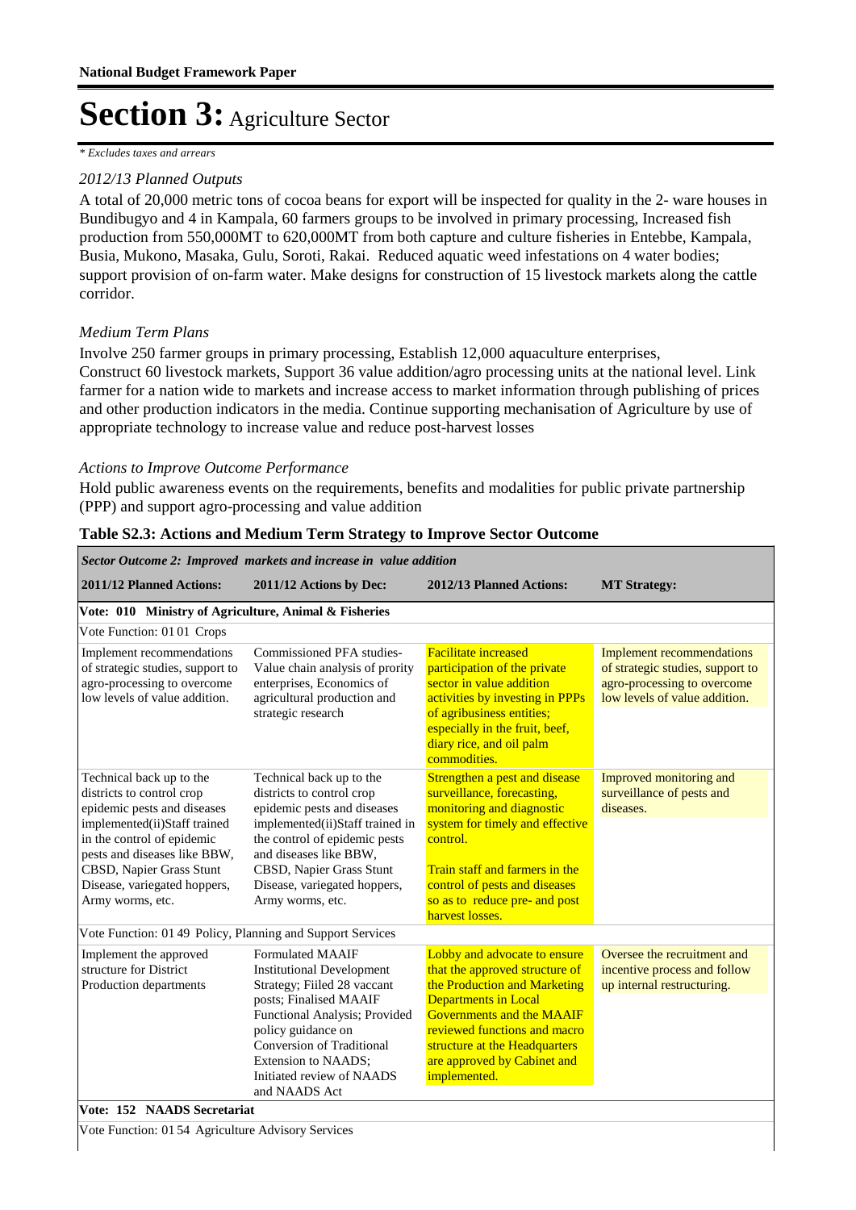# Section 3: Agriculture Sector

*\* Excludes taxes and arrears*

*2012/13 Planned Outputs*

A total of 20,000 metric tons of cocoa beans for export will be inspected for quality in the 2- ware houses in Bundibugyo and 4 in Kampala, 60 farmers groups to be involved in primary processing, Increased fish production from 550,000MT to 620,000MT from both capture and culture fisheries in Entebbe, Kampala, Busia, Mukono, Masaka, Gulu, Soroti, Rakai. Reduced aquatic weed infestations on 4 water bodies; support provision of on-farm water. Make designs for construction of 15 livestock markets along the cattle corridor.

*Medium Term Plans*

Involve 250 farmer groups in primary processing, Establish 12,000 aquaculture enterprises, Construct 60 livestock markets, Support 36 value addition/agro processing units at the national level. Link farmer for a nation wide to markets and increase access to market information through publishing of prices and other production indicators in the media. Continue supporting mechanisation of Agriculture by use of appropriate technology to increase value and reduce post-harvest losses

*Actions to Improve Outcome Performance*

Hold public awareness events on the requirements, benefits and modalities for public private partnership (PPP) and support agro-processing and value addition

**Table S2.3: Actions and Medium Term Strategy to Improve Sector Outcome**

| ***Sector Outcome 2: Improved markets and increase in value addition*** | | | |
|---|---|---|---|
| **2011/12 Planned Actions:** | **2011/12 Actions by Dec:** | **2012/13 Planned Actions:** | **MT Strategy:** |
| **Vote: 010 Ministry of Agriculture, Animal & Fisheries** | | | |
| Vote Function: 01 01 Crops | | | |
| Implement recommendations of strategic studies, support to agro-processing to overcome low levels of value addition. | Commissioned PFA studies- Value chain analysis of prority enterprises, Economics of agricultural production and strategic research | Facilitate increased participation of the private sector in value addition activities by investing in PPPs of agribusiness entities; especially in the fruit, beef, diary rice, and oil palm commodities. | Implement recommendations of strategic studies, support to agro-processing to overcome low levels of value addition. |
| Technical back up to the districts to control crop epidemic pests and diseases implemented(ii)Staff trained in the control of epidemic pests and diseases like BBW, CBSD, Napier Grass Stunt Disease, variegated hoppers, Army worms, etc. | Technical back up to the districts to control crop epidemic pests and diseases implemented(ii)Staff trained in the control of epidemic pests and diseases like BBW, CBSD, Napier Grass Stunt Disease, variegated hoppers, Army worms, etc. | Strengthen a pest and disease surveillance, forecasting, monitoring and diagnostic system for timely and effective control.<br><br>Train staff and farmers in the control of pests and diseases so as to reduce pre- and post harvest losses. | Improved monitoring and surveillance of pests and diseases. |
| Vote Function: 01 49 Policy, Planning and Support Services | | | |
| Implement the approved structure for District Production departments | Formulated MAAIF Institutional Development Strategy; Fiiled 28 vaccant posts; Finalised MAAIF Functional Analysis; Provided policy guidance on Conversion of Traditional Extension to NAADS; Initiated review of NAADS and NAADS Act | Lobby and advocate to ensure that the approved structure of the Production and Marketing Departments in Local Governments and the MAAIF reviewed functions and macro structure at the Headquarters are approved by Cabinet and implemented. | Oversee the recruitment and incentive process and follow up internal restructuring. |
| **Vote: 152 NAADS Secretariat** | | | |
| Vote Function: 01 54 Agriculture Advisory Services | | | |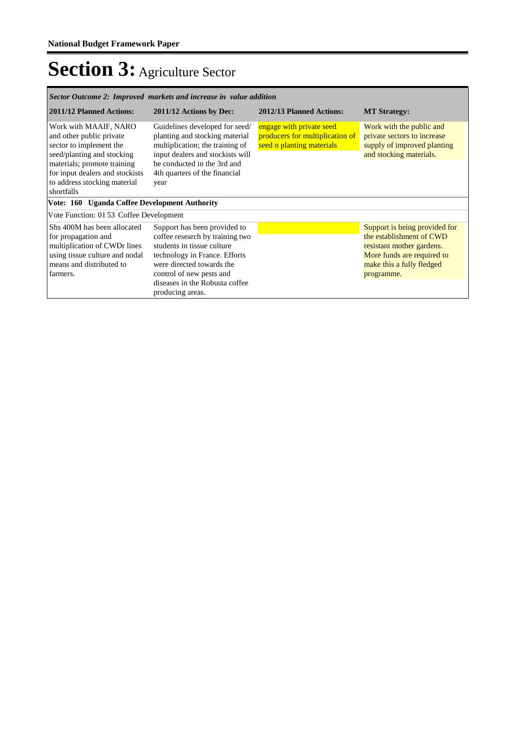# Section 3: Agriculture Sector

| *Sector Outcome 2: Improved markets and increase in value addition* | | | |
|---|---|---|---|
| **2011/12 Planned Actions:** | **2011/12 Actions by Dec:** | **2012/13 Planned Actions:** | **MT Strategy:** |
| Work with MAAIF, NARO and other public private sector to implement the seed/planting and stocking materials; promote training for input dealers and stockists to address stocking material shortfalls | Guidelines developed for seed/ planting and stocking material multiplication; the training of input dealers and stockists will be conducted in the 3rd and 4th quarters of the financial year | engage with private seed producers for multiplication of seed n planting materials | Work with the public and private sectors to increase supply of improved planting and stocking materials. |
| **Vote: 160 Uganda Coffee Development Authority** | | | |
| Vote Function: 01 53 Coffee Development | | | |
| Shs 400M has been allocated for propagation and multiplication of CWDr lines using tissue culture and nodal means and distributed to farmers. | Support has been provided to coffee research by training two students in tissue culture technology in France. Efforts were directed towards the control of new pests and diseases in the Robusta coffee producing areas. | | Support is being provided for the establishment of CWD resistant mother gardens. More funds are required to make this a fully fledged programme. |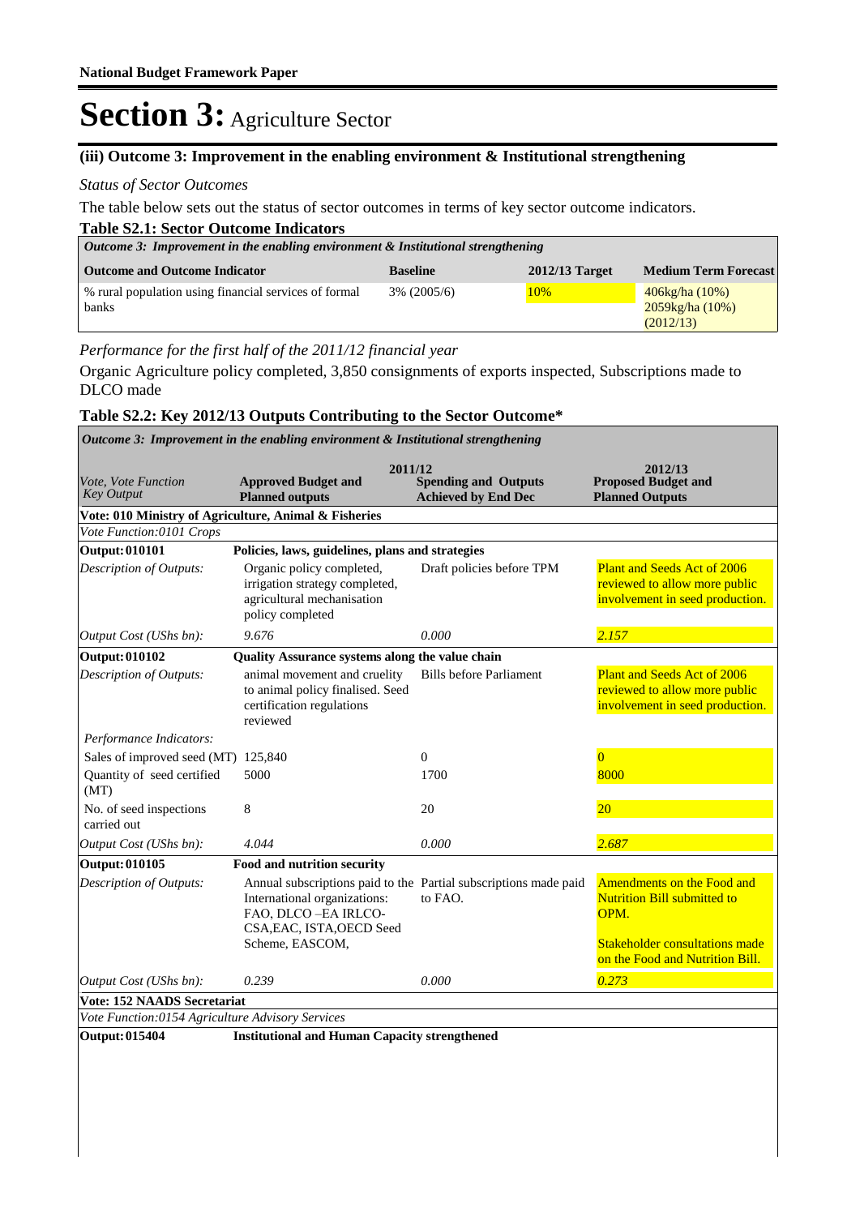# Section 3: Agriculture Sector

## (iii) Outcome 3: Improvement in the enabling environment & Institutional strengthening

*Status of Sector Outcomes*

The table below sets out the status of sector outcomes in terms of key sector outcome indicators.

**Table S2.1: Sector Outcome Indicators**

| *Outcome 3: Improvement in the enabling environment & Institutional strengthening* | | | |
|---|---|---|---|
| **Outcome and Outcome Indicator** | **Baseline** | **2012/13 Target** | **Medium Term Forecast** |
| % rural population using financial services of formal banks | 3% (2005/6) | 10% | 406kg/ha (10%) 2059kg/ha (10%) (2012/13) |

*Performance for the first half of the 2011/12 financial year*

Organic Agriculture policy completed, 3,850 consignments of exports inspected, Subscriptions made to DLCO made

**Table S2.2: Key 2012/13 Outputs Contributing to the Sector Outcome***

| *Outcome 3: Improvement in the enabling environment & Institutional strengthening* | | | |
|---|---|---|---|
| | 2011/12 | | 2012/13 |
| *Vote, Vote Function Key Output* | **Approved Budget and Planned outputs** | **Spending and Outputs Achieved by End Dec** | **Proposed Budget and Planned Outputs** |
| **Vote: 010 Ministry of Agriculture, Animal & Fisheries** | | | |
| *Vote Function:0101 Crops* | | | |
| **Output: 010101** | **Policies, laws, guidelines, plans and strategies** | | |
| *Description of Outputs:* | Organic policy completed, irrigation strategy completed, agricultural mechanisation policy completed | Draft policies before TPM | Plant and Seeds Act of 2006 reviewed to allow more public involvement in seed production. |
| *Output Cost (UShs bn):* | *9.676* | *0.000* | *2.157* |
| **Output: 010102** | **Quality Assurance systems along the value chain** | | |
| *Description of Outputs:* | animal movement and cruelty to animal policy finalised. Seed certification regulations reviewed | Bills before Parliament | Plant and Seeds Act of 2006 reviewed to allow more public involvement in seed production. |
| *Performance Indicators:* | | | |
| Sales of improved seed (MT) | 125,840 | 0 | 0 |
| Quantity of seed certified (MT) | 5000 | 1700 | 8000 |
| No. of seed inspections carried out | 8 | 20 | 20 |
| *Output Cost (UShs bn):* | *4.044* | *0.000* | *2.687* |
| **Output: 010105** | **Food and nutrition security** | | |
| *Description of Outputs:* | Annual subscriptions paid to the International organizations: FAO, DLCO –EA IRLCO-CSA,EAC, ISTA,OECD Seed Scheme, EASCOM, | Partial subscriptions made paid to FAO. | Amendments on the Food and Nutrition Bill submitted to OPM.<br><br>Stakeholder consultations made on the Food and Nutrition Bill. |
| *Output Cost (UShs bn):* | *0.239* | *0.000* | *0.273* |
| **Vote: 152 NAADS Secretariat** | | | |
| *Vote Function:0154 Agriculture Advisory Services* | | | |
| **Output: 015404** | **Institutional and Human Capacity strengthened** | | |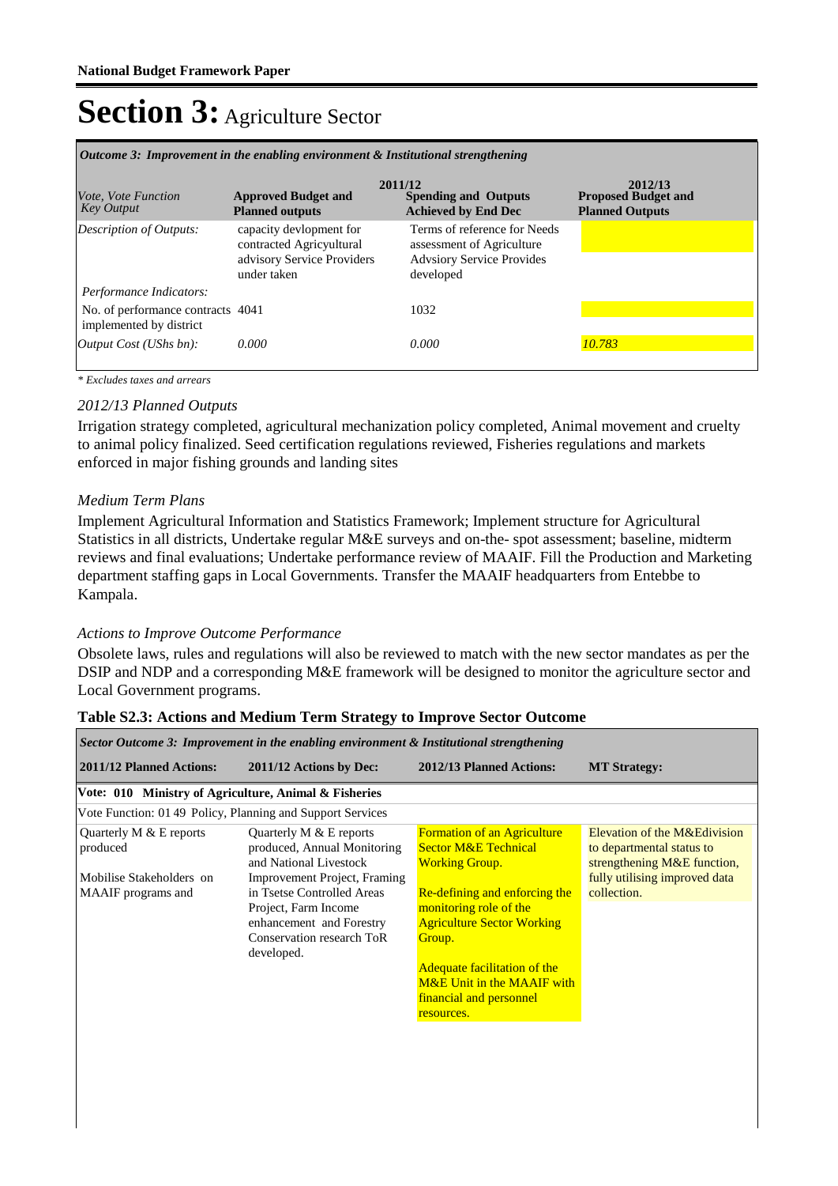**National Budget Framework Paper**

# Section 3: Agriculture Sector

| *Outcome 3: Improvement in the enabling environment & Institutional strengthening* | | | |
|---|---|---|---|
| *Vote, Vote Function Key Output* | **2011/12 Approved Budget and Planned outputs** | **2011/12 Spending and Outputs Achieved by End Dec** | **2012/13 Proposed Budget and Planned Outputs** |
| *Description of Outputs:* | capacity devlopment for contracted Agricyultural advisory Service Providers under taken | Terms of reference for Needs assessment of Agriculture Advsiory Service Provides developed | |
| *Performance Indicators:* | | | |
| No. of performance contracts implemented by district | 4041 | 1032 | |
| *Output Cost (UShs bn):* | *0.000* | *0.000* | *10.783* |

*\* Excludes taxes and arrears*

*2012/13 Planned Outputs*

Irrigation strategy completed, agricultural mechanization policy completed, Animal movement and cruelty to animal policy finalized. Seed certification regulations reviewed, Fisheries regulations and markets enforced in major fishing grounds and landing sites

*Medium Term Plans*

Implement Agricultural Information and Statistics Framework; Implement structure for Agricultural Statistics in all districts, Undertake regular M&E surveys and on-the- spot assessment; baseline, midterm reviews and final evaluations; Undertake performance review of MAAIF. Fill the Production and Marketing department staffing gaps in Local Governments. Transfer the MAAIF headquarters from Entebbe to Kampala.

*Actions to Improve Outcome Performance*

Obsolete laws, rules and regulations will also be reviewed to match with the new sector mandates as per the DSIP and NDP and a corresponding M&E framework will be designed to monitor the agriculture sector and Local Government programs.

**Table S2.3: Actions and Medium Term Strategy to Improve Sector Outcome**

| *Sector Outcome 3: Improvement in the enabling environment & Institutional strengthening* | | | |
|---|---|---|---|
| **2011/12 Planned Actions:** | **2011/12 Actions by Dec:** | **2012/13 Planned Actions:** | **MT Strategy:** |
| **Vote: 010 Ministry of Agriculture, Animal & Fisheries** | | | |
| Vote Function: 01 49 Policy, Planning and Support Services | | | |
| Quarterly M & E reports produced<br><br>Mobilise Stakeholders on MAAIF programs and | Quarterly M & E reports produced, Annual Monitoring and National Livestock Improvement Project, Framing in Tsetse Controlled Areas Project, Farm Income enhancement and Forestry Conservation research ToR developed. | Formation of an Agriculture Sector M&E Technical Working Group.<br><br>Re-defining and enforcing the monitoring role of the Agriculture Sector Working Group.<br><br>Adequate facilitation of the M&E Unit in the MAAIF with financial and personnel resources. | Elevation of the M&Edivision to departmental status to strengthening M&E function, fully utilising improved data collection. |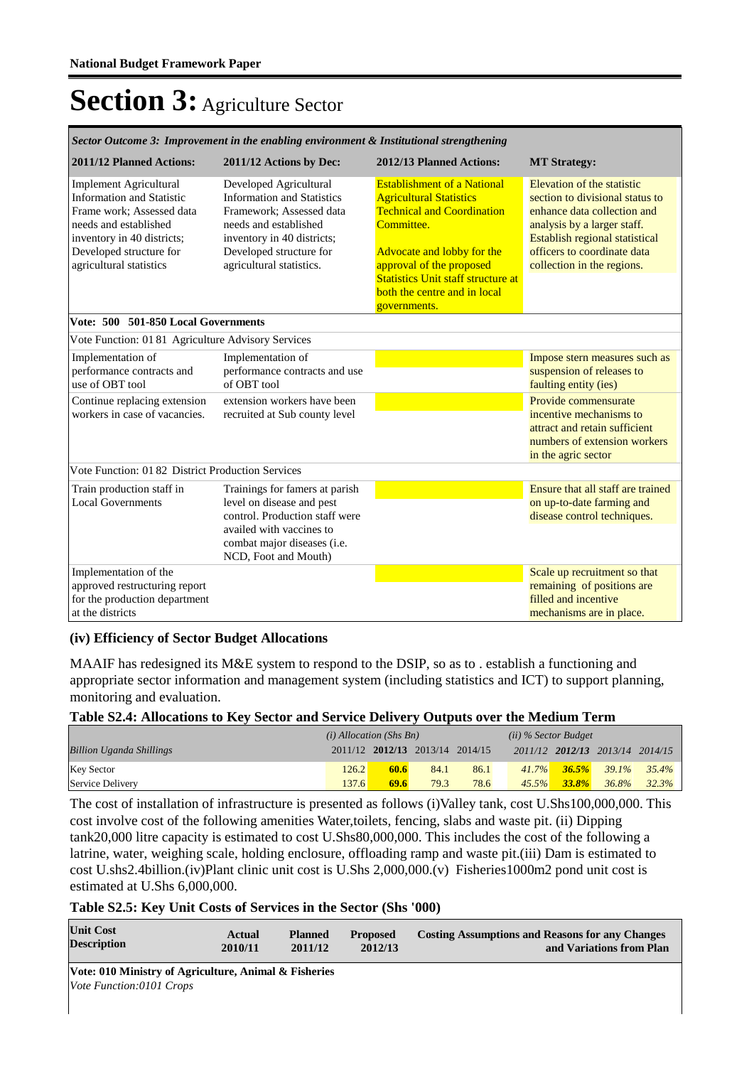# Section 3: Agriculture Sector

| *Sector Outcome 3: Improvement in the enabling environment & Institutional strengthening* | | | |
|---|---|---|---|
| **2011/12 Planned Actions:** | **2011/12 Actions by Dec:** | **2012/13 Planned Actions:** | **MT Strategy:** |
| Implement Agricultural Information and Statistic Frame work; Assessed data needs and established inventory in 40 districts; Developed structure for agricultural statistics | Developed Agricultural Information and Statistics Framework; Assessed data needs and established inventory in 40 districts; Developed structure for agricultural statistics. | Establishment of a National Agricultural Statistics Technical and Coordination Committee.<br><br>Advocate and lobby for the approval of the proposed Statistics Unit staff structure at both the centre and in local governments. | Elevation of the statistic section to divisional status to enhance data collection and analysis by a larger staff. Establish regional statistical officers to coordinate data collection in the regions. |
| **Vote: 500 501-850 Local Governments** | | | |
| Vote Function: 01 81 Agriculture Advisory Services | | | |
| Implementation of performance contracts and use of OBT tool | Implementation of performance contracts and use of OBT tool | | Impose stern measures such as suspension of releases to faulting entity (ies) |
| Continue replacing extension workers in case of vacancies. | extension workers have been recruited at Sub county level | | Provide commensurate incentive mechanisms to attract and retain sufficient numbers of extension workers in the agric sector |
| Vote Function: 01 82 District Production Services | | | |
| Train production staff in Local Governments | Trainings for famers at parish level on disease and pest control. Production staff were availed with vaccines to combat major diseases (i.e. NCD, Foot and Mouth) | | Ensure that all staff are trained on up-to-date farming and disease control techniques. |
| Implementation of the approved restructuring report for the production department at the districts | | | Scale up recruitment so that remaining of positions are filled and incentive mechanisms are in place. |

### (iv) Efficiency of Sector Budget Allocations

MAAIF has redesigned its M&E system to respond to the DSIP, so as to . establish a functioning and appropriate sector information and management system (including statistics and ICT) to support planning, monitoring and evaluation.

**Table S2.4: Allocations to Key Sector and Service Delivery Outputs over the Medium Term**

| | *(i) Allocation (Shs Bn)* | | | | *(ii) % Sector Budget* | | | |
|---|---|---|---|---|---|---|---|---|
| *Billion Uganda Shillings* | 2011/12 | **2012/13** | 2013/14 | 2014/15 | 2011/12 | **2012/13** | 2013/14 | 2014/15 |
| Key Sector | 126.2 | **60.6** | 84.1 | 86.1 | 41.7% | **36.5%** | 39.1% | 35.4% |
| Service Delivery | 137.6 | **69.6** | 79.3 | 78.6 | 45.5% | **33.8%** | 36.8% | 32.3% |

The cost of installation of infrastructure is presented as follows (i)Valley tank, cost U.Shs100,000,000. This cost involve cost of the following amenities Water,toilets, fencing, slabs and waste pit. (ii) Dipping tank20,000 litre capacity is estimated to cost U.Shs80,000,000. This includes the cost of the following a latrine, water, weighing scale, holding enclosure, offloading ramp and waste pit.(iii) Dam is estimated to cost U.shs2.4billion.(iv)Plant clinic unit cost is U.Shs 2,000,000.(v) Fisheries1000m2 pond unit cost is estimated at U.Shs 6,000,000.

**Table S2.5: Key Unit Costs of Services in the Sector (Shs '000)**

| **Unit Cost Description** | **Actual 2010/11** | **Planned 2011/12** | **Proposed 2012/13** | **Costing Assumptions and Reasons for any Changes and Variations from Plan** |
|---|---|---|---|---|
| **Vote: 010 Ministry of Agriculture, Animal & Fisheries** | | | | |
| *Vote Function:0101 Crops* | | | | |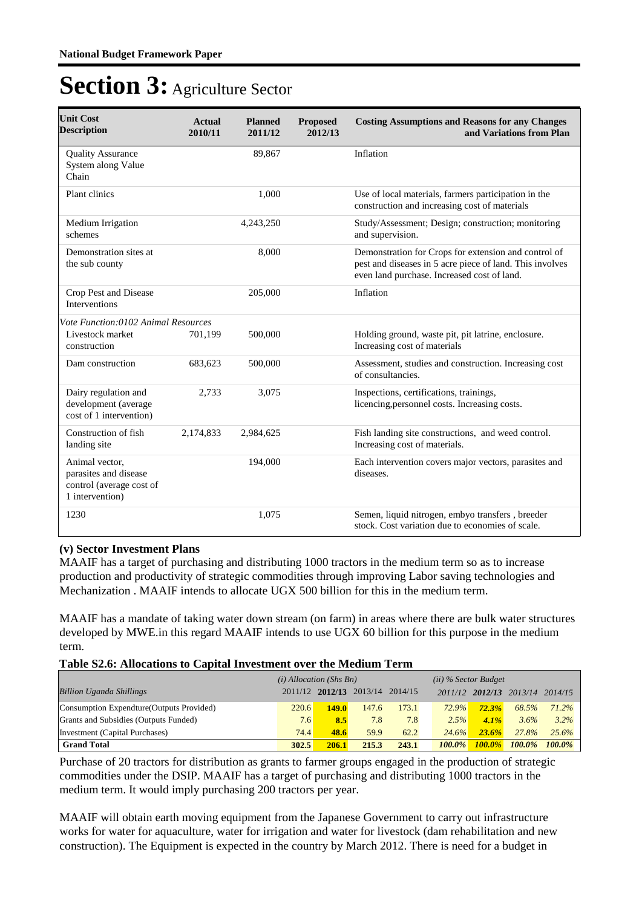**National Budget Framework Paper**

# Section 3: Agriculture Sector

| Unit Cost Description | Actual 2010/11 | Planned 2011/12 | Proposed 2012/13 | Costing Assumptions and Reasons for any Changes and Variations from Plan |
|---|---|---|---|---|
| Quality Assurance System along Value Chain | | 89,867 | | Inflation |
| Plant clinics | | 1,000 | | Use of local materials, farmers participation in the construction and increasing cost of materials |
| Medium Irrigation schemes | | 4,243,250 | | Study/Assessment; Design; construction; monitoring and supervision. |
| Demonstration sites at the sub county | | 8,000 | | Demonstration for Crops for extension and control of pest and diseases in 5 acre piece of land. This involves even land purchase. Increased cost of land. |
| Crop Pest and Disease Interventions | | 205,000 | | Inflation |
| *Vote Function:0102 Animal Resources* | | | | |
| Livestock market construction | 701,199 | 500,000 | | Holding ground, waste pit, pit latrine, enclosure. Increasing cost of materials |
| Dam construction | 683,623 | 500,000 | | Assessment, studies and construction. Increasing cost of consultancies. |
| Dairy regulation and development (average cost of 1 intervention) | 2,733 | 3,075 | | Inspections, certifications, trainings, licencing,personnel costs. Increasing costs. |
| Construction of fish landing site | 2,174,833 | 2,984,625 | | Fish landing site constructions, and weed control. Increasing cost of materials. |
| Animal vector, parasites and disease control (average cost of 1 intervention) | | 194,000 | | Each intervention covers major vectors, parasites and diseases. |
| 1230 | | 1,075 | | Semen, liquid nitrogen, embyo transfers , breeder stock. Cost variation due to economies of scale. |

### (v) Sector Investment Plans

MAAIF has a target of purchasing and distributing 1000 tractors in the medium term so as to increase production and productivity of strategic commodities through improving Labor saving technologies and Mechanization . MAAIF intends to allocate UGX 500 billion for this in the medium term.

MAAIF has a mandate of taking water down stream (on farm) in areas where there are bulk water structures developed by MWE.in this regard MAAIF intends to use UGX 60 billion for this purpose in the medium term.

**Table S2.6: Allocations to Capital Investment over the Medium Term**

| Billion Uganda Shillings | *(i) Allocation (Shs Bn)* | | | | *(ii) % Sector Budget* | | | |
|---|---|---|---|---|---|---|---|---|
| | 2011/12 | **2012/13** | 2013/14 | 2014/15 | *2011/12* | ***2012/13*** | *2013/14* | *2014/15* |
| Consumption Expendture(Outputs Provided) | 220.6 | **149.0** | 147.6 | 173.1 | *72.9%* | ***72.3%*** | *68.5%* | *71.2%* |
| Grants and Subsidies (Outputs Funded) | 7.6 | **8.5** | 7.8 | 7.8 | *2.5%* | ***4.1%*** | *3.6%* | *3.2%* |
| Investment (Capital Purchases) | 74.4 | **48.6** | 59.9 | 62.2 | *24.6%* | ***23.6%*** | *27.8%* | *25.6%* |
| **Grand Total** | **302.5** | **206.1** | **215.3** | **243.1** | ***100.0%*** | ***100.0%*** | ***100.0%*** | ***100.0%*** |

Purchase of 20 tractors for distribution as grants to farmer groups engaged in the production of strategic commodities under the DSIP. MAAIF has a target of purchasing and distributing 1000 tractors in the medium term. It would imply purchasing 200 tractors per year.

MAAIF will obtain earth moving equipment from the Japanese Government to carry out infrastructure works for water for aquaculture, water for irrigation and water for livestock (dam rehabilitation and new construction). The Equipment is expected in the country by March 2012. There is need for a budget in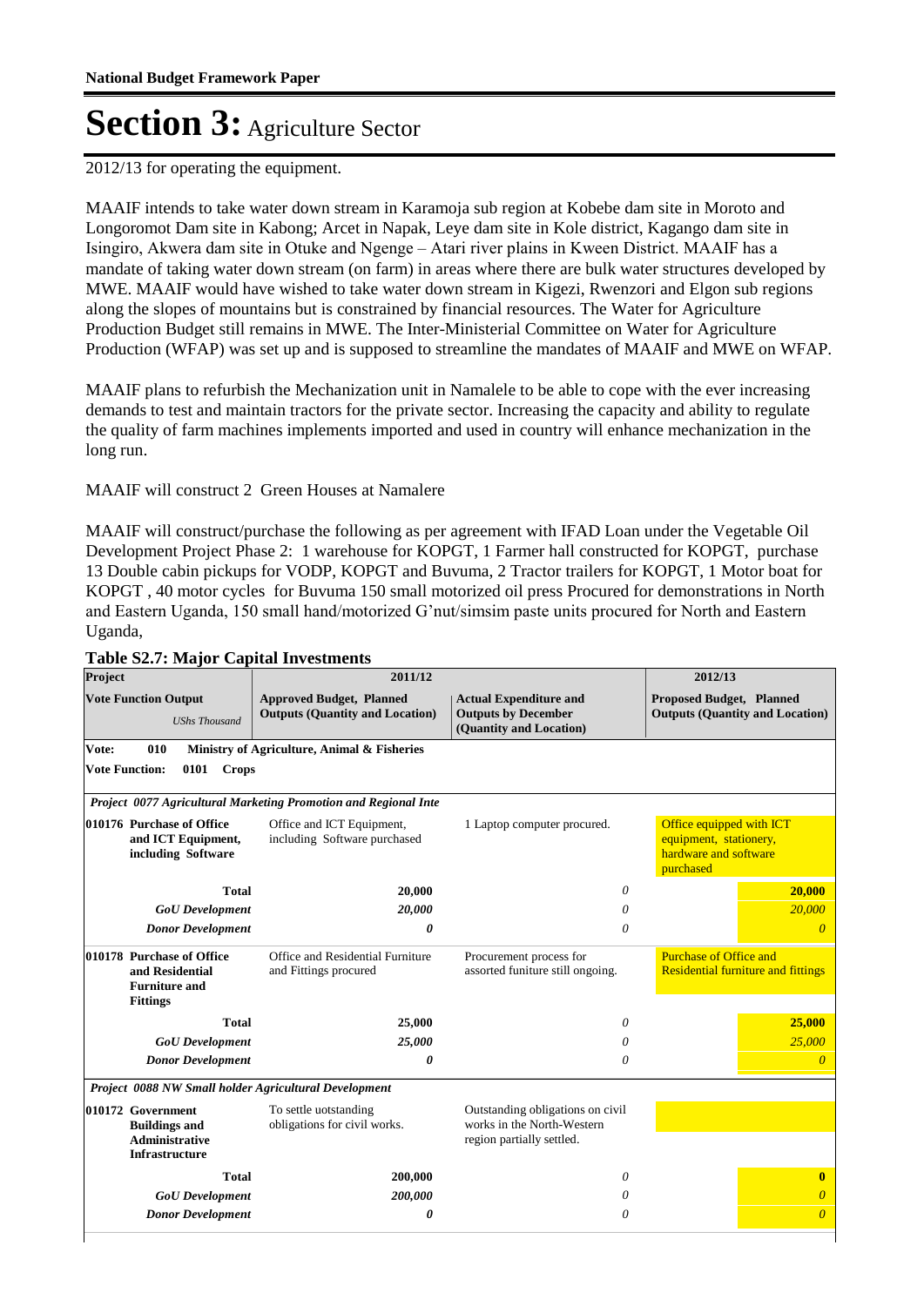2012/13 for operating the equipment.

MAAIF intends to take water down stream in Karamoja sub region at Kobebe dam site in Moroto and Longoromot Dam site in Kabong; Arcet in Napak, Leye dam site in Kole district, Kagango dam site in Isingiro, Akwera dam site in Otuke and Ngenge – Atari river plains in Kween District. MAAIF has a mandate of taking water down stream (on farm) in areas where there are bulk water structures developed by MWE. MAAIF would have wished to take water down stream in Kigezi, Rwenzori and Elgon sub regions along the slopes of mountains but is constrained by financial resources. The Water for Agriculture Production Budget still remains in MWE. The Inter-Ministerial Committee on Water for Agriculture Production (WFAP) was set up and is supposed to streamline the mandates of MAAIF and MWE on WFAP.

MAAIF plans to refurbish the Mechanization unit in Namalele to be able to cope with the ever increasing demands to test and maintain tractors for the private sector. Increasing the capacity and ability to regulate the quality of farm machines implements imported and used in country will enhance mechanization in the long run.

MAAIF will construct 2 Green Houses at Namalere

MAAIF will construct/purchase the following as per agreement with IFAD Loan under the Vegetable Oil Development Project Phase 2: 1 warehouse for KOPGT, 1 Farmer hall constructed for KOPGT, purchase 13 Double cabin pickups for VODP, KOPGT and Buvuma, 2 Tractor trailers for KOPGT, 1 Motor boat for KOPGT , 40 motor cycles for Buvuma 150 small motorized oil press Procured for demonstrations in North and Eastern Uganda, 150 small hand/motorized G'nut/simsim paste units procured for North and Eastern Uganda,

**Table S2.7: Major Capital Investments**

| Project | 2011/12 | | 2012/13 |
|---|---|---|---|
| **Vote Function Output** *UShs Thousand* | **Approved Budget, Planned Outputs (Quantity and Location)** | **Actual Expenditure and Outputs by December (Quantity and Location)** | **Proposed Budget, Planned Outputs (Quantity and Location)** |
| **Vote: 010 Ministry of Agriculture, Animal & Fisheries** | | | |
| **Vote Function: 0101 Crops** | | | |
| ***Project 0077 Agricultural Marketing Promotion and Regional Inte*** | | | |
| **010176 Purchase of Office and ICT Equipment, including Software** | Office and ICT Equipment, including Software purchased | 1 Laptop computer procured. | Office equipped with ICT equipment, stationery, hardware and software purchased |
| **Total** | **20,000** | *0* | **20,000** |
| ***GoU Development*** | ***20,000*** | *0* | *20,000* |
| ***Donor Development*** | ***0*** | *0* | *0* |
| **010178 Purchase of Office and Residential Furniture and Fittings** | Office and Residential Furniture and Fittings procured | Procurement process for assorted funiture still ongoing. | Purchase of Office and Residential furniture and fittings |
| **Total** | **25,000** | *0* | **25,000** |
| ***GoU Development*** | ***25,000*** | *0* | *25,000* |
| ***Donor Development*** | ***0*** | *0* | *0* |
| ***Project 0088 NW Small holder Agricultural Development*** | | | |
| **010172 Government Buildings and Administrative Infrastructure** | To settle uotstanding obligations for civil works. | Outstanding obligations on civil works in the North-Western region partially settled. | |
| **Total** | **200,000** | *0* | **0** |
| ***GoU Development*** | ***200,000*** | *0* | *0* |
| ***Donor Development*** | ***0*** | *0* | *0* |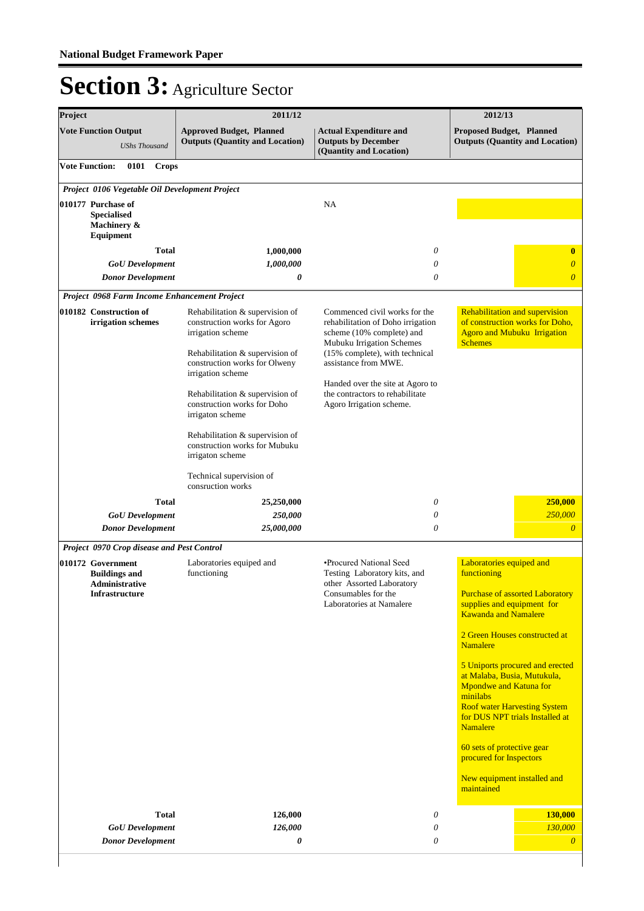National Budget Framework Paper

# Section 3: Agriculture Sector

| Project | 2011/12 | | 2012/13 |
|---|---|---|---|
| **Vote Function Output** *UShs Thousand* | **Approved Budget, Planned Outputs (Quantity and Location)** | **Actual Expenditure and Outputs by December (Quantity and Location)** | **Proposed Budget, Planned Outputs (Quantity and Location)** |
| **Vote Function: 0101 Crops** | | | |
| ***Project 0106 Vegetable Oil Development Project*** | | | |
| **010177 Purchase of Specialised Machinery & Equipment** | | NA | |
| **Total** | **1,000,000** | *0* | **0** |
| ***GoU Development*** | ***1,000,000*** | *0* | *0* |
| ***Donor Development*** | ***0*** | *0* | *0* |
| ***Project 0968 Farm Income Enhancement Project*** | | | |
| **010182 Construction of irrigation schemes** | Rehabilitation & supervision of construction works for Agoro irrigation scheme<br><br>Rehabilitation & supervision of construction works for Olweny irrigation scheme<br><br>Rehabilitation & supervision of construction works for Doho irrigaton scheme<br><br>Rehabilitation & supervision of construction works for Mubuku irrigaton scheme<br><br>Technical supervision of consruction works | Commenced civil works for the rehabilitation of Doho irrigation scheme (10% complete) and Mubuku Irrigation Schemes (15% complete), with technical assistance from MWE.<br><br>Handed over the site at Agoro to the contractors to rehabilitate Agoro Irrigation scheme. | Rehabilitation and supervision of construction works for Doho, Agoro and Mubuku Irrigation Schemes |
| **Total** | **25,250,000** | *0* | **250,000** |
| ***GoU Development*** | ***250,000*** | *0* | *250,000* |
| ***Donor Development*** | ***25,000,000*** | *0* | *0* |
| ***Project 0970 Crop disease and Pest Control*** | | | |
| **010172 Government Buildings and Administrative Infrastructure** | Laboratories equiped and functioning | •Procured National Seed Testing Laboratory kits, and other Assorted Laboratory Consumables for the Laboratories at Namalere | Laboratories equiped and functioning<br><br>Purchase of assorted Laboratory supplies and equipment for Kawanda and Namalere<br><br>2 Green Houses constructed at Namalere<br><br>5 Uniports procured and erected at Malaba, Busia, Mutukula, Mpondwe and Katuna for minilabs<br>Roof water Harvesting System for DUS NPT trials Installed at Namalere<br><br>60 sets of protective gear procured for Inspectors<br><br>New equipment installed and maintained |
| **Total** | **126,000** | *0* | **130,000** |
| ***GoU Development*** | ***126,000*** | *0* | *130,000* |
| ***Donor Development*** | ***0*** | *0* | *0* |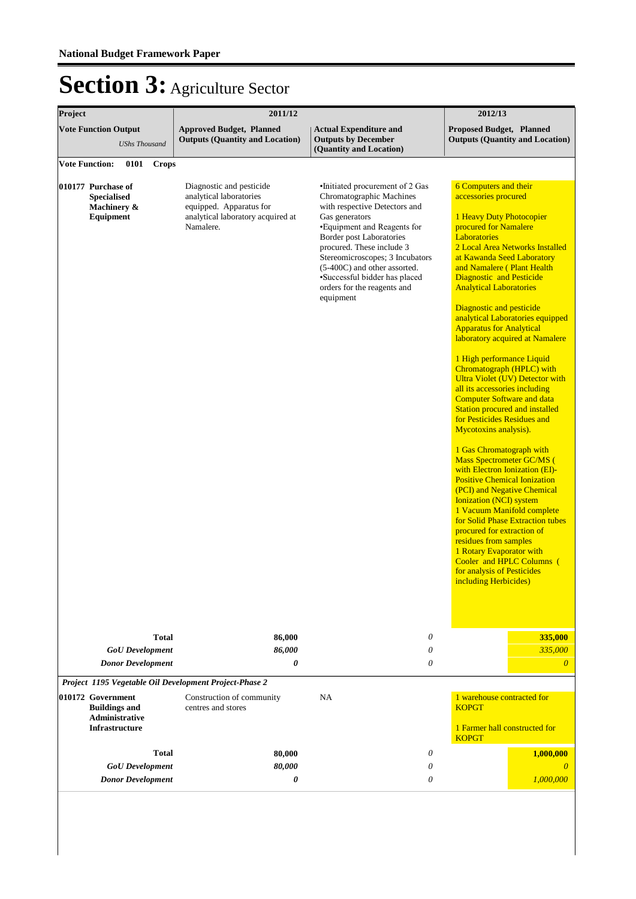# Section 3: Agriculture Sector

| Project | 2011/12 | | 2012/13 |
|---|---|---|---|
| **Vote Function Output** *UShs Thousand* | **Approved Budget, Planned Outputs (Quantity and Location)** | **Actual Expenditure and Outputs by December (Quantity and Location)** | **Proposed Budget, Planned Outputs (Quantity and Location)** |
| **Vote Function: 0101 Crops** | | | |
| **010177 Purchase of Specialised Machinery & Equipment** | Diagnostic and pesticide analytical laboratories equipped. Apparatus for analytical laboratory acquired at Namalere. | •Initiated procurement of 2 Gas Chromatographic Machines with respective Detectors and Gas generators<br>•Equipment and Reagents for Border post Laboratories procured. These include 3 Stereomicroscopes; 3 Incubators (5-400C) and other assorted.<br>•Successful bidder has placed orders for the reagents and equipment | 6 Computers and their accessories procured<br><br>1 Heavy Duty Photocopier procured for Namalere Laboratories<br>2 Local Area Networks Installed at Kawanda Seed Laboratory and Namalere ( Plant Health Diagnostic and Pesticide Analytical Laboratories<br><br>Diagnostic and pesticide analytical Laboratories equipped Apparatus for Analytical laboratory acquired at Namalere<br><br>1 High performance Liquid Chromatograph (HPLC) with Ultra Violet (UV) Detector with all its accessories including Computer Software and data Station procured and installed for Pesticides Residues and Mycotoxins analysis).<br><br>1 Gas Chromatograph with Mass Spectrometer GC/MS ( with Electron Ionization (EI)-Positive Chemical Ionization (PCI) and Negative Chemical Ionization (NCI) system<br>1 Vacuum Manifold complete for Solid Phase Extraction tubes procured for extraction of residues from samples<br>1 Rotary Evaporator with Cooler and HPLC Columns ( for analysis of Pesticides including Herbicides) |
| **Total** | **86,000** | *0* | **335,000** |
| ***GoU Development*** | ***86,000*** | *0* | *335,000* |
| ***Donor Development*** | ***0*** | *0* | *0* |
| ***Project 1195 Vegetable Oil Development Project-Phase 2*** | | | |
| **010172 Government Buildings and Administrative Infrastructure** | Construction of community centres and stores | NA | 1 warehouse contracted for KOPGT<br><br>1 Farmer hall constructed for KOPGT |
| **Total** | **80,000** | *0* | **1,000,000** |
| ***GoU Development*** | ***80,000*** | *0* | *0* |
| ***Donor Development*** | ***0*** | *0* | *1,000,000* |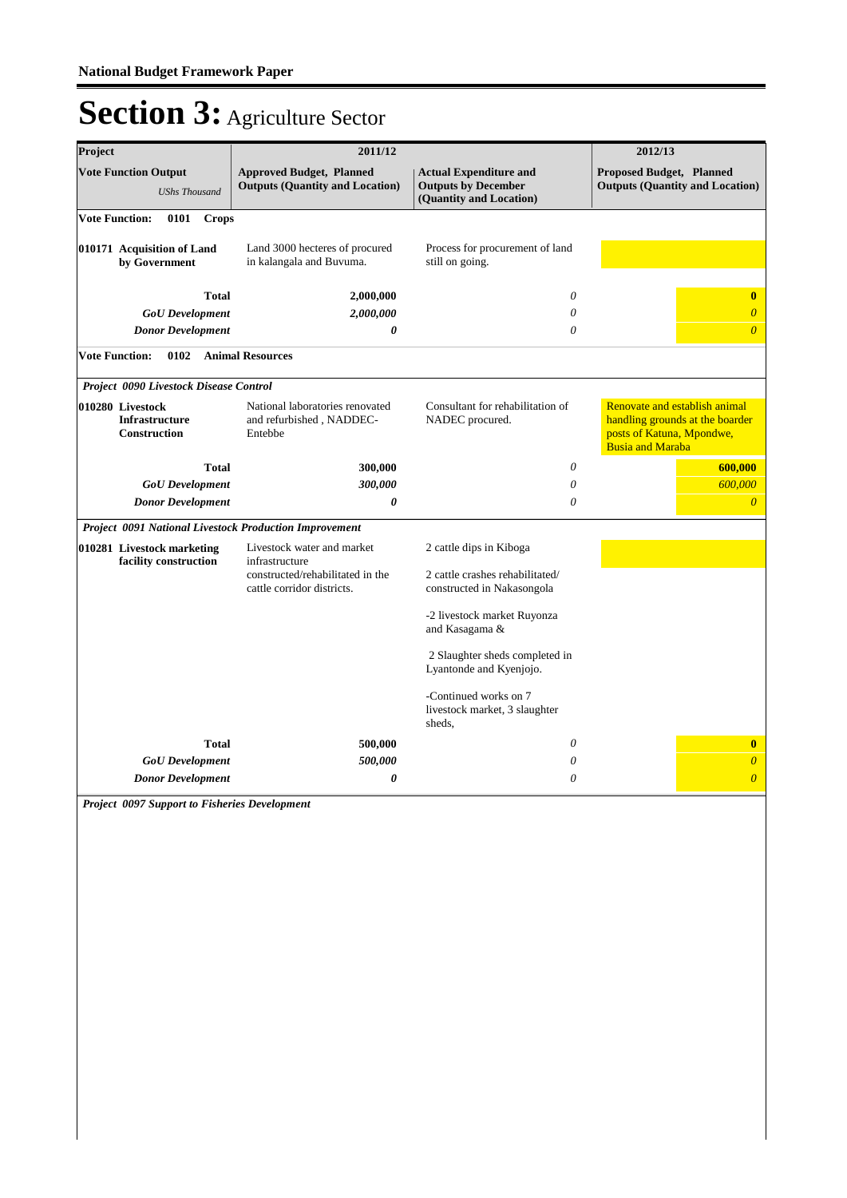## National Budget Framework Paper

# Section 3: Agriculture Sector

| Project | 2011/12 | | 2012/13 |
|---|---|---|---|
| **Vote Function Output** *UShs Thousand* | **Approved Budget, Planned Outputs (Quantity and Location)** | **Actual Expenditure and Outputs by December (Quantity and Location)** | **Proposed Budget, Planned Outputs (Quantity and Location)** |
| **Vote Function: 0101 Crops** | | | |
| **010171 Acquisition of Land by Government** | Land 3000 hecteres of procured in kalangala and Buvuma. | Process for procurement of land still on going. | |
| **Total** | **2,000,000** | *0* | **0** |
| ***GoU Development*** | ***2,000,000*** | *0* | *0* |
| ***Donor Development*** | ***0*** | *0* | *0* |
| **Vote Function: 0102 Animal Resources** | | | |
| ***Project 0090 Livestock Disease Control*** | | | |
| **010280 Livestock Infrastructure Construction** | National laboratories renovated and refurbished , NADDEC-Entebbe | Consultant for rehabilitation of NADEC procured. | Renovate and establish animal handling grounds at the boarder posts of Katuna, Mpondwe, Busia and Maraba |
| **Total** | **300,000** | *0* | **600,000** |
| ***GoU Development*** | ***300,000*** | *0* | *600,000* |
| ***Donor Development*** | ***0*** | *0* | *0* |
| ***Project 0091 National Livestock Production Improvement*** | | | |
| **010281 Livestock marketing facility construction** | Livestock water and market infrastructure constructed/rehabilitated in the cattle corridor districts. | 2 cattle dips in Kiboga<br><br>2 cattle crashes rehabilitated/ constructed in Nakasongola<br><br>-2 livestock market Ruyonza and Kasagama &<br><br>2 Slaughter sheds completed in Lyantonde and Kyenjojo.<br><br>-Continued works on 7 livestock market, 3 slaughter sheds, | |
| **Total** | **500,000** | *0* | **0** |
| ***GoU Development*** | ***500,000*** | *0* | *0* |
| ***Donor Development*** | ***0*** | *0* | *0* |
| ***Project 0097 Support to Fisheries Development*** | | | |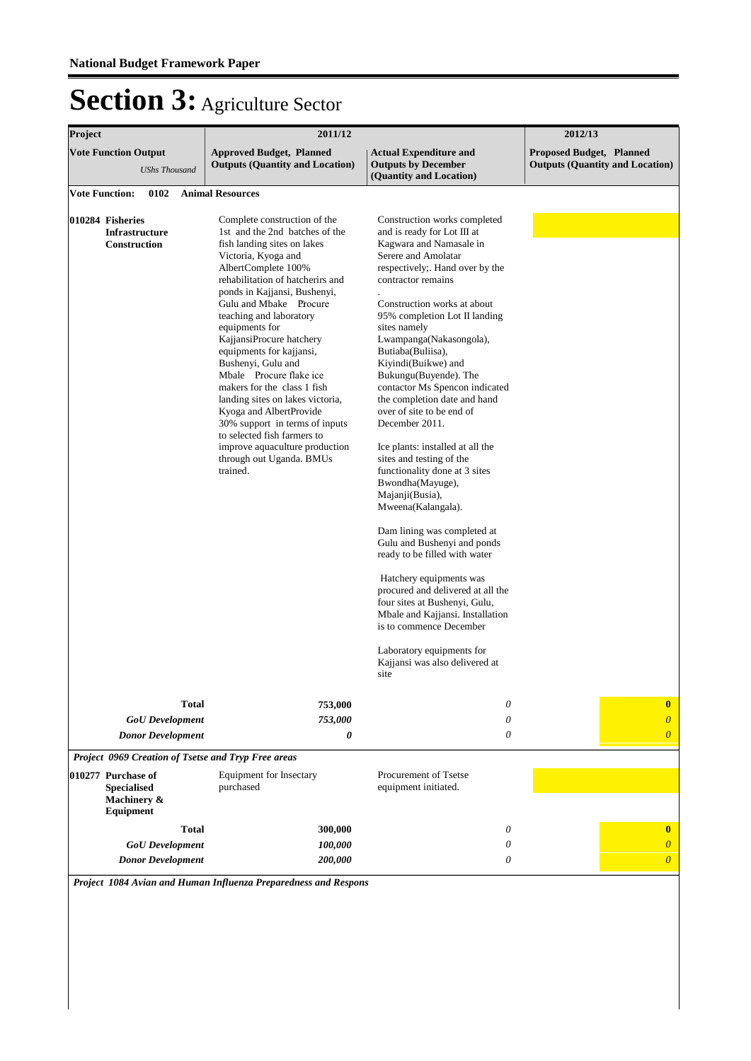# Section 3: Agriculture Sector

| Project<br>Vote Function Output<br>*UShs Thousand* | 2011/12<br>Approved Budget, Planned Outputs (Quantity and Location) | <br>Actual Expenditure and Outputs by December (Quantity and Location) | 2012/13<br>Proposed Budget, Planned Outputs (Quantity and Location) |
|---|---|---|---|
| **Vote Function: 0102 Animal Resources** | | | |
| **010284 Fisheries Infrastructure Construction** | Complete construction of the 1st and the 2nd batches of the fish landing sites on lakes Victoria, Kyoga and AlbertComplete 100% rehabilitation of hatcherirs and ponds in Kajjansi, Bushenyi, Gulu and Mbake Procure teaching and laboratory equipments for KajjansiProcure hatchery equipments for kajjansi, Bushenyi, Gulu and Mbale Procure flake ice makers for the class 1 fish landing sites on lakes victoria, Kyoga and AlbertProvide 30% support in terms of inputs to selected fish farmers to improve aquaculture production through out Uganda. BMUs trained. | Construction works completed and is ready for Lot III at Kagwara and Namasale in Serere and Amolatar respectively;. Hand over by the contractor remains<br>.<br>Construction works at about 95% completion Lot II landing sites namely Lwampanga(Nakasongola), Butiaba(Buliisa), Kiyindi(Buikwe) and Bukungu(Buyende). The contactor Ms Spencon indicated the completion date and hand over of site to be end of December 2011.<br><br>Ice plants: installed at all the sites and testing of the functionality done at 3 sites Bwondha(Mayuge), Majanji(Busia), Mweena(Kalangala).<br><br>Dam lining was completed at Gulu and Bushenyi and ponds ready to be filled with water<br><br>Hatchery equipments was procured and delivered at all the four sites at Bushenyi, Gulu, Mbale and Kajjansi. Installation is to commence December<br><br>Laboratory equipments for Kajjansi was also delivered at site | |
| **Total** | **753,000** | *0* | **0** |
| ***GoU Development*** | ***753,000*** | *0* | *0* |
| ***Donor Development*** | ***0*** | *0* | *0* |
| ***Project 0969 Creation of Tsetse and Tryp Free areas*** | | | |
| **010277 Purchase of Specialised Machinery & Equipment** | Equipment for Insectary purchased | Procurement of Tsetse equipment initiated. | |
| **Total** | **300,000** | *0* | **0** |
| ***GoU Development*** | ***100,000*** | *0* | *0* |
| ***Donor Development*** | ***200,000*** | *0* | *0* |
| ***Project 1084 Avian and Human Influenza Preparedness and Respons*** | | | |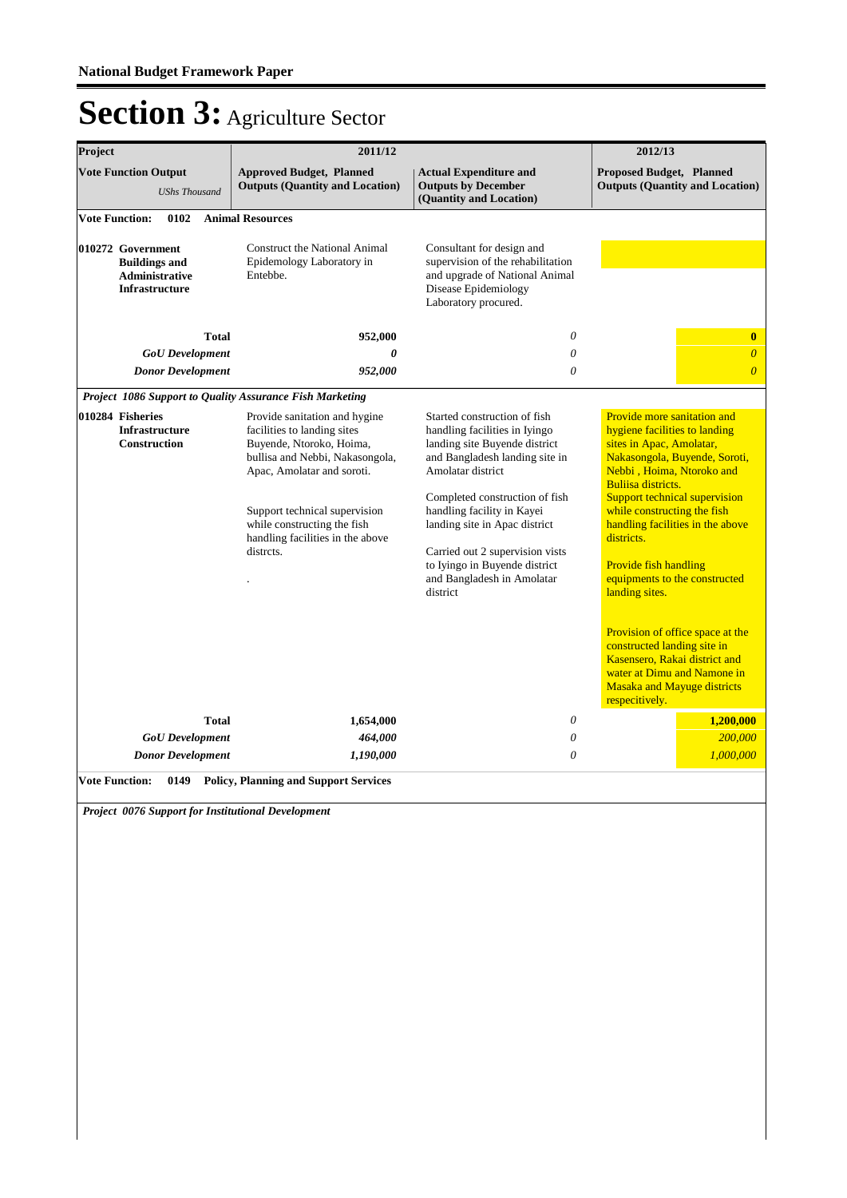# Section 3: Agriculture Sector

| Project<br>Vote Function Output<br>*UShs Thousand* | 2011/12<br>Approved Budget, Planned Outputs (Quantity and Location) | <br>Actual Expenditure and Outputs by December (Quantity and Location) | 2012/13<br>Proposed Budget, Planned Outputs (Quantity and Location) |
|---|---|---|---|
| **Vote Function: 0102 Animal Resources** | | | |
| **010272 Government Buildings and Administrative Infrastructure** | Construct the National Animal Epidemology Laboratory in Entebbe. | Consultant for design and supervision of the rehabilitation and upgrade of National Animal Disease Epidemiology Laboratory procured. | |
| **Total** | **952,000** | *0* | **0** |
| ***GoU Development*** | ***0*** | *0* | *0* |
| ***Donor Development*** | ***952,000*** | *0* | *0* |
| ***Project 1086 Support to Quality Assurance Fish Marketing*** | | | |
| **010284 Fisheries Infrastructure Construction** | Provide sanitation and hygine facilities to landing sites Buyende, Ntoroko, Hoima, bullisa and Nebbi, Nakasongola, Apac, Amolatar and soroti.<br><br>Support technical supervision while constructing the fish handling facilities in the above distrcts.<br><br>. | Started construction of fish handling facilities in Iyingo landing site Buyende district and Bangladesh landing site in Amolatar district<br><br>Completed construction of fish handling facility in Kayei landing site in Apac district<br><br>Carried out 2 supervision vists to Iyingo in Buyende district and Bangladesh in Amolatar district | Provide more sanitation and hygiene facilities to landing sites in Apac, Amolatar, Nakasongola, Buyende, Soroti, Nebbi , Hoima, Ntoroko and Buliisa districts.<br>Support technical supervision while constructing the fish handling facilities in the above districts.<br><br>Provide fish handling equipments to the constructed landing sites.<br><br>Provision of office space at the constructed landing site in Kasensero, Rakai district and water at Dimu and Namone in Masaka and Mayuge districts respecitively. |
| **Total** | **1,654,000** | *0* | **1,200,000** |
| ***GoU Development*** | ***464,000*** | *0* | *200,000* |
| ***Donor Development*** | ***1,190,000*** | *0* | *1,000,000* |
| **Vote Function: 0149 Policy, Planning and Support Services** | | | |
| ***Project 0076 Support for Institutional Development*** | | | |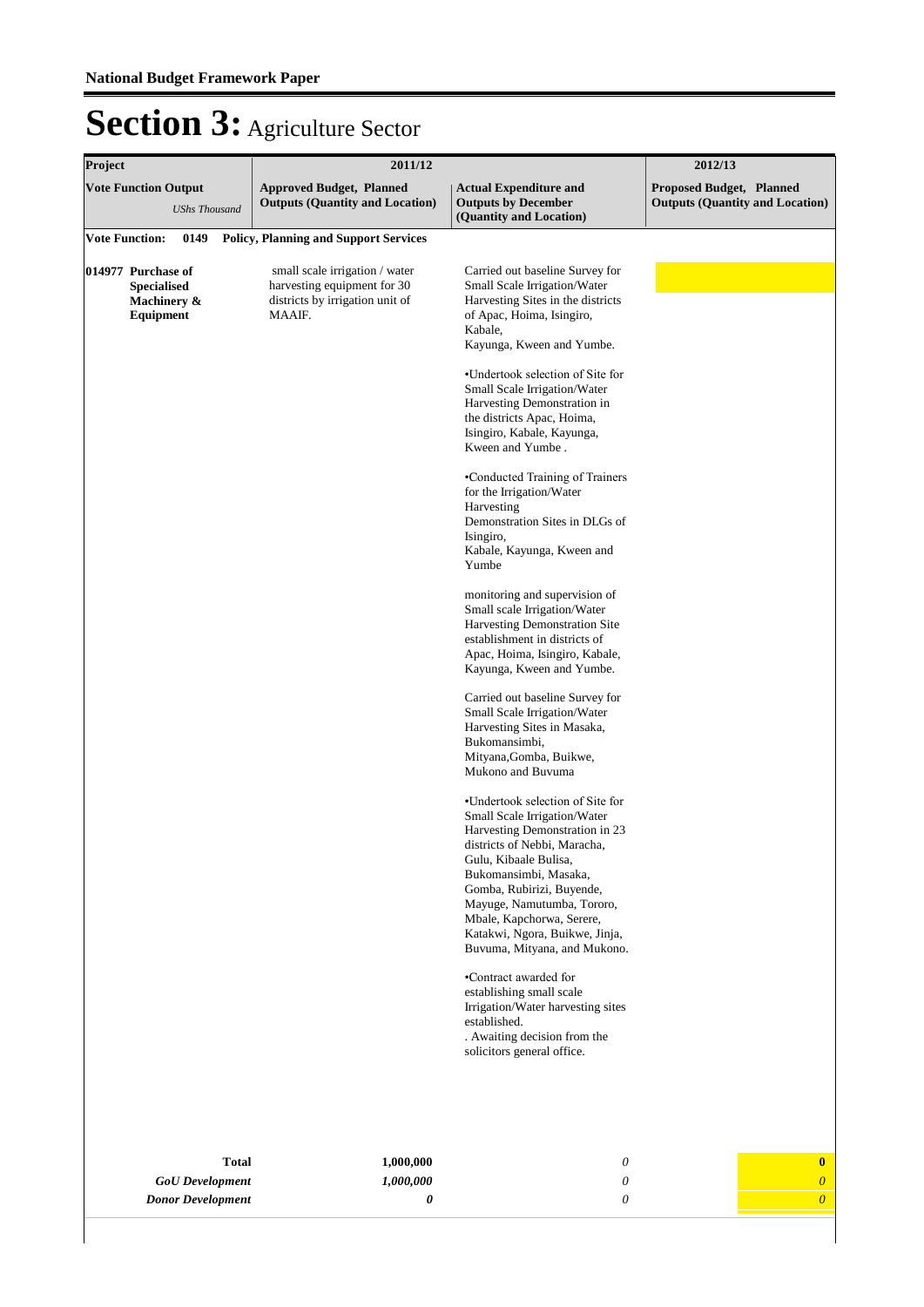**National Budget Framework Paper**

# Section 3: Agriculture Sector

| Project | 2011/12 | | 2012/13 |
|---|---|---|---|
| **Vote Function Output** *UShs Thousand* | **Approved Budget, Planned Outputs (Quantity and Location)** | **Actual Expenditure and Outputs by December (Quantity and Location)** | **Proposed Budget, Planned Outputs (Quantity and Location)** |
| **Vote Function: 0149 Policy, Planning and Support Services** | | | |
| **014977 Purchase of Specialised Machinery & Equipment** | small scale irrigation / water harvesting equipment for 30 districts by irrigation unit of MAAIF. | Carried out baseline Survey for Small Scale Irrigation/Water Harvesting Sites in the districts of Apac, Hoima, Isingiro, Kabale, Kayunga, Kween and Yumbe.<br><br>•Undertook selection of Site for Small Scale Irrigation/Water Harvesting Demonstration in the districts Apac, Hoima, Isingiro, Kabale, Kayunga, Kween and Yumbe .<br><br>•Conducted Training of Trainers for the Irrigation/Water Harvesting Demonstration Sites in DLGs of Isingiro, Kabale, Kayunga, Kween and Yumbe<br><br>monitoring and supervision of Small scale Irrigation/Water Harvesting Demonstration Site establishment in districts of Apac, Hoima, Isingiro, Kabale, Kayunga, Kween and Yumbe.<br><br>Carried out baseline Survey for Small Scale Irrigation/Water Harvesting Sites in Masaka, Bukomansimbi, Mityana,Gomba, Buikwe, Mukono and Buvuma<br><br>•Undertook selection of Site for Small Scale Irrigation/Water Harvesting Demonstration in 23 districts of Nebbi, Maracha, Gulu, Kibaale Bulisa, Bukomansimbi, Masaka, Gomba, Rubirizi, Buyende, Mayuge, Namutumba, Tororo, Mbale, Kapchorwa, Serere, Katakwi, Ngora, Buikwe, Jinja, Buvuma, Mityana, and Mukono.<br><br>•Contract awarded for establishing small scale Irrigation/Water harvesting sites established.<br>. Awaiting decision from the solicitors general office. | |
| **Total** | **1,000,000** | *0* | **0** |
| ***GoU Development*** | ***1,000,000*** | *0* | *0* |
| ***Donor Development*** | ***0*** | *0* | *0* |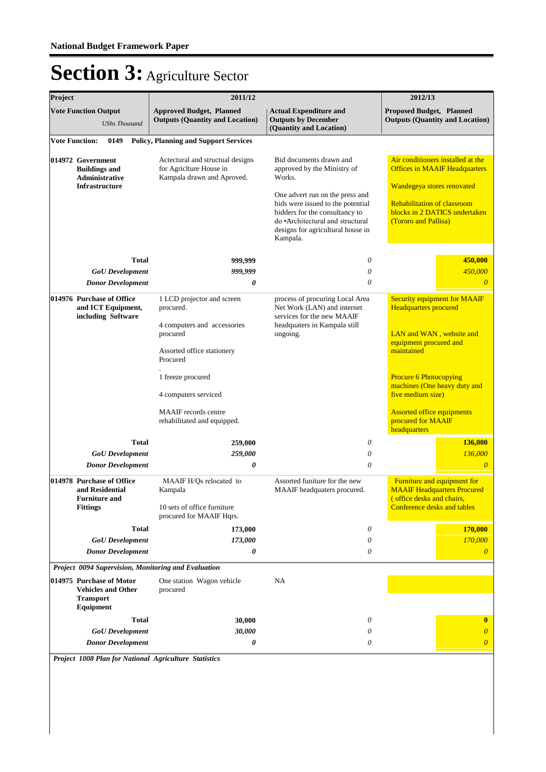# Section 3: Agriculture Sector

| Project | 2011/12 | | 2012/13 |
|---|---|---|---|
| **Vote Function Output** *UShs Thousand* | **Approved Budget, Planned Outputs (Quantity and Location)** | **Actual Expenditure and Outputs by December (Quantity and Location)** | **Proposed Budget, Planned Outputs (Quantity and Location)** |
| **Vote Function: 0149 Policy, Planning and Support Services** | | | |
| **014972 Government Buildings and Administrative Infrastructure** | Actectural and structual designs for Agriclture House in Kampala drawn and Aproved. | Bid documents drawn and approved by the Ministry of Works.<br><br>One advert run on the press and bids were issued to the potential bidders for the consultancy to do •Architectural and structural designs for agricultural house in Kampala. | Air conditioners installed at the Offices in MAAIF Headquarters<br><br>Wandegeya stores renovated<br><br>Rehabilitation of classroom blocks in 2 DATICS undertaken (Tororo and Pallisa) |
| **Total** | **999,999** | *0* | **450,000** |
| ***GoU Development*** | ***999,999*** | *0* | *450,000* |
| ***Donor Development*** | ***0*** | *0* | *0* |
| **014976 Purchase of Office and ICT Equipment, including Software** | 1 LCD projector and screen procured.<br><br>4 computers and accessories procured<br><br>Assorted office stationery Procured<br><br>.<br>1 freeze procured<br><br>4 computers serviced<br><br>MAAIF records centre rehabilitated and equipped. | process of procuring Local Area Net Work (LAN) and internet services for the new MAAIF headquaters in Kampala still ongoing. | Security equipment for MAAIF Headquarters procured<br><br>LAN and WAN , website and equipment procured and maintained<br><br>Procure 6 Photocopying machines (One heavy duty and five medium size)<br><br>Assorted office equipments procured for MAAIF headquarters |
| **Total** | **259,000** | *0* | **136,000** |
| ***GoU Development*** | ***259,000*** | *0* | *136,000* |
| ***Donor Development*** | ***0*** | *0* | *0* |
| **014978 Purchase of Office and Residential Furniture and Fittings** | MAAIF H/Qs relocated to Kampala<br><br>10 sets of office furniture procured for MAAIF Hqrs. | Assorted funiture for the new MAAIF headquaters procured. | Furniture and equipment for MAAIF Headquarters Procured ( office desks and chairs, Conference desks and tables |
| **Total** | **173,000** | *0* | **170,000** |
| ***GoU Development*** | ***173,000*** | *0* | *170,000* |
| ***Donor Development*** | ***0*** | *0* | *0* |
| ***Project 0094 Supervision, Monitoring and Evaluation*** | | | |
| **014975 Purchase of Motor Vehicles and Other Transport Equipment** | One station Wagon vehicle procured | NA | |
| **Total** | **30,000** | *0* | **0** |
| ***GoU Development*** | ***30,000*** | *0* | *0* |
| ***Donor Development*** | ***0*** | *0* | *0* |
| ***Project 1008 Plan for National Agriculture Statistics*** | | | |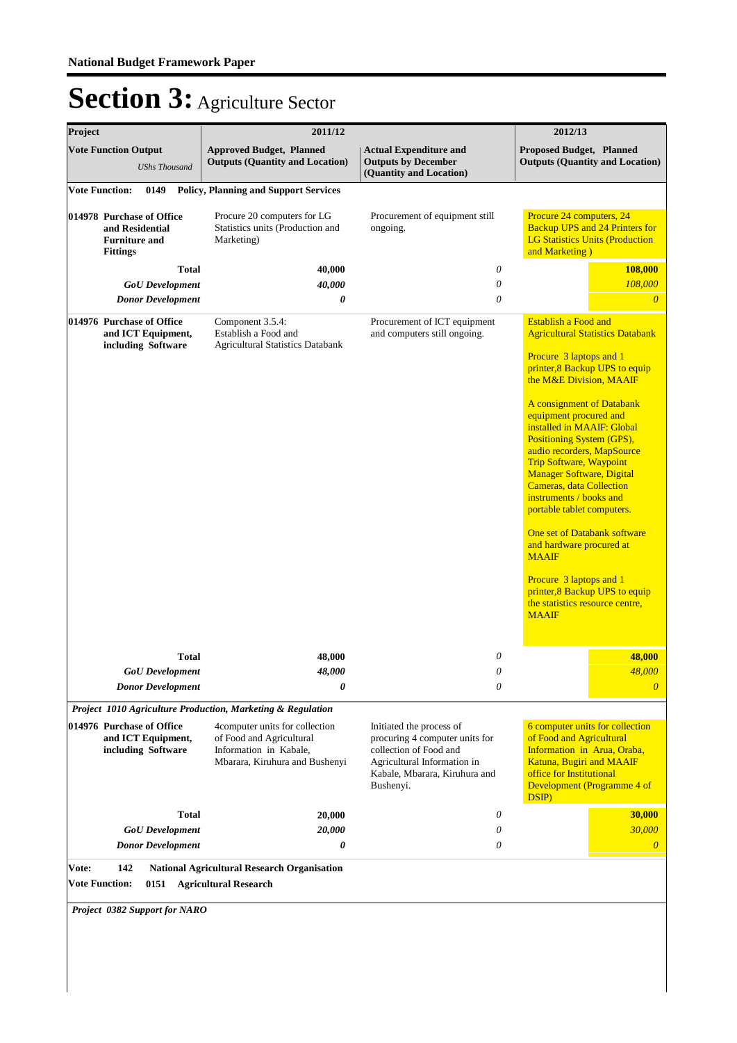**National Budget Framework Paper**

# Section 3: Agriculture Sector

| Project | 2011/12 | | 2012/13 | |
|---|---|---|---|---|
| **Vote Function Output** *UShs Thousand* | **Approved Budget, Planned Outputs (Quantity and Location)** | **Actual Expenditure and Outputs by December (Quantity and Location)** | **Proposed Budget, Planned Outputs (Quantity and Location)** | |
| **Vote Function: 0149 Policy, Planning and Support Services** | | | | |
| **014978 Purchase of Office and Residential Furniture and Fittings** | Procure 20 computers for LG Statistics units (Production and Marketing) | Procurement of equipment still ongoing. | Procure 24 computers, 24 Backup UPS and 24 Printers for LG Statistics Units (Production and Marketing ) | |
| **Total** | **40,000** | *0* | | **108,000** |
| ***GoU Development*** | ***40,000*** | *0* | | *108,000* |
| ***Donor Development*** | ***0*** | *0* | | *0* |
| **014976 Purchase of Office and ICT Equipment, including Software** | Component 3.5.4: Establish a Food and Agricultural Statistics Databank | Procurement of ICT equipment and computers still ongoing. | Establish a Food and Agricultural Statistics Databank<br><br>Procure 3 laptops and 1 printer,8 Backup UPS to equip the M&E Division, MAAIF<br><br>A consignment of Databank equipment procured and installed in MAAIF: Global Positioning System (GPS), audio recorders, MapSource Trip Software, Waypoint Manager Software, Digital Cameras, data Collection instruments / books and portable tablet computers.<br><br>One set of Databank software and hardware procured at MAAIF<br><br>Procure 3 laptops and 1 printer,8 Backup UPS to equip the statistics resource centre, MAAIF | |
| **Total** | **48,000** | *0* | | **48,000** |
| ***GoU Development*** | ***48,000*** | *0* | | *48,000* |
| ***Donor Development*** | ***0*** | *0* | | *0* |
| ***Project 1010 Agriculture Production, Marketing & Regulation*** | | | | |
| **014976 Purchase of Office and ICT Equipment, including Software** | 4computer units for collection of Food and Agricultural Information in Kabale, Mbarara, Kiruhura and Bushenyi | Initiated the process of procuring 4 computer units for collection of Food and Agricultural Information in Kabale, Mbarara, Kiruhura and Bushenyi. | 6 computer units for collection of Food and Agricultural Information in Arua, Oraba, Katuna, Bugiri and MAAIF office for Institutional Development (Programme 4 of DSIP) | |
| **Total** | **20,000** | *0* | | **30,000** |
| ***GoU Development*** | ***20,000*** | *0* | | *30,000* |
| ***Donor Development*** | ***0*** | *0* | | *0* |
| **Vote: 142 National Agricultural Research Organisation** | | | | |
| **Vote Function: 0151 Agricultural Research** | | | | |
| ***Project 0382 Support for NARO*** | | | | |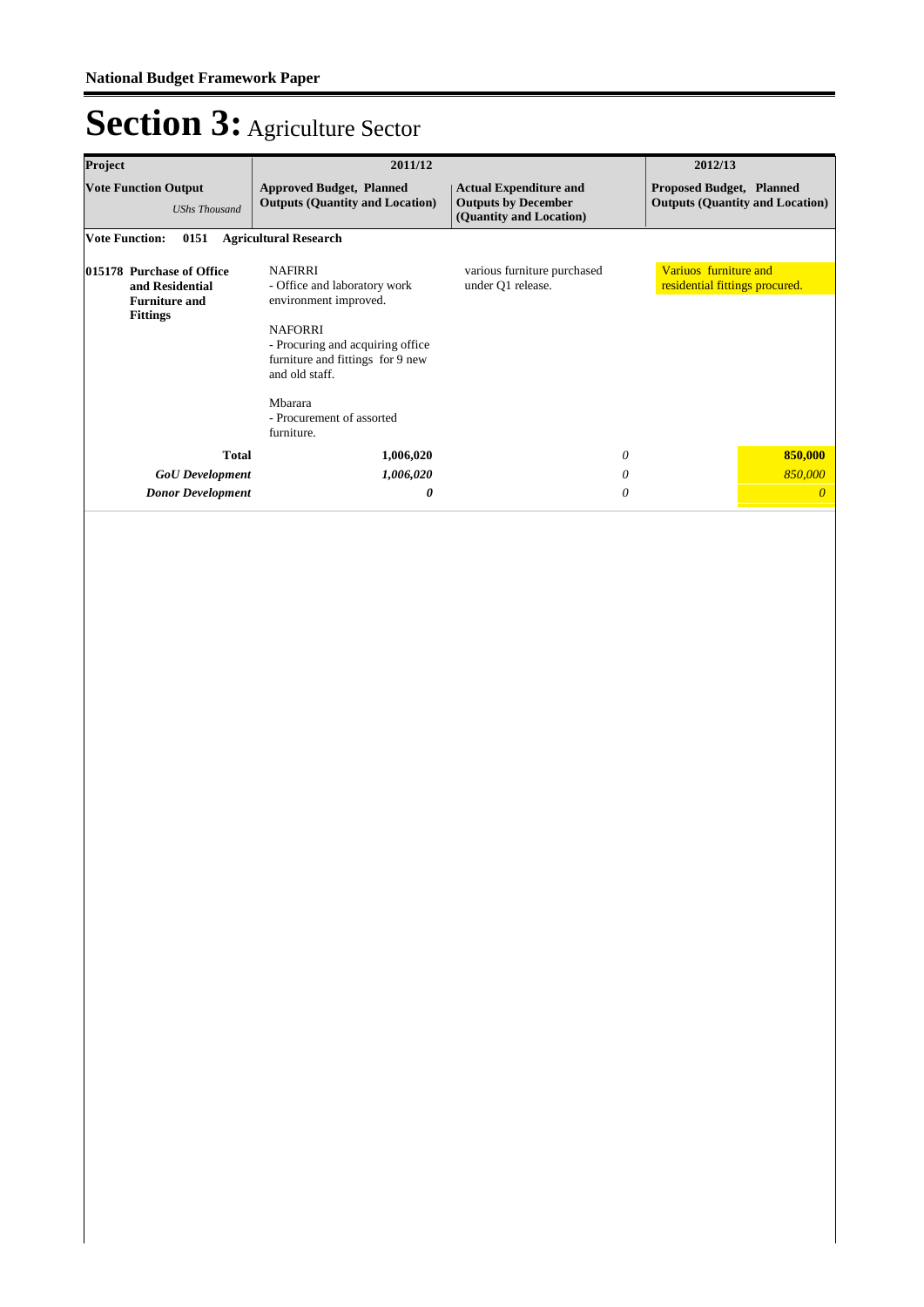# Section 3: Agriculture Sector

| Project | 2011/12 | | 2012/13 |
|---|---|---|---|
| **Vote Function Output** *UShs Thousand* | **Approved Budget, Planned Outputs (Quantity and Location)** | **Actual Expenditure and Outputs by December (Quantity and Location)** | **Proposed Budget, Planned Outputs (Quantity and Location)** |
| **Vote Function: 0151 Agricultural Research** | | | |
| **015178 Purchase of Office and Residential Furniture and Fittings** | NAFIRRI<br>- Office and laboratory work environment improved.<br><br>NAFORRI<br>- Procuring and acquiring office furniture and fittings for 9 new and old staff.<br><br>Mbarara<br>- Procurement of assorted furniture. | various furniture purchased under Q1 release. | Variuos furniture and residential fittings procured. |
| **Total** | **1,006,020** | *0* | **850,000** |
| ***GoU Development*** | ***1,006,020*** | *0* | *850,000* |
| ***Donor Development*** | ***0*** | *0* | *0* |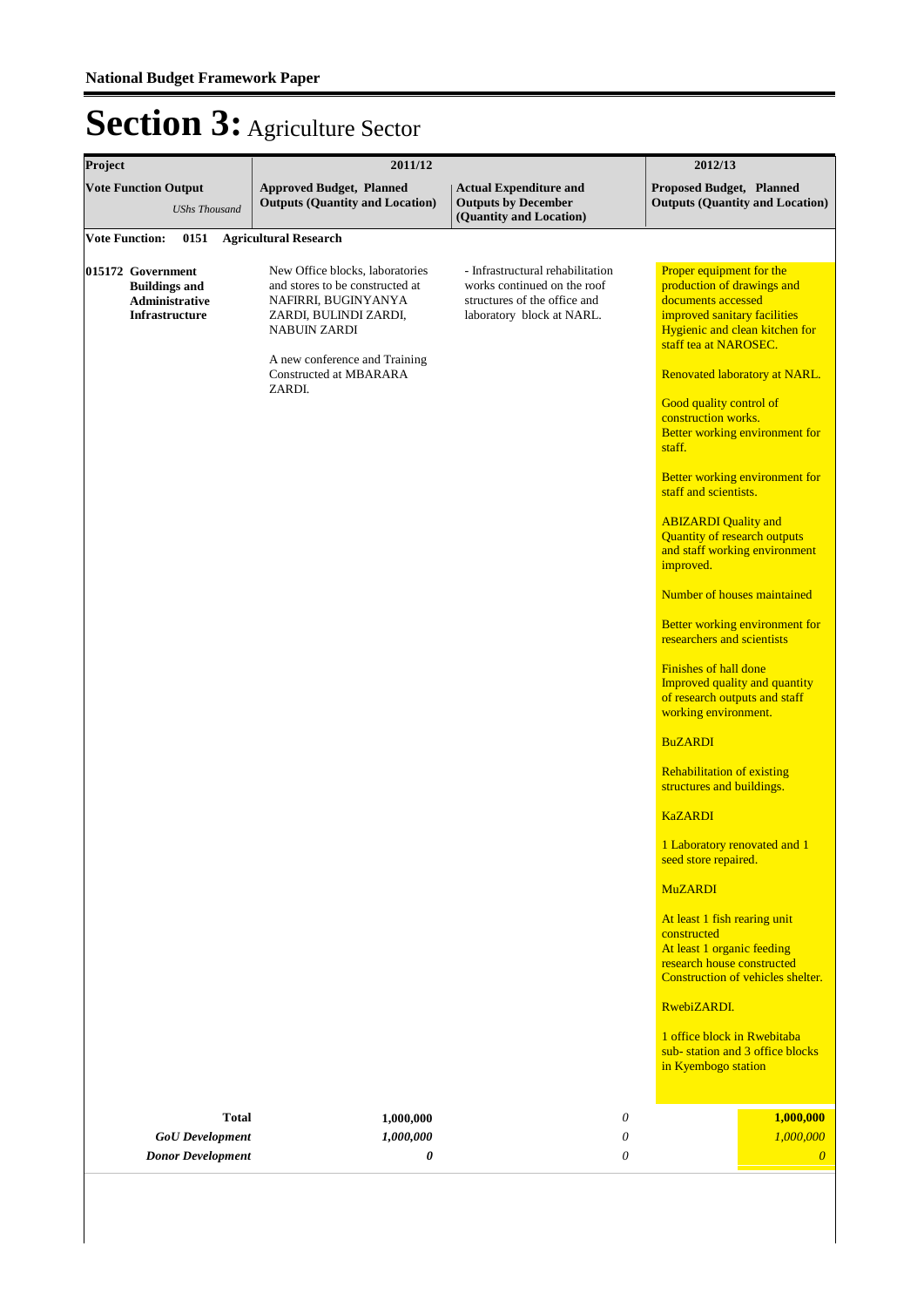# Section 3: Agriculture Sector

| Project | 2011/12 | | 2012/13 |
|---|---|---|---|
| **Vote Function Output** *UShs Thousand* | **Approved Budget, Planned Outputs (Quantity and Location)** | **Actual Expenditure and Outputs by December (Quantity and Location)** | **Proposed Budget, Planned Outputs (Quantity and Location)** |
| **Vote Function: 0151 Agricultural Research** | | | |
| **015172 Government Buildings and Administrative Infrastructure** | New Office blocks, laboratories and stores to be constructed at NAFIRRI, BUGINYANYA ZARDI, BULINDI ZARDI, NABUIN ZARDI<br><br>A new conference and Training Constructed at MBARARA ZARDI. | - Infrastructural rehabilitation works continued on the roof structures of the office and laboratory block at NARL. | Proper equipment for the production of drawings and documents accessed<br>improved sanitary facilities<br>Hygienic and clean kitchen for staff tea at NAROSEC.<br><br>Renovated laboratory at NARL.<br><br>Good quality control of construction works.<br>Better working environment for staff.<br><br>Better working environment for staff and scientists.<br><br>ABIZARDI Quality and Quantity of research outputs and staff working environment improved.<br><br>Number of houses maintained<br><br>Better working environment for researchers and scientists<br><br>Finishes of hall done<br>Improved quality and quantity of research outputs and staff working environment.<br><br>BuZARDI<br><br>Rehabilitation of existing structures and buildings.<br><br>KaZARDI<br><br>1 Laboratory renovated and 1 seed store repaired.<br><br>MuZARDI<br><br>At least 1 fish rearing unit constructed<br>At least 1 organic feeding research house constructed<br>Construction of vehicles shelter.<br><br>RwebiZARDI.<br><br>1 office block in Rwebitaba sub- station and 3 office blocks in Kyembogo station |
| **Total** | **1,000,000** | *0* | **1,000,000** |
| ***GoU Development*** | *1,000,000* | *0* | *1,000,000* |
| ***Donor Development*** | ***0*** | *0* | *0* |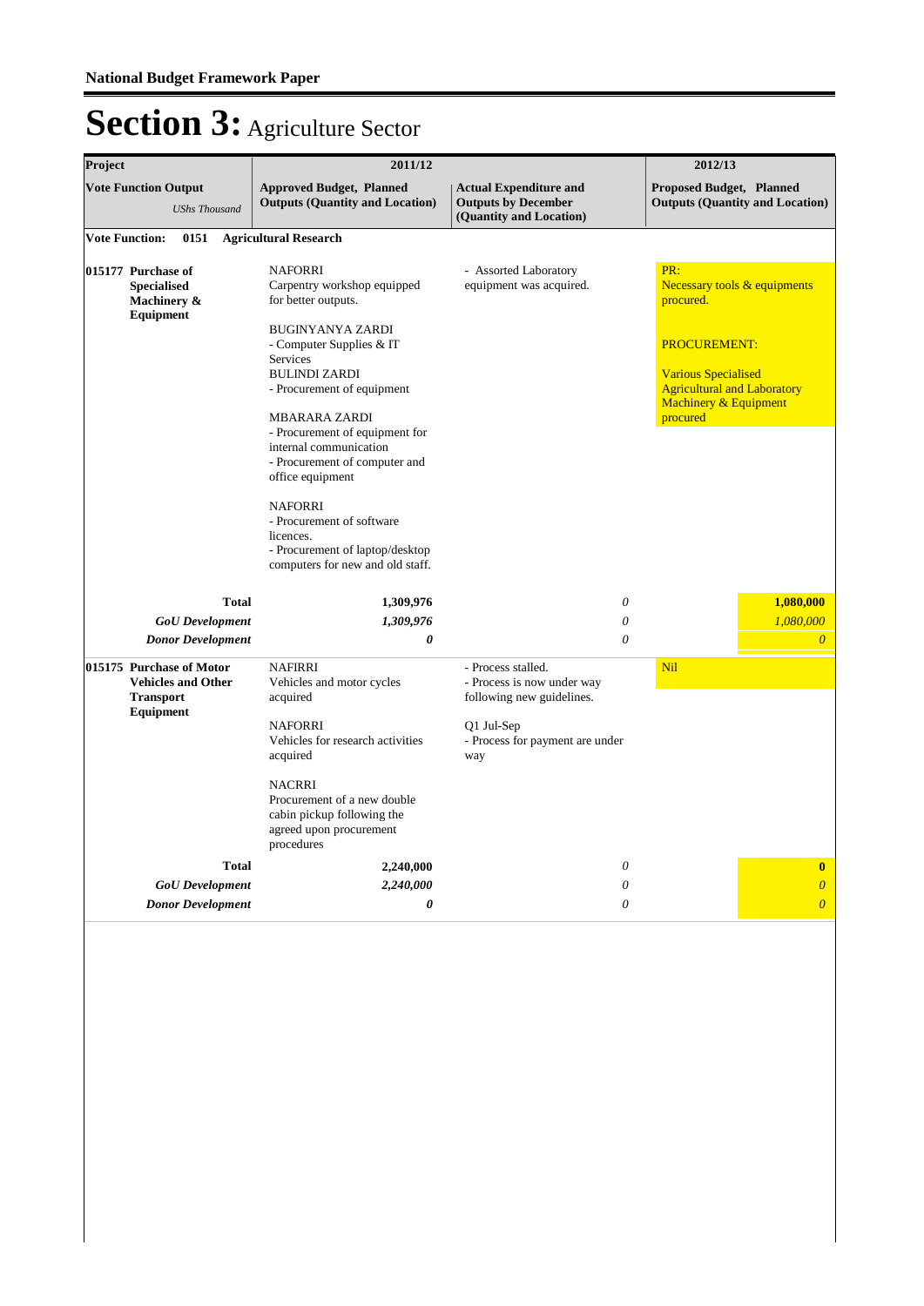# Section 3: Agriculture Sector

| Project | 2011/12 | | 2012/13 |
|---|---|---|---|
| **Vote Function Output** *UShs Thousand* | **Approved Budget, Planned Outputs (Quantity and Location)** | **Actual Expenditure and Outputs by December (Quantity and Location)** | **Proposed Budget, Planned Outputs (Quantity and Location)** |
| **Vote Function: 0151 Agricultural Research** | | | |
| **015177 Purchase of Specialised Machinery & Equipment** | NAFORRI<br>Carpentry workshop equipped for better outputs.<br><br>BUGINYANYA ZARDI<br>- Computer Supplies & IT Services<br>BULINDI ZARDI<br>- Procurement of equipment<br><br>MBARARA ZARDI<br>- Procurement of equipment for internal communication<br>- Procurement of computer and office equipment<br><br>NAFORRI<br>- Procurement of software licences.<br>- Procurement of laptop/desktop computers for new and old staff. | - Assorted Laboratory equipment was acquired. | PR:<br>Necessary tools & equipments procured.<br><br>PROCUREMENT:<br><br>Various Specialised Agricultural and Laboratory Machinery & Equipment procured |
| **Total** | **1,309,976** | *0* | **1,080,000** |
| ***GoU Development*** | ***1,309,976*** | *0* | *1,080,000* |
| ***Donor Development*** | ***0*** | *0* | *0* |
| **015175 Purchase of Motor Vehicles and Other Transport Equipment** | NAFIRRI<br>Vehicles and motor cycles acquired<br><br>NAFORRI<br>Vehicles for research activities acquired<br><br>NACRRI<br>Procurement of a new double cabin pickup following the agreed upon procurement procedures | - Process stalled.<br>- Process is now under way following new guidelines.<br><br>Q1 Jul-Sep<br>- Process for payment are under way | Nil |
| **Total** | **2,240,000** | *0* | **0** |
| ***GoU Development*** | ***2,240,000*** | *0* | *0* |
| ***Donor Development*** | ***0*** | *0* | *0* |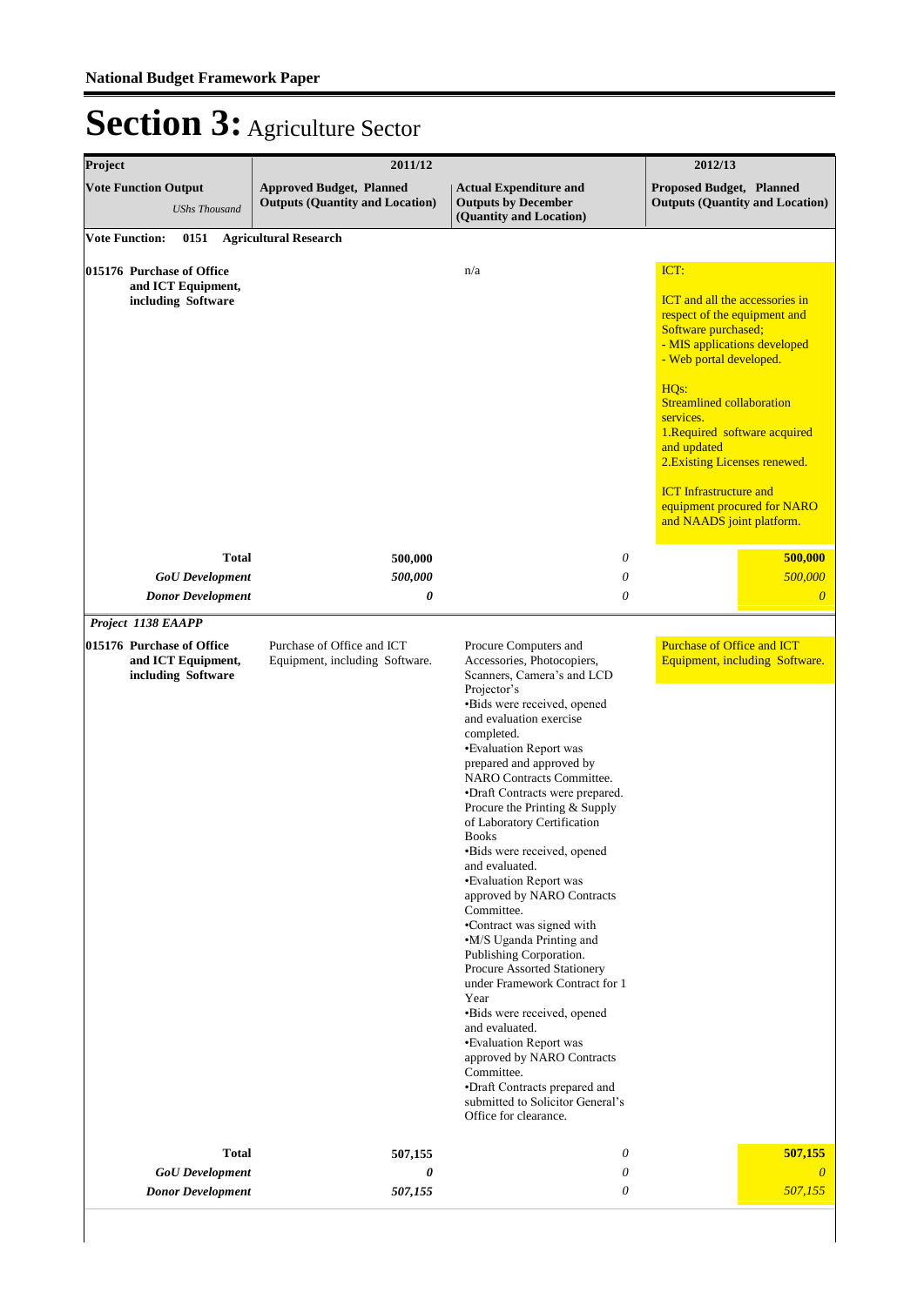# Section 3: Agriculture Sector

| Project | 2011/12 | | 2012/13 |
|---|---|---|---|
| **Vote Function Output** *UShs Thousand* | **Approved Budget, Planned Outputs (Quantity and Location)** | **Actual Expenditure and Outputs by December (Quantity and Location)** | **Proposed Budget, Planned Outputs (Quantity and Location)** |
| **Vote Function: 0151 Agricultural Research** | | | |
| **015176 Purchase of Office and ICT Equipment, including Software** | | n/a | ICT:<br><br>ICT and all the accessories in respect of the equipment and Software purchased;<br>- MIS applications developed<br>- Web portal developed.<br><br>HQs:<br>Streamlined collaboration services.<br>1.Required software acquired and updated<br>2.Existing Licenses renewed.<br><br>ICT Infrastructure and equipment procured for NARO and NAADS joint platform. |
| **Total** | **500,000** | *0* | **500,000** |
| ***GoU Development*** | *500,000* | *0* | *500,000* |
| ***Donor Development*** | *0* | *0* | *0* |
| ***Project 1138 EAAPP*** | | | |
| **015176 Purchase of Office and ICT Equipment, including Software** | Purchase of Office and ICT Equipment, including Software. | Procure Computers and Accessories, Photocopiers, Scanners, Camera's and LCD Projector's<br>•Bids were received, opened and evaluation exercise completed.<br>•Evaluation Report was prepared and approved by NARO Contracts Committee.<br>•Draft Contracts were prepared.<br>Procure the Printing & Supply of Laboratory Certification Books<br>•Bids were received, opened and evaluated.<br>•Evaluation Report was approved by NARO Contracts Committee.<br>•Contract was signed with<br>•M/S Uganda Printing and Publishing Corporation.<br>Procure Assorted Stationery under Framework Contract for 1 Year<br>•Bids were received, opened and evaluated.<br>•Evaluation Report was approved by NARO Contracts Committee.<br>•Draft Contracts prepared and submitted to Solicitor General's Office for clearance. | Purchase of Office and ICT Equipment, including Software. |
| **Total** | **507,155** | *0* | **507,155** |
| ***GoU Development*** | *0* | *0* | *0* |
| ***Donor Development*** | *507,155* | *0* | *507,155* |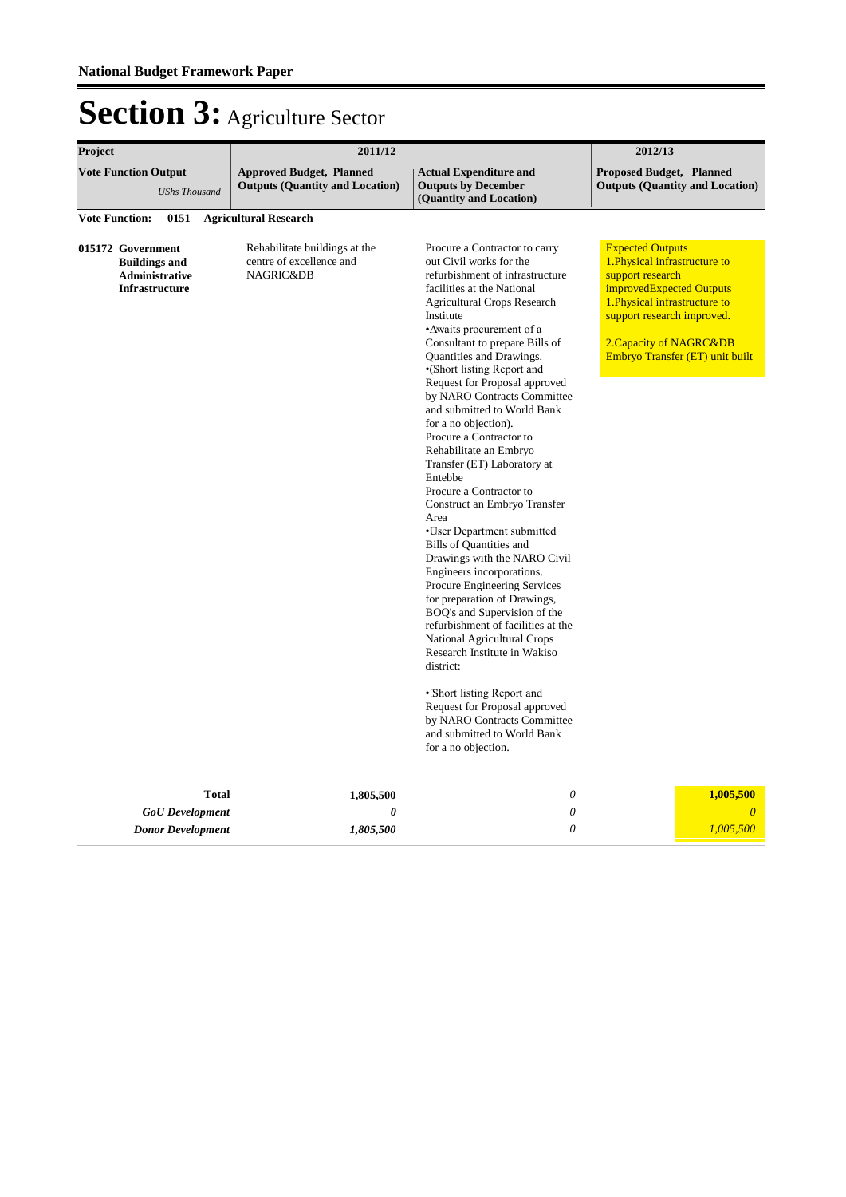# Section 3: Agriculture Sector

| Project | 2011/12 | | 2012/13 |
|---|---|---|---|
| **Vote Function Output** *UShs Thousand* | **Approved Budget, Planned Outputs (Quantity and Location)** | **Actual Expenditure and Outputs by December (Quantity and Location)** | **Proposed Budget, Planned Outputs (Quantity and Location)** |
| **Vote Function: 0151 Agricultural Research** | | | |
| **015172 Government Buildings and Administrative Infrastructure** | Rehabilitate buildings at the centre of excellence and NAGRIC&DB | Procure a Contractor to carry out Civil works for the refurbishment of infrastructure facilities at the National Agricultural Crops Research Institute<br>•Awaits procurement of a Consultant to prepare Bills of Quantities and Drawings.<br>•(Short listing Report and Request for Proposal approved by NARO Contracts Committee and submitted to World Bank for a no objection).<br>Procure a Contractor to Rehabilitate an Embryo Transfer (ET) Laboratory at Entebbe<br>Procure a Contractor to Construct an Embryo Transfer Area<br>•User Department submitted Bills of Quantities and Drawings with the NARO Civil Engineers incorporations.<br>Procure Engineering Services for preparation of Drawings, BOQ's and Supervision of the refurbishment of facilities at the National Agricultural Crops Research Institute in Wakiso district:<br><br>•Short listing Report and Request for Proposal approved by NARO Contracts Committee and submitted to World Bank for a no objection. | Expected Outputs<br>1.Physical infrastructure to support research improvedExpected Outputs<br>1.Physical infrastructure to support research improved.<br><br>2.Capacity of NAGRC&DB Embryo Transfer (ET) unit built |
| **Total** | **1,805,500** | *0* | **1,005,500** |
| ***GoU Development*** | ***0*** | *0* | *0* |
| ***Donor Development*** | ***1,805,500*** | *0* | *1,005,500* |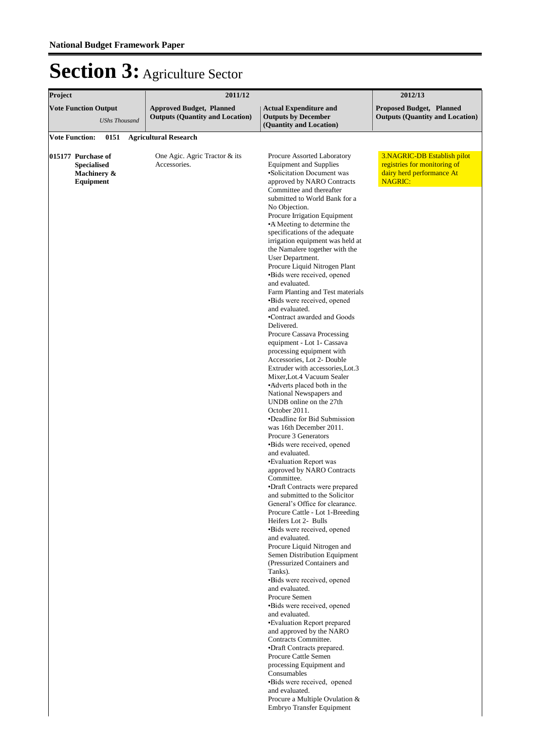# Section 3: Agriculture Sector

| Project | 2011/12 | | 2012/13 |
|---|---|---|---|
| **Vote Function Output** *UShs Thousand* | **Approved Budget, Planned Outputs (Quantity and Location)** | **Actual Expenditure and Outputs by December (Quantity and Location)** | **Proposed Budget, Planned Outputs (Quantity and Location)** |
| **Vote Function: 0151 Agricultural Research** | | | |
| **015177 Purchase of Specialised Machinery & Equipment** | One Agic. Agric Tractor & its Accessories. | Procure Assorted Laboratory Equipment and Supplies •Solicitation Document was approved by NARO Contracts Committee and thereafter submitted to World Bank for a No Objection. Procure Irrigation Equipment •A Meeting to determine the specifications of the adequate irrigation equipment was held at the Namalere together with the User Department. Procure Liquid Nitrogen Plant •Bids were received, opened and evaluated. Farm Planting and Test materials •Bids were received, opened and evaluated. •Contract awarded and Goods Delivered. Procure Cassava Processing equipment - Lot 1- Cassava processing equipment with Accessories, Lot 2- Double Extruder with accessories,Lot.3 Mixer,Lot.4 Vacuum Sealer •Adverts placed both in the National Newspapers and UNDB online on the 27th October 2011. •Deadline for Bid Submission was 16th December 2011. Procure 3 Generators •Bids were received, opened and evaluated. •Evaluation Report was approved by NARO Contracts Committee. •Draft Contracts were prepared and submitted to the Solicitor General's Office for clearance. Procure Cattle - Lot 1-Breeding Heifers Lot 2- Bulls •Bids were received, opened and evaluated. Procure Liquid Nitrogen and Semen Distribution Equipment (Pressurized Containers and Tanks). •Bids were received, opened and evaluated. Procure Semen •Bids were received, opened and evaluated. •Evaluation Report prepared and approved by the NARO Contracts Committee. •Draft Contracts prepared. Procure Cattle Semen processing Equipment and Consumables •Bids were received, opened and evaluated. Procure a Multiple Ovulation & Embryo Transfer Equipment | 3.NAGRIC-DB Establish pilot registries for monitoring of dairy herd performance At NAGRIC: |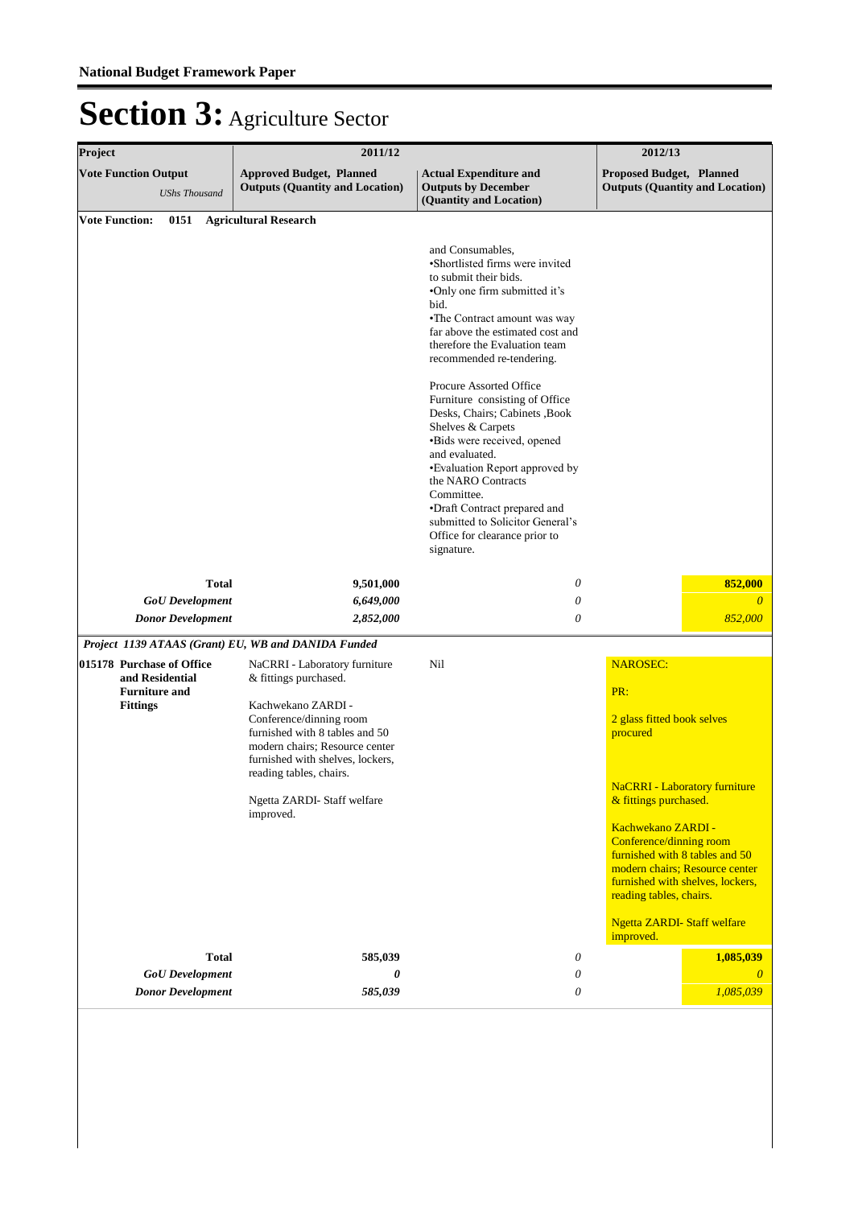# Section 3: Agriculture Sector

| Project | 2011/12 | | 2012/13 |
|---|---|---|---|
| **Vote Function Output** *UShs Thousand* | **Approved Budget, Planned Outputs (Quantity and Location)** | **Actual Expenditure and Outputs by December (Quantity and Location)** | **Proposed Budget, Planned Outputs (Quantity and Location)** |
| **Vote Function: 0151 Agricultural Research** | | | |
| | | and Consumables,<br>•Shortlisted firms were invited to submit their bids.<br>•Only one firm submitted it's bid.<br>•The Contract amount was way far above the estimated cost and therefore the Evaluation team recommended re-tendering.<br><br>Procure Assorted Office Furniture consisting of Office Desks, Chairs; Cabinets ,Book Shelves & Carpets<br>•Bids were received, opened and evaluated.<br>•Evaluation Report approved by the NARO Contracts Committee.<br>•Draft Contract prepared and submitted to Solicitor General's Office for clearance prior to signature. | |
| **Total** | **9,501,000** | *0* | **852,000** |
| ***GoU Development*** | ***6,649,000*** | *0* | *0* |
| ***Donor Development*** | ***2,852,000*** | *0* | *852,000* |
| ***Project 1139 ATAAS (Grant) EU, WB and DANIDA Funded*** | | | |
| **015178 Purchase of Office and Residential Furniture and Fittings** | NaCRRI - Laboratory furniture & fittings purchased.<br><br>Kachwekano ZARDI - Conference/dinning room furnished with 8 tables and 50 modern chairs; Resource center furnished with shelves, lockers, reading tables, chairs.<br><br>Ngetta ZARDI- Staff welfare improved. | Nil | NAROSEC:<br><br>PR:<br><br>2 glass fitted book selves procured<br><br>NaCRRI - Laboratory furniture & fittings purchased.<br><br>Kachwekano ZARDI - Conference/dinning room furnished with 8 tables and 50 modern chairs; Resource center furnished with shelves, lockers, reading tables, chairs.<br><br>Ngetta ZARDI- Staff welfare improved. |
| **Total** | **585,039** | *0* | **1,085,039** |
| ***GoU Development*** | ***0*** | *0* | *0* |
| ***Donor Development*** | ***585,039*** | *0* | *1,085,039* |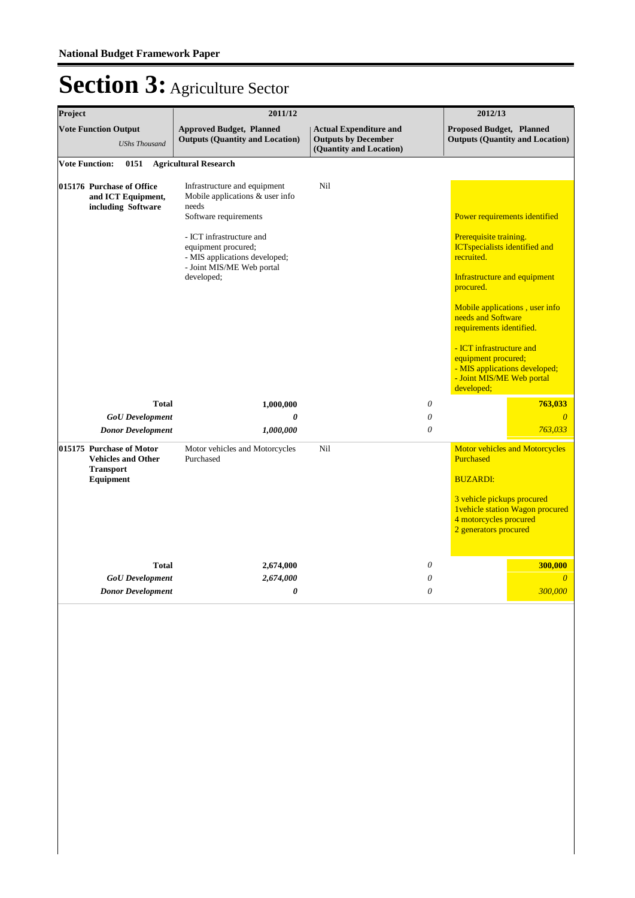# Section 3: Agriculture Sector

| Project | 2011/12 | | 2012/13 |
|---|---|---|---|
| **Vote Function Output** *UShs Thousand* | **Approved Budget, Planned Outputs (Quantity and Location)** | **Actual Expenditure and Outputs by December (Quantity and Location)** | **Proposed Budget, Planned Outputs (Quantity and Location)** |
| **Vote Function: 0151 Agricultural Research** | | | |
| **015176 Purchase of Office and ICT Equipment, including Software** | Infrastructure and equipment<br>Mobile applications & user info needs<br>Software requirements<br><br>- ICT infrastructure and equipment procured;<br>- MIS applications developed;<br>- Joint MIS/ME Web portal developed; | Nil | Power requirements identified<br><br>Prerequisite training.<br>ICTspecialists identified and recruited.<br><br>Infrastructure and equipment procured.<br><br>Mobile applications , user info needs and Software requirements identified.<br><br>- ICT infrastructure and equipment procured;<br>- MIS applications developed;<br>- Joint MIS/ME Web portal developed; |
| **Total** | **1,000,000** | *0* | **763,033** |
| ***GoU Development*** | ***0*** | *0* | *0* |
| ***Donor Development*** | ***1,000,000*** | *0* | *763,033* |
| **015175 Purchase of Motor Vehicles and Other Transport Equipment** | Motor vehicles and Motorcycles Purchased | Nil | Motor vehicles and Motorcycles Purchased<br><br>BUZARDI:<br><br>3 vehicle pickups procured<br>1vehicle station Wagon procured<br>4 motorcycles procured<br>2 generators procured |
| **Total** | **2,674,000** | *0* | **300,000** |
| ***GoU Development*** | ***2,674,000*** | *0* | *0* |
| ***Donor Development*** | ***0*** | *0* | *300,000* |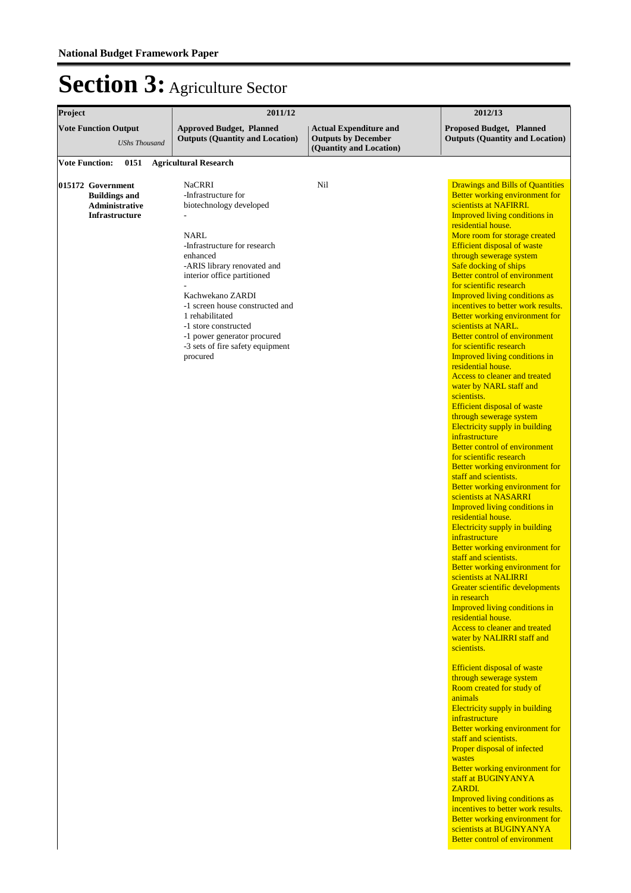# Section 3: Agriculture Sector

| Project | 2011/12 | | 2012/13 |
|---|---|---|---|
| **Vote Function Output** *UShs Thousand* | **Approved Budget, Planned Outputs (Quantity and Location)** | **Actual Expenditure and Outputs by December (Quantity and Location)** | **Proposed Budget, Planned Outputs (Quantity and Location)** |
| **Vote Function: 0151 Agricultural Research** | | | |
| **015172 Government Buildings and Administrative Infrastructure** | NaCRRI<br>-Infrastructure for biotechnology developed<br>-<br><br>NARL<br>-Infrastructure for research enhanced<br>-ARIS library renovated and interior office partitioned<br>-<br>Kachwekano ZARDI<br>-1 screen house constructed and 1 rehabilitated<br>-1 store constructed<br>-1 power generator procured<br>-3 sets of fire safety equipment procured | Nil | Drawings and Bills of Quantities<br>Better working environment for scientists at NAFIRRI.<br>Improved living conditions in residential house.<br>More room for storage created<br>Efficient disposal of waste through sewerage system<br>Safe docking of ships<br>Better control of environment for scientific research<br>Improved living conditions as incentives to better work results.<br>Better working environment for scientists at NARL.<br>Better control of environment for scientific research<br>Improved living conditions in residential house.<br>Access to cleaner and treated water by NARL staff and scientists.<br>Efficient disposal of waste through sewerage system<br>Electricity supply in building infrastructure<br>Better control of environment for scientific research<br>Better working environment for staff and scientists.<br>Better working environment for scientists at NASARRI<br>Improved living conditions in residential house.<br>Electricity supply in building infrastructure<br>Better working environment for staff and scientists.<br>Better working environment for scientists at NALIRRI<br>Greater scientific developments in research<br>Improved living conditions in residential house.<br>Access to cleaner and treated water by NALIRRI staff and scientists.<br><br>Efficient disposal of waste through sewerage system<br>Room created for study of animals<br>Electricity supply in building infrastructure<br>Better working environment for staff and scientists.<br>Proper disposal of infected wastes<br>Better working environment for staff at BUGINYANYA ZARDI.<br>Improved living conditions as incentives to better work results.<br>Better working environment for scientists at BUGINYANYA<br>Better control of environment |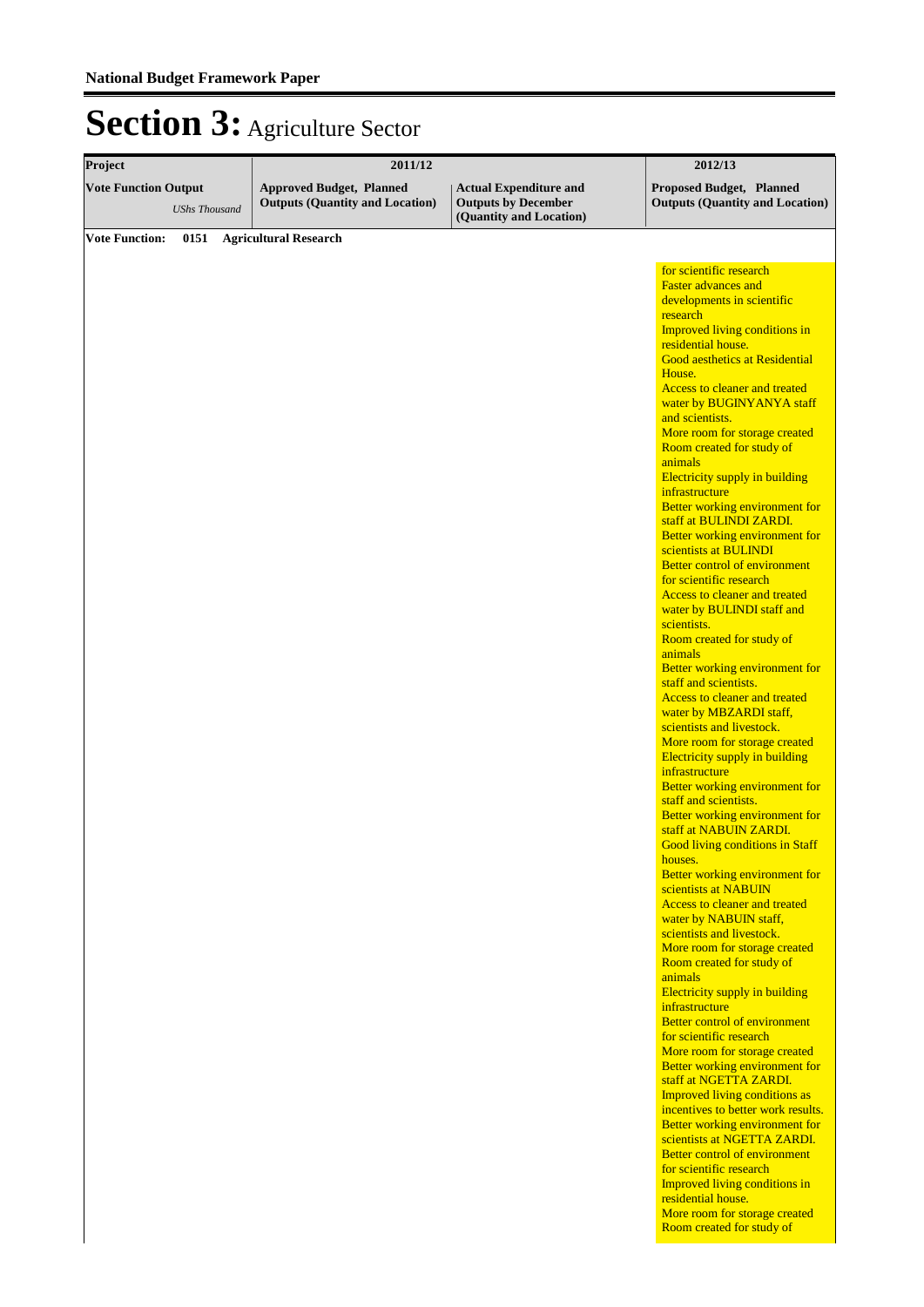**National Budget Framework Paper**

# Section 3: Agriculture Sector

| Project | 2011/12 | | 2012/13 |
|---|---|---|---|
| **Vote Function Output** *UShs Thousand* | **Approved Budget, Planned Outputs (Quantity and Location)** | **Actual Expenditure and Outputs by December (Quantity and Location)** | **Proposed Budget, Planned Outputs (Quantity and Location)** |
| **Vote Function: 0151 Agricultural Research** | | | |
| | | | for scientific research<br>Faster advances and developments in scientific research<br>Improved living conditions in residential house.<br>Good aesthetics at Residential House.<br>Access to cleaner and treated water by BUGINYANYA staff and scientists.<br>More room for storage created<br>Room created for study of animals<br>Electricity supply in building infrastructure<br>Better working environment for staff at BULINDI ZARDI.<br>Better working environment for scientists at BULINDI<br>Better control of environment for scientific research<br>Access to cleaner and treated water by BULINDI staff and scientists.<br>Room created for study of animals<br>Better working environment for staff and scientists.<br>Access to cleaner and treated water by MBZARDI staff, scientists and livestock.<br>More room for storage created<br>Electricity supply in building infrastructure<br>Better working environment for staff and scientists.<br>Better working environment for staff at NABUIN ZARDI.<br>Good living conditions in Staff houses.<br>Better working environment for scientists at NABUIN<br>Access to cleaner and treated water by NABUIN staff, scientists and livestock.<br>More room for storage created<br>Room created for study of animals<br>Electricity supply in building infrastructure<br>Better control of environment for scientific research<br>More room for storage created<br>Better working environment for staff at NGETTA ZARDI.<br>Improved living conditions as incentives to better work results.<br>Better working environment for scientists at NGETTA ZARDI.<br>Better control of environment for scientific research<br>Improved living conditions in residential house.<br>More room for storage created<br>Room created for study of |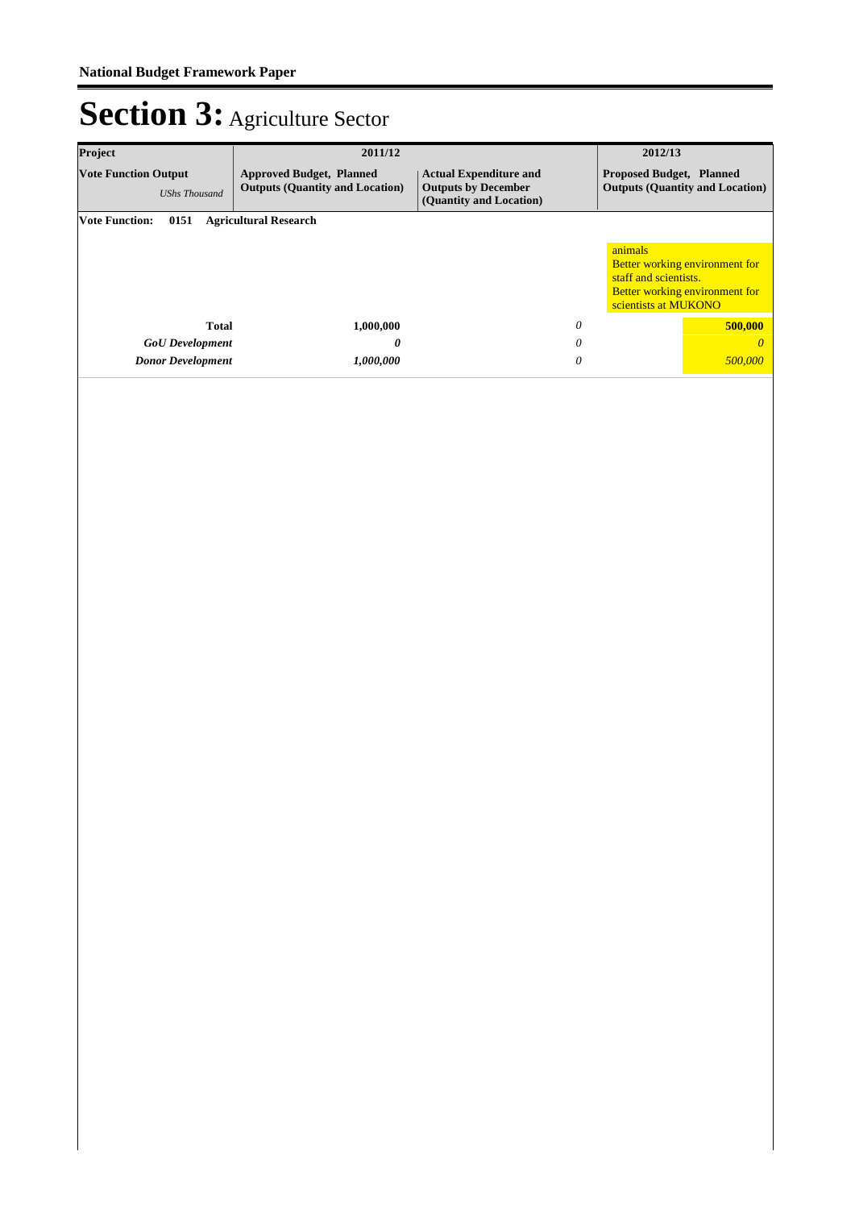# Section 3: Agriculture Sector

| Project | 2011/12 | | 2012/13 |
|---|---|---|---|
| **Vote Function Output** *UShs Thousand* | **Approved Budget, Planned Outputs (Quantity and Location)** | **Actual Expenditure and Outputs by December (Quantity and Location)** | **Proposed Budget, Planned Outputs (Quantity and Location)** |
| **Vote Function: 0151 Agricultural Research** | | | |
| | | | animals<br>Better working environment for staff and scientists.<br>Better working environment for scientists at MUKONO |
| **Total** | **1,000,000** | *0* | **500,000** |
| ***GoU Development*** | ***0*** | *0* | *0* |
| ***Donor Development*** | ***1,000,000*** | *0* | *500,000* |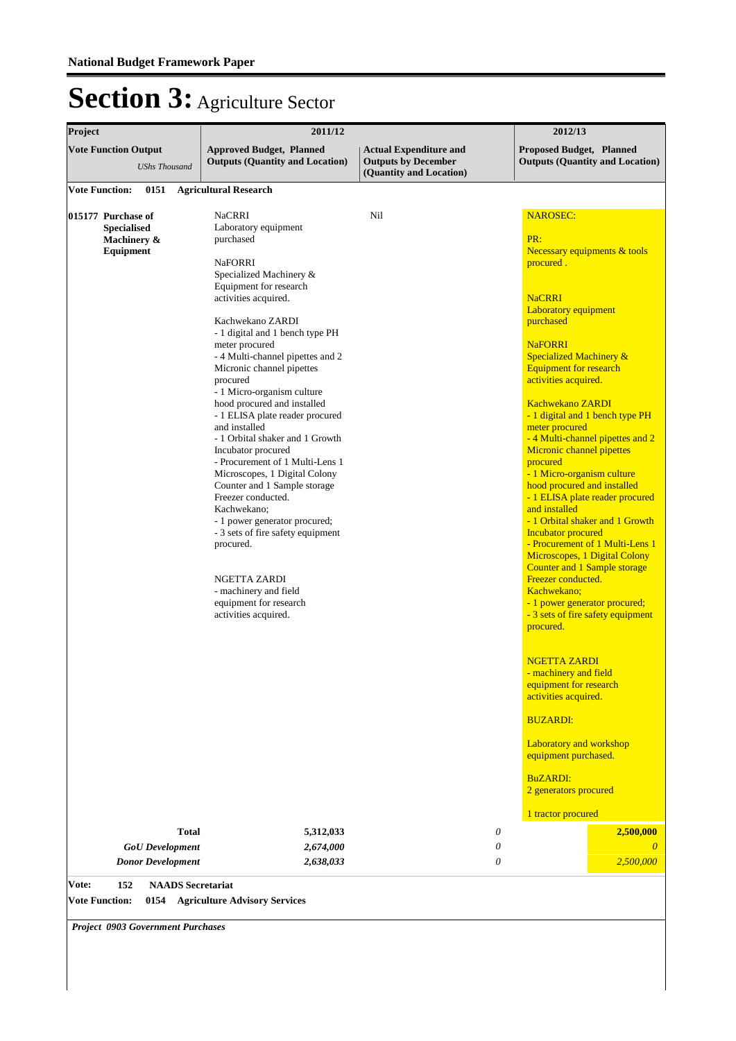# Section 3: Agriculture Sector

| Project | 2011/12 | | 2012/13 |
|---|---|---|---|
| **Vote Function Output** *UShs Thousand* | **Approved Budget, Planned Outputs (Quantity and Location)** | **Actual Expenditure and Outputs by December (Quantity and Location)** | **Proposed Budget, Planned Outputs (Quantity and Location)** |
| **Vote Function: 0151 Agricultural Research** | | | |
| **015177 Purchase of Specialised Machinery & Equipment** | NaCRRI<br>Laboratory equipment purchased<br><br>NaFORRI<br>Specialized Machinery & Equipment for research activities acquired.<br><br>Kachwekano ZARDI<br>- 1 digital and 1 bench type PH meter procured<br>- 4 Multi-channel pipettes and 2 Micronic channel pipettes procured<br>- 1 Micro-organism culture hood procured and installed<br>- 1 ELISA plate reader procured and installed<br>- 1 Orbital shaker and 1 Growth Incubator procured<br>- Procurement of 1 Multi-Lens 1 Microscopes, 1 Digital Colony Counter and 1 Sample storage Freezer conducted.<br>Kachwekano;<br>- 1 power generator procured;<br>- 3 sets of fire safety equipment procured.<br><br>NGETTA ZARDI<br>- machinery and field equipment for research activities acquired. | Nil | NAROSEC:<br><br>PR:<br>Necessary equipments & tools procured .<br><br>NaCRRI<br>Laboratory equipment purchased<br><br>NaFORRI<br>Specialized Machinery & Equipment for research activities acquired.<br><br>Kachwekano ZARDI<br>- 1 digital and 1 bench type PH meter procured<br>- 4 Multi-channel pipettes and 2 Micronic channel pipettes procured<br>- 1 Micro-organism culture hood procured and installed<br>- 1 ELISA plate reader procured and installed<br>- 1 Orbital shaker and 1 Growth Incubator procured<br>- Procurement of 1 Multi-Lens 1 Microscopes, 1 Digital Colony Counter and 1 Sample storage Freezer conducted.<br>Kachwekano;<br>- 1 power generator procured;<br>- 3 sets of fire safety equipment procured.<br><br>NGETTA ZARDI<br>- machinery and field equipment for research activities acquired.<br><br>BUZARDI:<br><br>Laboratory and workshop equipment purchased.<br><br>BuZARDI:<br>2 generators procured<br><br>1 tractor procured |
| **Total** | **5,312,033** | *0* | **2,500,000** |
| ***GoU Development*** | *2,674,000* | *0* | *0* |
| ***Donor Development*** | *2,638,033* | *0* | *2,500,000* |

**Vote: 152 NAADS Secretariat**

**Vote Function: 0154 Agriculture Advisory Services**

***Project 0903 Government Purchases***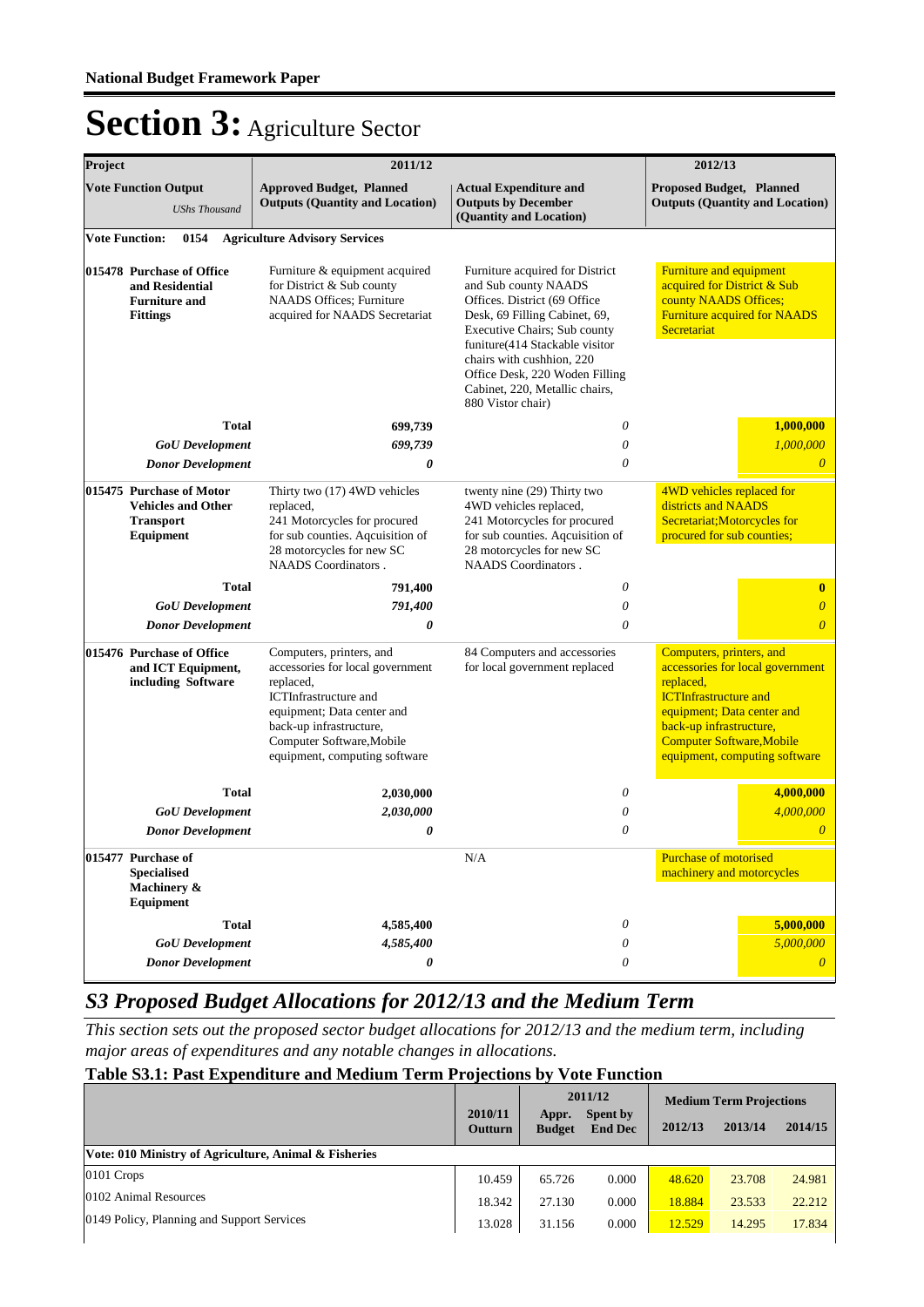## Section 3: Agriculture Sector

| Project | 2011/12 | | 2012/13 |
|---|---|---|---|
| **Vote Function Output** *UShs Thousand* | **Approved Budget, Planned Outputs (Quantity and Location)** | **Actual Expenditure and Outputs by December (Quantity and Location)** | **Proposed Budget, Planned Outputs (Quantity and Location)** |
| **Vote Function: 0154 Agriculture Advisory Services** | | | |
| **015478 Purchase of Office and Residential Furniture and Fittings** | Furniture & equipment acquired for District & Sub county NAADS Offices; Furniture acquired for NAADS Secretariat | Furniture acquired for District and Sub county NAADS Offices. District (69 Office Desk, 69 Filling Cabinet, 69, Executive Chairs; Sub county funiture(414 Stackable visitor chairs with cushhion, 220 Office Desk, 220 Woden Filling Cabinet, 220, Metallic chairs, 880 Vistor chair) | Furniture and equipment acquired for District & Sub county NAADS Offices; Furniture acquired for NAADS Secretariat |
| **Total** | **699,739** | *0* | **1,000,000** |
| ***GoU Development*** | ***699,739*** | *0* | *1,000,000* |
| ***Donor Development*** | ***0*** | *0* | *0* |
| **015475 Purchase of Motor Vehicles and Other Transport Equipment** | Thirty two (17) 4WD vehicles replaced, 241 Motorcycles for procured for sub counties. Aqcuisition of 28 motorcycles for new SC NAADS Coordinators . | twenty nine (29) Thirty two 4WD vehicles replaced, 241 Motorcycles for procured for sub counties. Aqcuisition of 28 motorcycles for new SC NAADS Coordinators . | 4WD vehicles replaced for districts and NAADS Secretariat;Motorcycles for procured for sub counties; |
| **Total** | **791,400** | *0* | **0** |
| ***GoU Development*** | ***791,400*** | *0* | *0* |
| ***Donor Development*** | ***0*** | *0* | *0* |
| **015476 Purchase of Office and ICT Equipment, including Software** | Computers, printers, and accessories for local government replaced, ICTInfrastructure and equipment; Data center and back-up infrastructure, Computer Software,Mobile equipment, computing software | 84 Computers and accessories for local government replaced | Computers, printers, and accessories for local government replaced, ICTInfrastructure and equipment; Data center and back-up infrastructure, Computer Software,Mobile equipment, computing software |
| **Total** | **2,030,000** | *0* | **4,000,000** |
| ***GoU Development*** | ***2,030,000*** | *0* | *4,000,000* |
| ***Donor Development*** | ***0*** | *0* | *0* |
| **015477 Purchase of Specialised Machinery & Equipment** | | N/A | Purchase of motorised machinery and motorcycles |
| **Total** | **4,585,400** | *0* | **5,000,000** |
| ***GoU Development*** | ***4,585,400*** | *0* | *5,000,000* |
| ***Donor Development*** | ***0*** | *0* | *0* |

## *S3 Proposed Budget Allocations for 2012/13 and the Medium Term*

*This section sets out the proposed sector budget allocations for 2012/13 and the medium term, including major areas of expenditures and any notable changes in allocations.*

### Table S3.1: Past Expenditure and Medium Term Projections by Vote Function

| | 2010/11 | 2011/12 | | Medium Term Projections | | |
|---|---|---|---|---|---|---|
| | **Outturn** | **Appr. Budget** | **Spent by End Dec** | **2012/13** | **2013/14** | **2014/15** |
| **Vote: 010 Ministry of Agriculture, Animal & Fisheries** | | | | | | |
| 0101 Crops | 10.459 | 65.726 | 0.000 | 48.620 | 23.708 | 24.981 |
| 0102 Animal Resources | 18.342 | 27.130 | 0.000 | 18.884 | 23.533 | 22.212 |
| 0149 Policy, Planning and Support Services | 13.028 | 31.156 | 0.000 | 12.529 | 14.295 | 17.834 |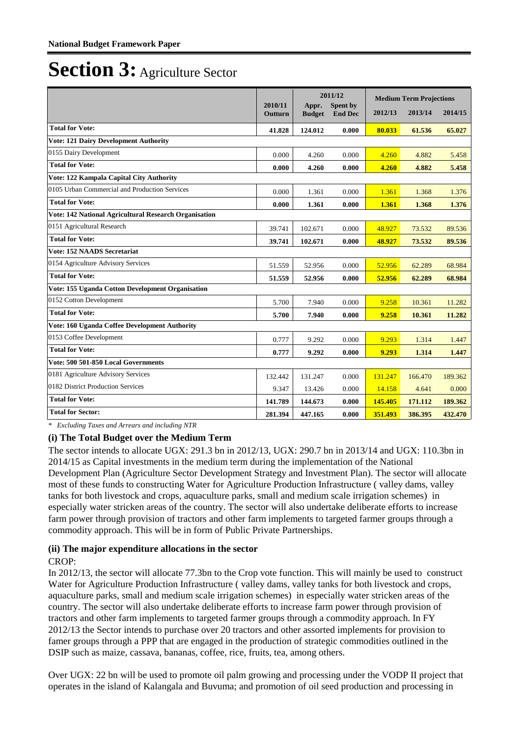# Section 3: Agriculture Sector

| | 2010/11 Outturn | 2011/12 Appr. Budget | 2011/12 Spent by End Dec | Medium Term Projections 2012/13 | 2013/14 | 2014/15 |
|---|---|---|---|---|---|---|
| **Total for Vote:** | **41.828** | **124.012** | **0.000** | **80.033** | **61.536** | **65.027** |
| **Vote: 121 Dairy Development Authority** | | | | | | |
| 0155 Dairy Development | 0.000 | 4.260 | 0.000 | 4.260 | 4.882 | 5.458 |
| **Total for Vote:** | **0.000** | **4.260** | **0.000** | **4.260** | **4.882** | **5.458** |
| **Vote: 122 Kampala Capital City Authority** | | | | | | |
| 0105 Urban Commercial and Production Services | 0.000 | 1.361 | 0.000 | 1.361 | 1.368 | 1.376 |
| **Total for Vote:** | **0.000** | **1.361** | **0.000** | **1.361** | **1.368** | **1.376** |
| **Vote: 142 National Agricultural Research Organisation** | | | | | | |
| 0151 Agricultural Research | 39.741 | 102.671 | 0.000 | 48.927 | 73.532 | 89.536 |
| **Total for Vote:** | **39.741** | **102.671** | **0.000** | **48.927** | **73.532** | **89.536** |
| **Vote: 152 NAADS Secretariat** | | | | | | |
| 0154 Agriculture Advisory Services | 51.559 | 52.956 | 0.000 | 52.956 | 62.289 | 68.984 |
| **Total for Vote:** | **51.559** | **52.956** | **0.000** | **52.956** | **62.289** | **68.984** |
| **Vote: 155 Uganda Cotton Development Organisation** | | | | | | |
| 0152 Cotton Development | 5.700 | 7.940 | 0.000 | 9.258 | 10.361 | 11.282 |
| **Total for Vote:** | **5.700** | **7.940** | **0.000** | **9.258** | **10.361** | **11.282** |
| **Vote: 160 Uganda Coffee Development Authority** | | | | | | |
| 0153 Coffee Development | 0.777 | 9.292 | 0.000 | 9.293 | 1.314 | 1.447 |
| **Total for Vote:** | **0.777** | **9.292** | **0.000** | **9.293** | **1.314** | **1.447** |
| **Vote: 500 501-850 Local Governments** | | | | | | |
| 0181 Agriculture Advisory Services | 132.442 | 131.247 | 0.000 | 131.247 | 166.470 | 189.362 |
| 0182 District Production Services | 9.347 | 13.426 | 0.000 | 14.158 | 4.641 | 0.000 |
| **Total for Vote:** | **141.789** | **144.673** | **0.000** | **145.405** | **171.112** | **189.362** |
| **Total for Sector:** | **281.394** | **447.165** | **0.000** | **351.493** | **386.395** | **432.470** |

*\* Excluding Taxes and Arrears and including NTR*

### (i) The Total Budget over the Medium Term

The sector intends to allocate UGX: 291.3 bn in 2012/13, UGX: 290.7 bn in 2013/14 and UGX: 110.3bn in 2014/15 as Capital investments in the medium term during the implementation of the National Development Plan (Agriculture Sector Development Strategy and Investment Plan). The sector will allocate most of these funds to constructing Water for Agriculture Production Infrastructure ( valley dams, valley tanks for both livestock and crops, aquaculture parks, small and medium scale irrigation schemes) in especially water stricken areas of the country. The sector will also undertake deliberate efforts to increase farm power through provision of tractors and other farm implements to targeted farmer groups through a commodity approach. This will be in form of Public Private Partnerships.

### (ii) The major expenditure allocations in the sector

CROP:

In 2012/13, the sector will allocate 77.3bn to the Crop vote function. This will mainly be used to construct Water for Agriculture Production Infrastructure ( valley dams, valley tanks for both livestock and crops, aquaculture parks, small and medium scale irrigation schemes) in especially water stricken areas of the country. The sector will also undertake deliberate efforts to increase farm power through provision of tractors and other farm implements to targeted farmer groups through a commodity approach. In FY 2012/13 the Sector intends to purchase over 20 tractors and other assorted implements for provision to famer groups through a PPP that are engaged in the production of strategic commodities outlined in the DSIP such as maize, cassava, bananas, coffee, rice, fruits, tea, among others.

Over UGX: 22 bn will be used to promote oil palm growing and processing under the VODP II project that operates in the island of Kalangala and Buvuma; and promotion of oil seed production and processing in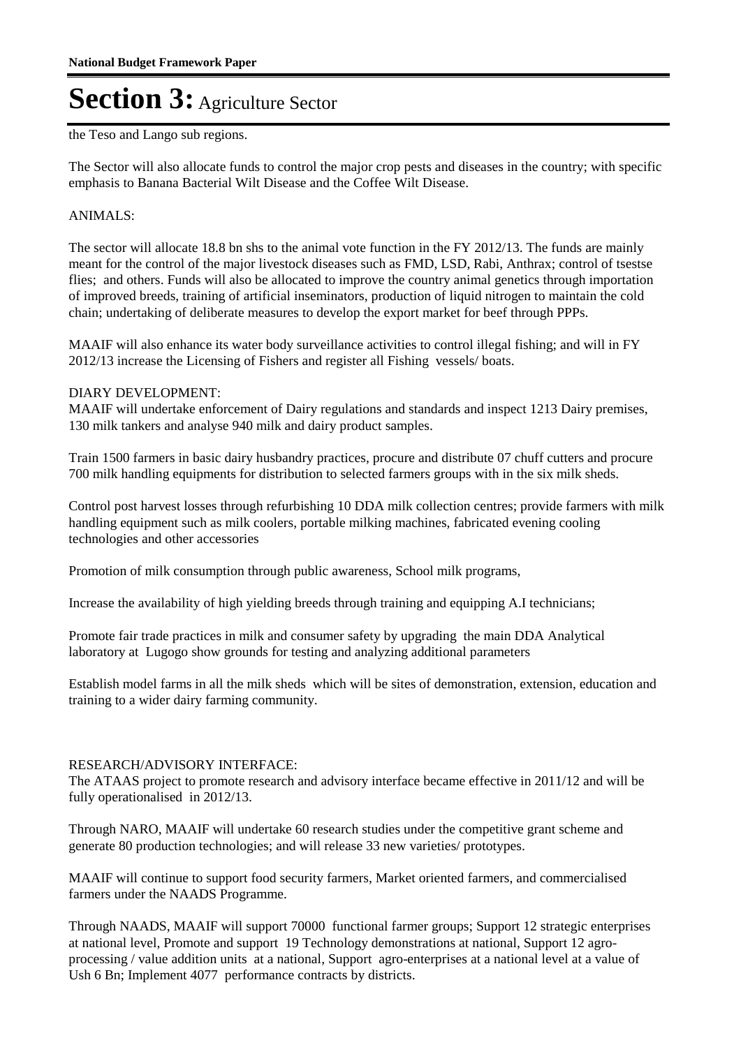the Teso and Lango sub regions.

The Sector will also allocate funds to control the major crop pests and diseases in the country; with specific emphasis to Banana Bacterial Wilt Disease and the Coffee Wilt Disease.

ANIMALS:

The sector will allocate 18.8 bn shs to the animal vote function in the FY 2012/13. The funds are mainly meant for the control of the major livestock diseases such as FMD, LSD, Rabi, Anthrax; control of tsestse flies; and others. Funds will also be allocated to improve the country animal genetics through importation of improved breeds, training of artificial inseminators, production of liquid nitrogen to maintain the cold chain; undertaking of deliberate measures to develop the export market for beef through PPPs.

MAAIF will also enhance its water body surveillance activities to control illegal fishing; and will in FY 2012/13 increase the Licensing of Fishers and register all Fishing vessels/ boats.

DIARY DEVELOPMENT:
MAAIF will undertake enforcement of Dairy regulations and standards and inspect 1213 Dairy premises, 130 milk tankers and analyse 940 milk and dairy product samples.

Train 1500 farmers in basic dairy husbandry practices, procure and distribute 07 chuff cutters and procure 700 milk handling equipments for distribution to selected farmers groups with in the six milk sheds.

Control post harvest losses through refurbishing 10 DDA milk collection centres; provide farmers with milk handling equipment such as milk coolers, portable milking machines, fabricated evening cooling technologies and other accessories

Promotion of milk consumption through public awareness, School milk programs,

Increase the availability of high yielding breeds through training and equipping A.I technicians;

Promote fair trade practices in milk and consumer safety by upgrading the main DDA Analytical laboratory at Lugogo show grounds for testing and analyzing additional parameters

Establish model farms in all the milk sheds which will be sites of demonstration, extension, education and training to a wider dairy farming community.

RESEARCH/ADVISORY INTERFACE:
The ATAAS project to promote research and advisory interface became effective in 2011/12 and will be fully operationalised in 2012/13.

Through NARO, MAAIF will undertake 60 research studies under the competitive grant scheme and generate 80 production technologies; and will release 33 new varieties/ prototypes.

MAAIF will continue to support food security farmers, Market oriented farmers, and commercialised farmers under the NAADS Programme.

Through NAADS, MAAIF will support 70000 functional farmer groups; Support 12 strategic enterprises at national level, Promote and support 19 Technology demonstrations at national, Support 12 agro-processing / value addition units at a national, Support agro-enterprises at a national level at a value of Ush 6 Bn; Implement 4077 performance contracts by districts.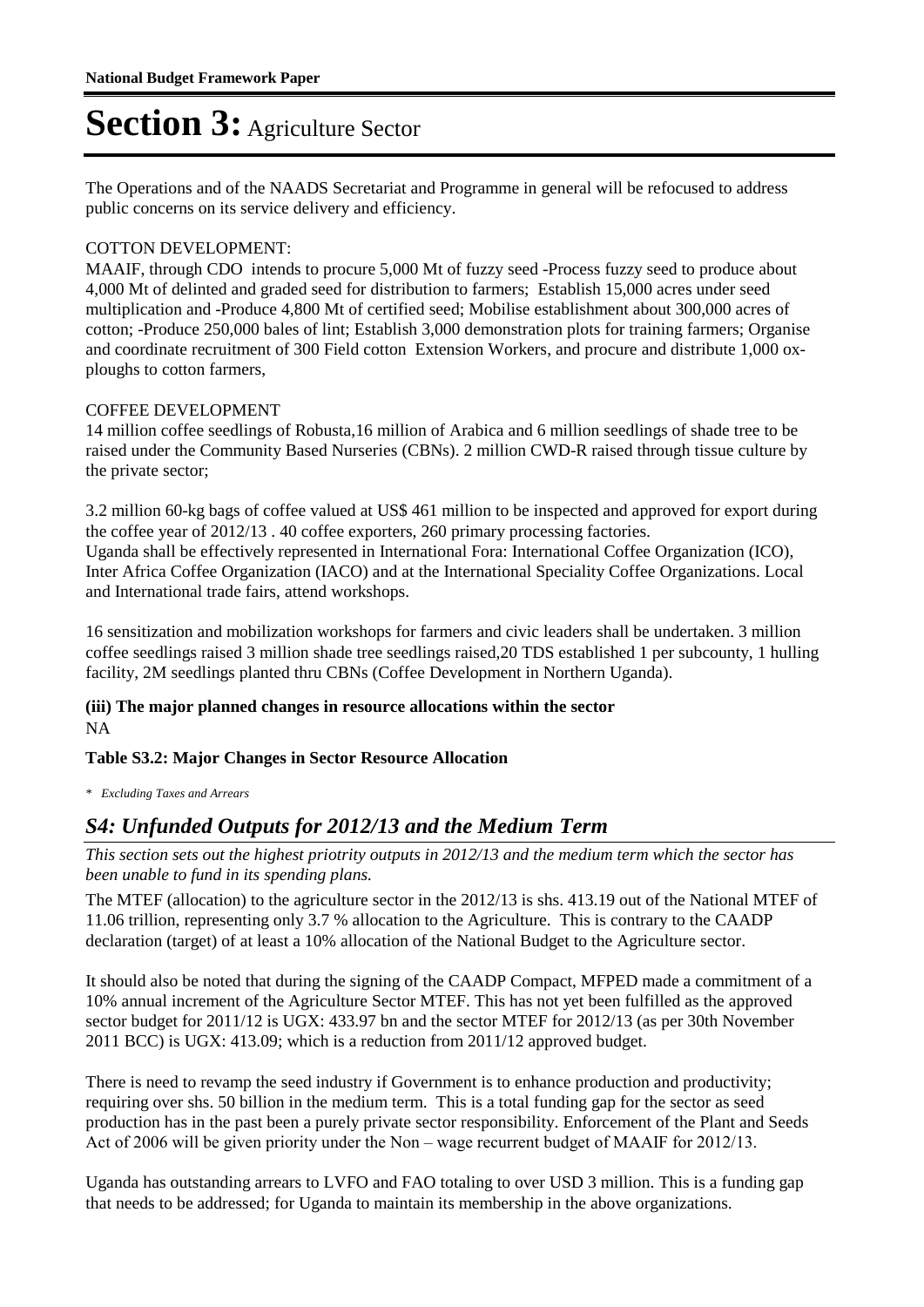# Section 3: Agriculture Sector

The Operations and of the NAADS Secretariat and Programme in general will be refocused to address public concerns on its service delivery and efficiency.

COTTON DEVELOPMENT:
MAAIF, through CDO intends to procure 5,000 Mt of fuzzy seed -Process fuzzy seed to produce about 4,000 Mt of delinted and graded seed for distribution to farmers; Establish 15,000 acres under seed multiplication and -Produce 4,800 Mt of certified seed; Mobilise establishment about 300,000 acres of cotton; -Produce 250,000 bales of lint; Establish 3,000 demonstration plots for training farmers; Organise and coordinate recruitment of 300 Field cotton Extension Workers, and procure and distribute 1,000 ox-ploughs to cotton farmers,

COFFEE DEVELOPMENT
14 million coffee seedlings of Robusta,16 million of Arabica and 6 million seedlings of shade tree to be raised under the Community Based Nurseries (CBNs). 2 million CWD-R raised through tissue culture by the private sector;

3.2 million 60-kg bags of coffee valued at US$ 461 million to be inspected and approved for export during the coffee year of 2012/13 . 40 coffee exporters, 260 primary processing factories.
Uganda shall be effectively represented in International Fora: International Coffee Organization (ICO), Inter Africa Coffee Organization (IACO) and at the International Speciality Coffee Organizations. Local and International trade fairs, attend workshops.

16 sensitization and mobilization workshops for farmers and civic leaders shall be undertaken. 3 million coffee seedlings raised 3 million shade tree seedlings raised,20 TDS established 1 per subcounty, 1 hulling facility, 2M seedlings planted thru CBNs (Coffee Development in Northern Uganda).

**(iii) The major planned changes in resource allocations within the sector**
NA

**Table S3.2: Major Changes in Sector Resource Allocation**

* *Excluding Taxes and Arrears*

## *S4: Unfunded Outputs for 2012/13 and the Medium Term*

*This section sets out the highest priotrity outputs in 2012/13 and the medium term which the sector has been unable to fund in its spending plans.*

The MTEF (allocation) to the agriculture sector in the 2012/13 is shs. 413.19 out of the National MTEF of 11.06 trillion, representing only 3.7 % allocation to the Agriculture. This is contrary to the CAADP declaration (target) of at least a 10% allocation of the National Budget to the Agriculture sector.

It should also be noted that during the signing of the CAADP Compact, MFPED made a commitment of a 10% annual increment of the Agriculture Sector MTEF. This has not yet been fulfilled as the approved sector budget for 2011/12 is UGX: 433.97 bn and the sector MTEF for 2012/13 (as per 30th November 2011 BCC) is UGX: 413.09; which is a reduction from 2011/12 approved budget.

There is need to revamp the seed industry if Government is to enhance production and productivity; requiring over shs. 50 billion in the medium term. This is a total funding gap for the sector as seed production has in the past been a purely private sector responsibility. Enforcement of the Plant and Seeds Act of 2006 will be given priority under the Non – wage recurrent budget of MAAIF for 2012/13.

Uganda has outstanding arrears to LVFO and FAO totaling to over USD 3 million. This is a funding gap that needs to be addressed; for Uganda to maintain its membership in the above organizations.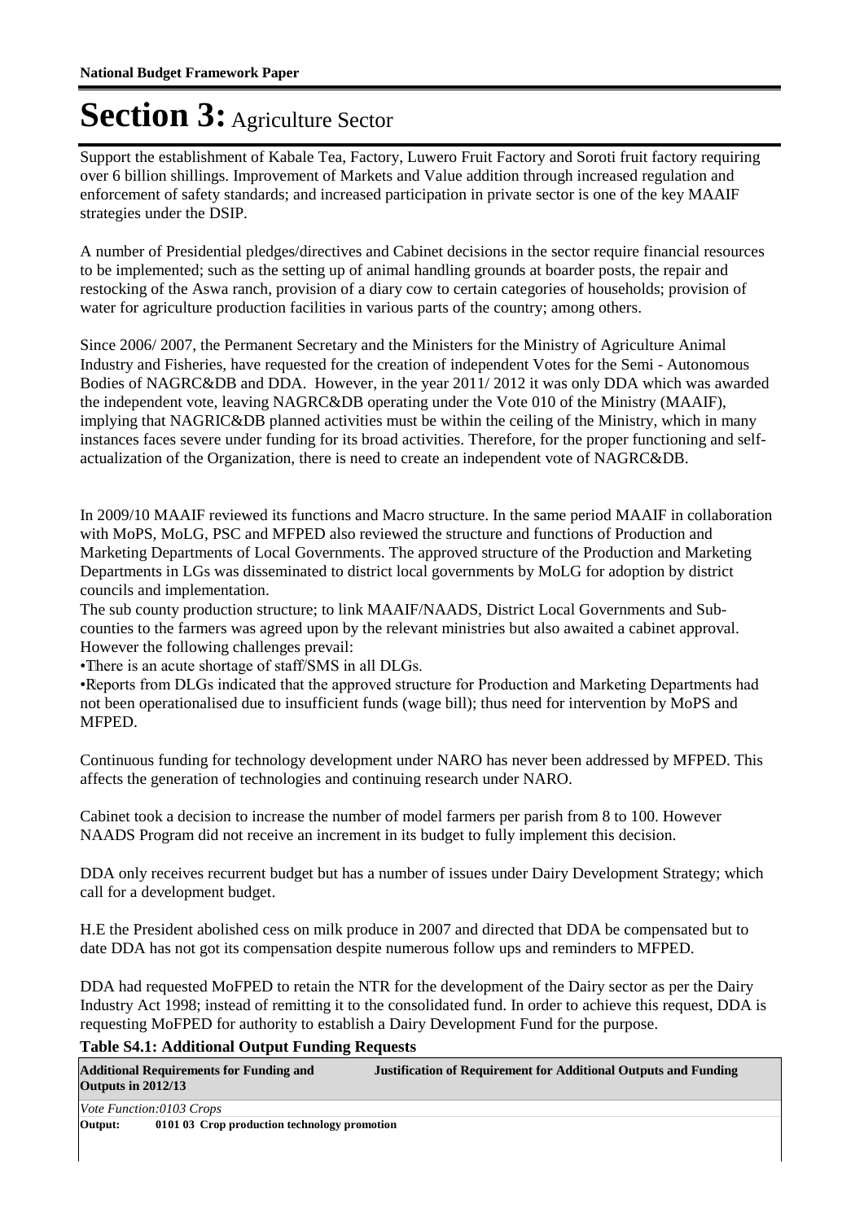# Section 3: Agriculture Sector

Support the establishment of Kabale Tea, Factory, Luwero Fruit Factory and Soroti fruit factory requiring over 6 billion shillings. Improvement of Markets and Value addition through increased regulation and enforcement of safety standards; and increased participation in private sector is one of the key MAAIF strategies under the DSIP.

A number of Presidential pledges/directives and Cabinet decisions in the sector require financial resources to be implemented; such as the setting up of animal handling grounds at boarder posts, the repair and restocking of the Aswa ranch, provision of a diary cow to certain categories of households; provision of water for agriculture production facilities in various parts of the country; among others.

Since 2006/ 2007, the Permanent Secretary and the Ministers for the Ministry of Agriculture Animal Industry and Fisheries, have requested for the creation of independent Votes for the Semi - Autonomous Bodies of NAGRC&DB and DDA. However, in the year 2011/ 2012 it was only DDA which was awarded the independent vote, leaving NAGRC&DB operating under the Vote 010 of the Ministry (MAAIF), implying that NAGRIC&DB planned activities must be within the ceiling of the Ministry, which in many instances faces severe under funding for its broad activities. Therefore, for the proper functioning and self-actualization of the Organization, there is need to create an independent vote of NAGRC&DB.

In 2009/10 MAAIF reviewed its functions and Macro structure. In the same period MAAIF in collaboration with MoPS, MoLG, PSC and MFPED also reviewed the structure and functions of Production and Marketing Departments of Local Governments. The approved structure of the Production and Marketing Departments in LGs was disseminated to district local governments by MoLG for adoption by district councils and implementation.

The sub county production structure; to link MAAIF/NAADS, District Local Governments and Sub-counties to the farmers was agreed upon by the relevant ministries but also awaited a cabinet approval. However the following challenges prevail:

- There is an acute shortage of staff/SMS in all DLGs.
- Reports from DLGs indicated that the approved structure for Production and Marketing Departments had not been operationalised due to insufficient funds (wage bill); thus need for intervention by MoPS and MFPED.

Continuous funding for technology development under NARO has never been addressed by MFPED. This affects the generation of technologies and continuing research under NARO.

Cabinet took a decision to increase the number of model farmers per parish from 8 to 100. However NAADS Program did not receive an increment in its budget to fully implement this decision.

DDA only receives recurrent budget but has a number of issues under Dairy Development Strategy; which call for a development budget.

H.E the President abolished cess on milk produce in 2007 and directed that DDA be compensated but to date DDA has not got its compensation despite numerous follow ups and reminders to MFPED.

DDA had requested MoFPED to retain the NTR for the development of the Dairy sector as per the Dairy Industry Act 1998; instead of remitting it to the consolidated fund. In order to achieve this request, DDA is requesting MoFPED for authority to establish a Dairy Development Fund for the purpose.

**Table S4.1: Additional Output Funding Requests**

| Additional Requirements for Funding and Outputs in 2012/13 | Justification of Requirement for Additional Outputs and Funding |
|---|---|
| *Vote Function:0103 Crops* | |
| **Output: 0101 03 Crop production technology promotion** | |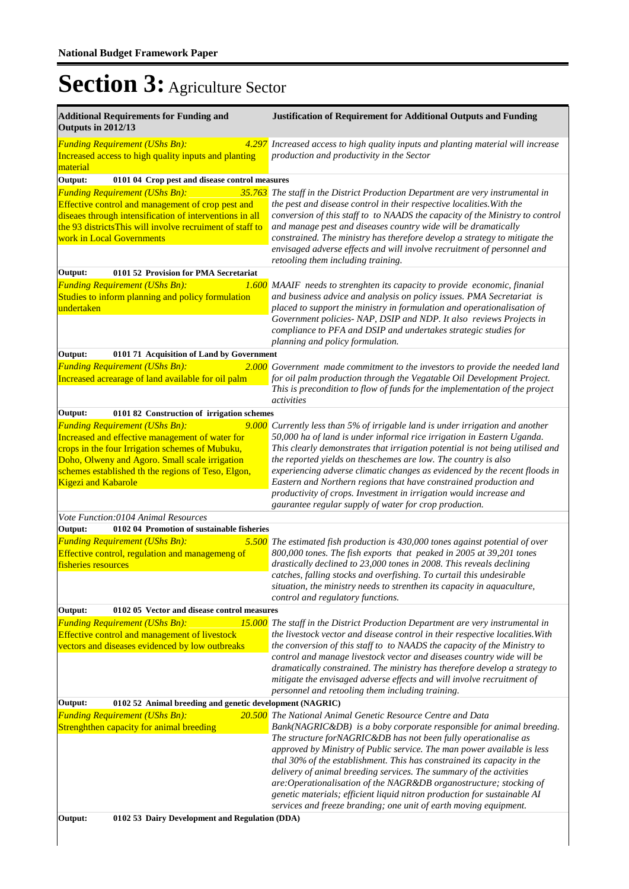**National Budget Framework Paper**

# Section 3: Agriculture Sector

| Additional Requirements for Funding and Outputs in 2012/13 | | Justification of Requirement for Additional Outputs and Funding |
|---|---|---|
| *Funding Requirement (UShs Bn):* Increased access to high quality inputs and planting material | *4.297* | *Increased access to high quality inputs and planting material will increase production and productivity in the Sector* |
| **Output: 0101 04 Crop pest and disease control measures** | | |
| *Funding Requirement (UShs Bn):* Effective control and management of crop pest and diseaes through intensification of interventions in all the 93 districtsThis will involve recruiment of staff to work in Local Governments | *35.763* | *The staff in the District Production Department are very instrumental in the pest and disease control in their respective localities.With the conversion of this staff to to NAADS the capacity of the Ministry to control and manage pest and diseases country wide will be dramatically constrained. The ministry has therefore develop a strategy to mitigate the envisaged adverse effects and will involve recruitment of personnel and retooling them including training.* |
| **Output: 0101 52 Provision for PMA Secretariat** | | |
| *Funding Requirement (UShs Bn):* Studies to inform planning and policy formulation undertaken | *1.600* | *MAAIF needs to strenghten its capacity to provide economic, finanial and business advice and analysis on policy issues. PMA Secretariat is placed to support the ministry in formulation and operationalisation of Government policies- NAP, DSIP and NDP. It also reviews Projects in compliance to PFA and DSIP and undertakes strategic studies for planning and policy formulation.* |
| **Output: 0101 71 Acquisition of Land by Government** | | |
| *Funding Requirement (UShs Bn):* Increased acrearage of land available for oil palm | *2.000* | *Government made commitment to the investors to provide the needed land for oil palm production through the Vegatable Oil Development Project. This is precondition to flow of funds for the implementation of the project activities* |
| **Output: 0101 82 Construction of irrigation schemes** | | |
| *Funding Requirement (UShs Bn):* Increased and effective management of water for crops in the four Irrigation schemes of Mubuku, Doho, Olweny and Agoro. Small scale irrigation schemes established th the regions of Teso, Elgon, Kigezi and Kabarole | *9.000* | *Currently less than 5% of irrigable land is under irrigation and another 50,000 ha of land is under informal rice irrigation in Eastern Uganda. This clearly demonstrates that irrigation potential is not being utilised and the reported yields on theschemes are low. The country is also experiencing adverse climatic changes as evidenced by the recent floods in Eastern and Northern regions that have constrained production and productivity of crops. Investment in irrigation would increase and gaurantee regular supply of water for crop production.* |
| *Vote Function:0104 Animal Resources* | | |
| **Output: 0102 04 Promotion of sustainable fisheries** | | |
| *Funding Requirement (UShs Bn):* Effective control, regulation and managemeng of fisheries resources | *5.500* | *The estimated fish production is 430,000 tones against potential of over 800,000 tones. The fish exports that peaked in 2005 at 39,201 tones drastically declined to 23,000 tones in 2008. This reveals declining catches, falling stocks and overfishing. To curtail this undesirable situation, the ministry needs to strenthen its capacity in aquaculture, control and regulatory functions.* |
| **Output: 0102 05 Vector and disease control measures** | | |
| *Funding Requirement (UShs Bn):* Effective control and management of livestock vectors and diseases evidenced by low outbreaks | *15.000* | *The staff in the District Production Department are very instrumental in the livestock vector and disease control in their respective localities.With the conversion of this staff to to NAADS the capacity of the Ministry to control and manage livestock vector and diseases country wide will be dramatically constrained. The ministry has therefore develop a strategy to mitigate the envisaged adverse effects and will involve recruitment of personnel and retooling them including training.* |
| **Output: 0102 52 Animal breeding and genetic development (NAGRIC)** | | |
| *Funding Requirement (UShs Bn):* Strenghthen capacity for animal breeding | *20.500* | *The National Animal Genetic Resource Centre and Data Bank(NAGRIC&DB) is a boby corporate responsible for animal breeding. The structure forNAGRIC&DB has not been fully operationalise as approved by Ministry of Public service. The man power available is less thal 30% of the establishment. This has constrained its capacity in the delivery of animal breeding services. The summary of the activities are:Operationalisation of the NAGR&DB organostructure; stocking of genetic materials; efficient liquid nitron production for sustainable AI services and freeze branding; one unit of earth moving equipment.* |
| **Output: 0102 53 Dairy Development and Regulation (DDA)** | | |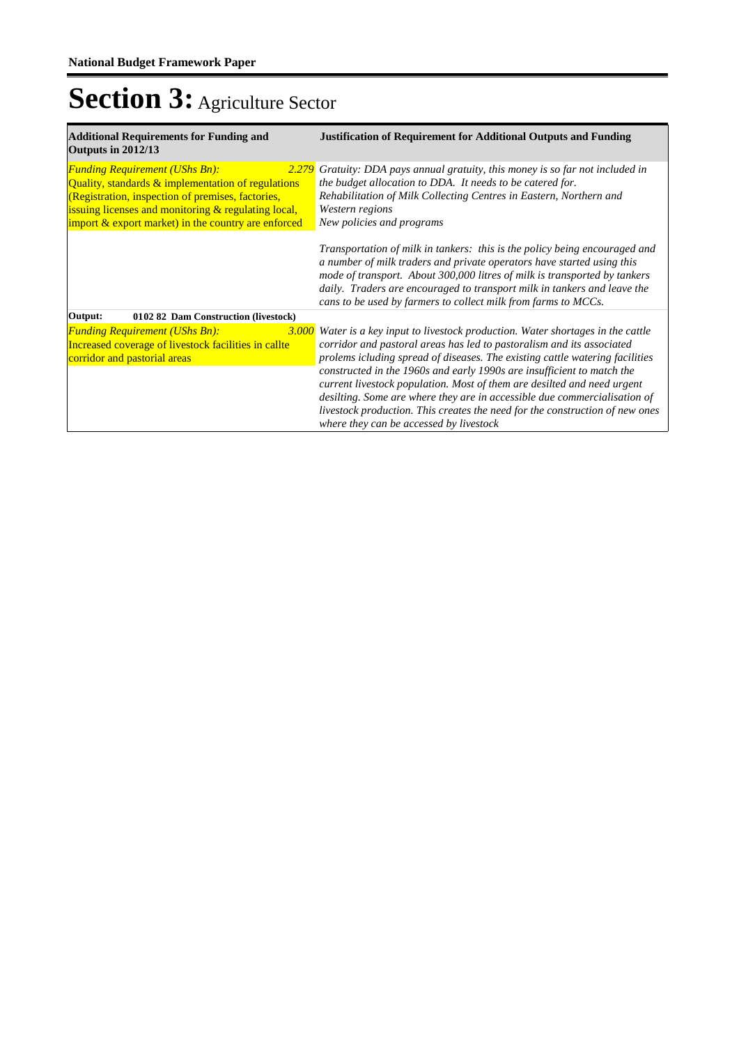# Section 3: Agriculture Sector

| Additional Requirements for Funding and Outputs in 2012/13 | Justification of Requirement for Additional Outputs and Funding |
|---|---|
| *Funding Requirement (UShs Bn):* *2.279* Quality, standards & implementation of regulations (Registration, inspection of premises, factories, issuing licenses and monitoring & regulating local, import & export market) in the country are enforced | *Gratuity: DDA pays annual gratuity, this money is so far not included in the budget allocation to DDA. It needs to be catered for.* *Rehabilitation of Milk Collecting Centres in Eastern, Northern and Western regions* *New policies and programs* *Transportation of milk in tankers: this is the policy being encouraged and a number of milk traders and private operators have started using this mode of transport. About 300,000 litres of milk is transported by tankers daily. Traders are encouraged to transport milk in tankers and leave the cans to be used by farmers to collect milk from farms to MCCs.* |
| **Output: 0102 82 Dam Construction (livestock)** | |
| *Funding Requirement (UShs Bn):* *3.000* Increased coverage of livestock facilities in callte corridor and pastorial areas | *Water is a key input to livestock production. Water shortages in the cattle corridor and pastoral areas has led to pastoralism and its associated prolems icluding spread of diseases. The existing cattle watering facilities constructed in the 1960s and early 1990s are insufficient to match the current livestock population. Most of them are desilted and need urgent desilting. Some are where they are in accessible due commercialisation of livestock production. This creates the need for the construction of new ones where they can be accessed by livestock* |